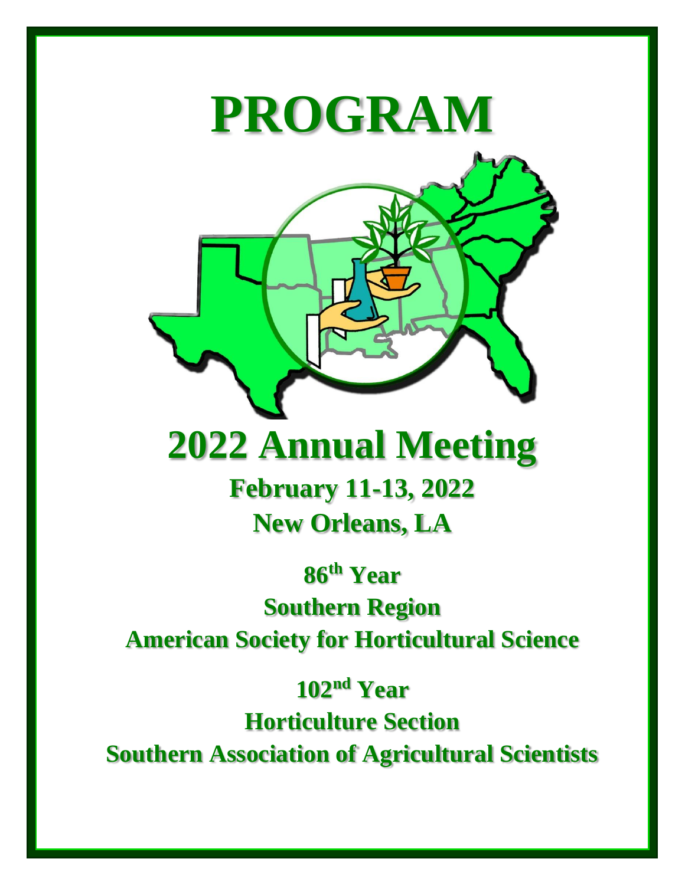# PROGRAM

# 2022 Annual Meeting

## February 11-13, 2022
## New Orleans, LA

## 86th Year
## Southern Region
## American Society for Horticultural Science

## 102nd Year
## Horticulture Section
## Southern Association of Agricultural Scientists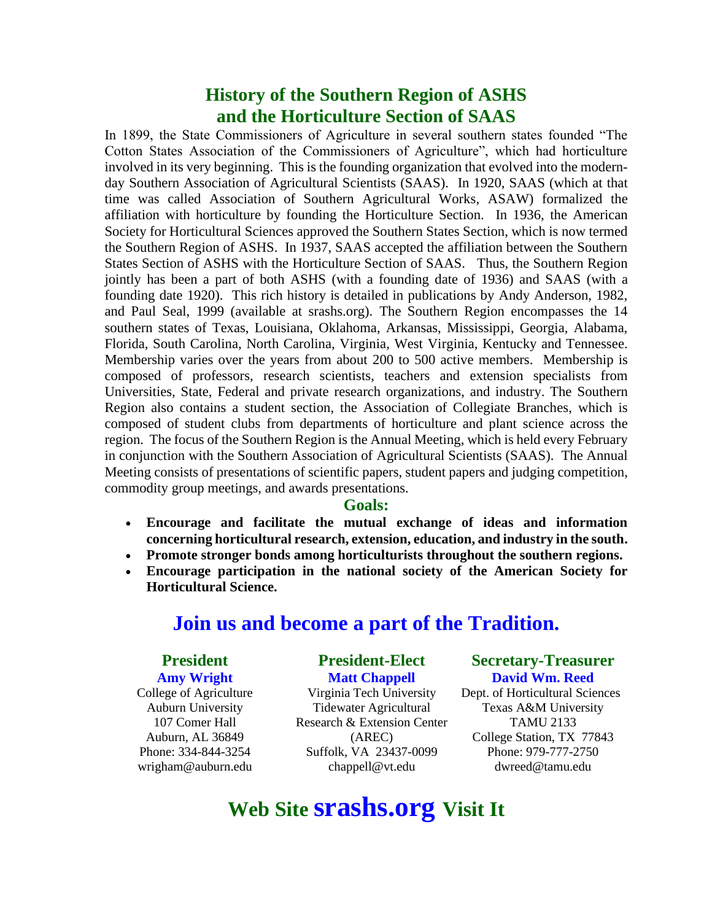# History of the Southern Region of ASHS and the Horticulture Section of SAAS

In 1899, the State Commissioners of Agriculture in several southern states founded "The Cotton States Association of the Commissioners of Agriculture", which had horticulture involved in its very beginning. This is the founding organization that evolved into the modern-day Southern Association of Agricultural Scientists (SAAS). In 1920, SAAS (which at that time was called Association of Southern Agricultural Works, ASAW) formalized the affiliation with horticulture by founding the Horticulture Section. In 1936, the American Society for Horticultural Sciences approved the Southern States Section, which is now termed the Southern Region of ASHS. In 1937, SAAS accepted the affiliation between the Southern States Section of ASHS with the Horticulture Section of SAAS. Thus, the Southern Region jointly has been a part of both ASHS (with a founding date of 1936) and SAAS (with a founding date 1920). This rich history is detailed in publications by Andy Anderson, 1982, and Paul Seal, 1999 (available at srashs.org). The Southern Region encompasses the 14 southern states of Texas, Louisiana, Oklahoma, Arkansas, Mississippi, Georgia, Alabama, Florida, South Carolina, North Carolina, Virginia, West Virginia, Kentucky and Tennessee. Membership varies over the years from about 200 to 500 active members. Membership is composed of professors, research scientists, teachers and extension specialists from Universities, State, Federal and private research organizations, and industry. The Southern Region also contains a student section, the Association of Collegiate Branches, which is composed of student clubs from departments of horticulture and plant science across the region. The focus of the Southern Region is the Annual Meeting, which is held every February in conjunction with the Southern Association of Agricultural Scientists (SAAS). The Annual Meeting consists of presentations of scientific papers, student papers and judging competition, commodity group meetings, and awards presentations.

## Goals:

- **Encourage and facilitate the mutual exchange of ideas and information concerning horticultural research, extension, education, and industry in the south.**
- **Promote stronger bonds among horticulturists throughout the southern regions.**
- **Encourage participation in the national society of the American Society for Horticultural Science.**

## Join us and become a part of the Tradition.

**President**
**Amy Wright**
College of Agriculture
Auburn University
107 Comer Hall
Auburn, AL 36849
Phone: 334-844-3254
wrigham@auburn.edu

**President-Elect**
**Matt Chappell**
Virginia Tech University
Tidewater Agricultural
Research & Extension Center
(AREC)
Suffolk, VA 23437-0099
chappell@vt.edu

**Secretary-Treasurer**
**David Wm. Reed**
Dept. of Horticultural Sciences
Texas A&M University
TAMU 2133
College Station, TX 77843
Phone: 979-777-2750
dwreed@tamu.edu

## Web Site srashs.org Visit It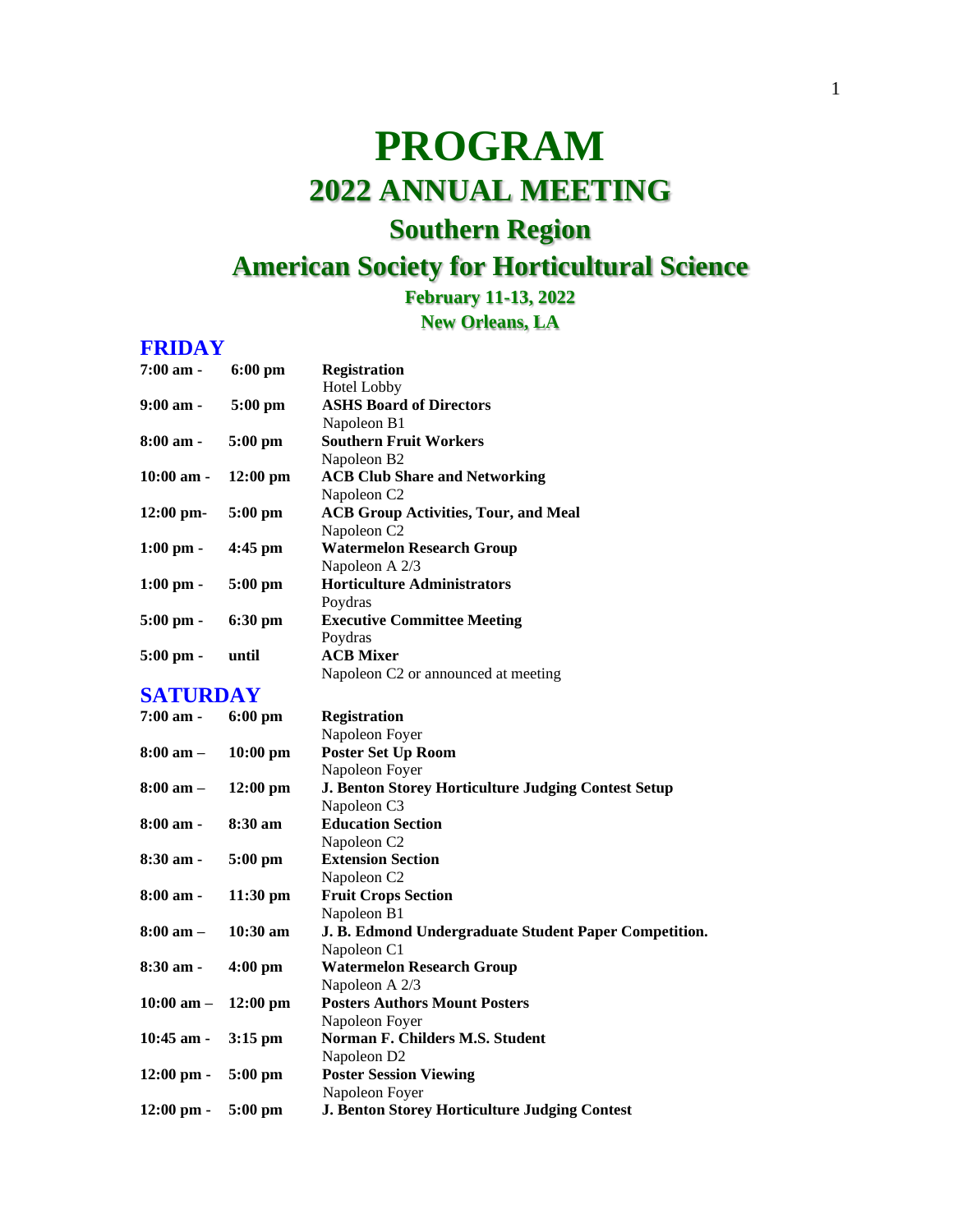# PROGRAM

## 2022 ANNUAL MEETING

## Southern Region

## American Society for Horticultural Science

**February 11-13, 2022**

**New Orleans, LA**

### FRIDAY

| | | |
|---|---|---|
| **7:00 am -** | **6:00 pm** | **Registration**<br>Hotel Lobby |
| **9:00 am -** | **5:00 pm** | **ASHS Board of Directors**<br>Napoleon B1 |
| **8:00 am -** | **5:00 pm** | **Southern Fruit Workers**<br>Napoleon B2 |
| **10:00 am -** | **12:00 pm** | **ACB Club Share and Networking**<br>Napoleon C2 |
| **12:00 pm-** | **5:00 pm** | **ACB Group Activities, Tour, and Meal**<br>Napoleon C2 |
| **1:00 pm -** | **4:45 pm** | **Watermelon Research Group**<br>Napoleon A 2/3 |
| **1:00 pm -** | **5:00 pm** | **Horticulture Administrators**<br>Poydras |
| **5:00 pm -** | **6:30 pm** | **Executive Committee Meeting**<br>Poydras |
| **5:00 pm -** | **until** | **ACB Mixer**<br>Napoleon C2 or announced at meeting |

### SATURDAY

| | | |
|---|---|---|
| **7:00 am -** | **6:00 pm** | **Registration**<br>Napoleon Foyer |
| **8:00 am –** | **10:00 pm** | **Poster Set Up Room**<br>Napoleon Foyer |
| **8:00 am –** | **12:00 pm** | **J. Benton Storey Horticulture Judging Contest Setup**<br>Napoleon C3 |
| **8:00 am -** | **8:30 am** | **Education Section**<br>Napoleon C2 |
| **8:30 am -** | **5:00 pm** | **Extension Section**<br>Napoleon C2 |
| **8:00 am -** | **11:30 pm** | **Fruit Crops Section**<br>Napoleon B1 |
| **8:00 am –** | **10:30 am** | **J. B. Edmond Undergraduate Student Paper Competition.**<br>Napoleon C1 |
| **8:30 am -** | **4:00 pm** | **Watermelon Research Group**<br>Napoleon A 2/3 |
| **10:00 am –** | **12:00 pm** | **Posters Authors Mount Posters**<br>Napoleon Foyer |
| **10:45 am -** | **3:15 pm** | **Norman F. Childers M.S. Student**<br>Napoleon D2 |
| **12:00 pm -** | **5:00 pm** | **Poster Session Viewing**<br>Napoleon Foyer |
| **12:00 pm -** | **5:00 pm** | **J. Benton Storey Horticulture Judging Contest** |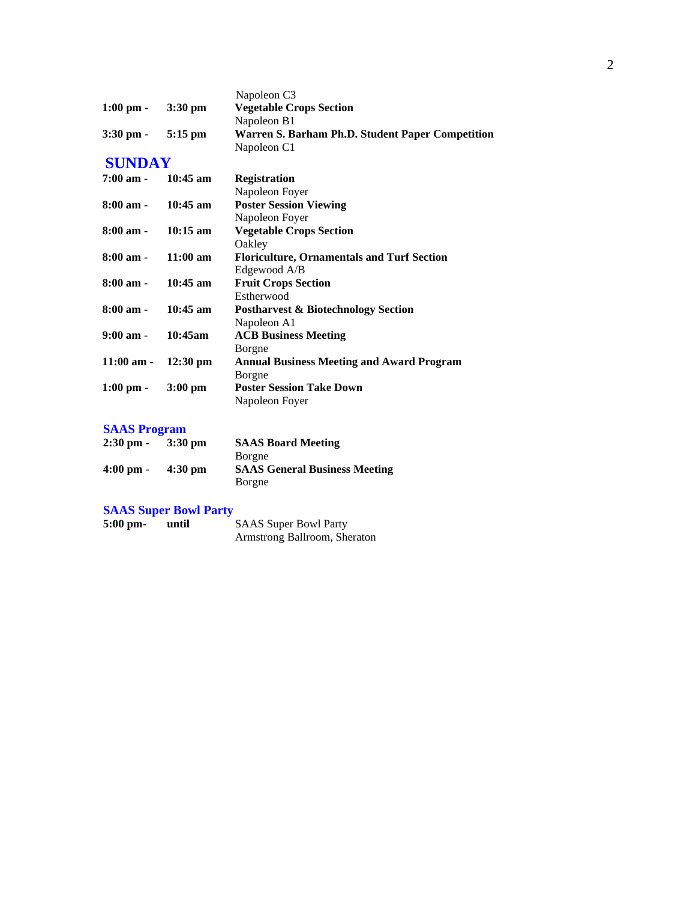| | | |
|---|---|---|
| | | Napoleon C3 |
| **1:00 pm -** | **3:30 pm** | **Vegetable Crops Section**<br>Napoleon B1 |
| **3:30 pm -** | **5:15 pm** | **Warren S. Barham Ph.D. Student Paper Competition**<br>Napoleon C1 |

## SUNDAY

| | | |
|---|---|---|
| **7:00 am -** | **10:45 am** | **Registration**<br>Napoleon Foyer |
| **8:00 am -** | **10:45 am** | **Poster Session Viewing**<br>Napoleon Foyer |
| **8:00 am -** | **10:15 am** | **Vegetable Crops Section**<br>Oakley |
| **8:00 am -** | **11:00 am** | **Floriculture, Ornamentals and Turf Section**<br>Edgewood A/B |
| **8:00 am -** | **10:45 am** | **Fruit Crops Section**<br>Estherwood |
| **8:00 am -** | **10:45 am** | **Postharvest & Biotechnology Section**<br>Napoleon A1 |
| **9:00 am -** | **10:45am** | **ACB Business Meeting**<br>Borgne |
| **11:00 am -** | **12:30 pm** | **Annual Business Meeting and Award Program**<br>Borgne |
| **1:00 pm -** | **3:00 pm** | **Poster Session Take Down**<br>Napoleon Foyer |

### SAAS Program

| | | |
|---|---|---|
| **2:30 pm -** | **3:30 pm** | **SAAS Board Meeting**<br>Borgne |
| **4:00 pm -** | **4:30 pm** | **SAAS General Business Meeting**<br>Borgne |

### SAAS Super Bowl Party

| | | |
|---|---|---|
| **5:00 pm-** | **until** | SAAS Super Bowl Party<br>Armstrong Ballroom, Sheraton |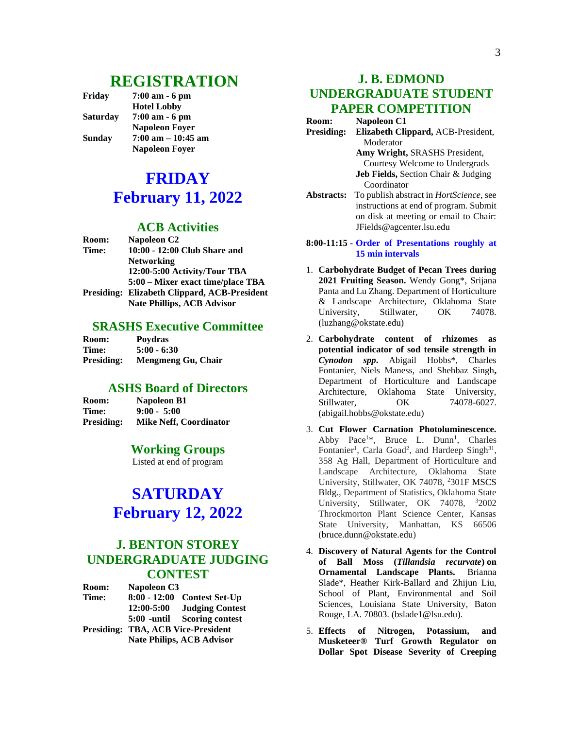# REGISTRATION

**Friday** **7:00 am - 6 pm**
**Hotel Lobby**

**Saturday** **7:00 am - 6 pm**
**Napoleon Foyer**

**Sunday** **7:00 am – 10:45 am**
**Napoleon Foyer**

# FRIDAY
# February 11, 2022

## ACB Activities

**Room:** **Napoleon C2**
**Time:** **10:00 - 12:00 Club Share and Networking**
**12:00-5:00 Activity/Tour TBA**
**5:00 – Mixer exact time/place TBA**
**Presiding:** **Elizabeth Clippard, ACB-President**
**Nate Phillips, ACB Advisor**

## SRASHS Executive Committee

**Room:** **Poydras**
**Time:** **5:00 - 6:30**
**Presiding:** **Mengmeng Gu, Chair**

## ASHS Board of Directors

**Room:** **Napoleon B1**
**Time:** **9:00 - 5:00**
**Presiding:** **Mike Neff, Coordinator**

## Working Groups

Listed at end of program

# SATURDAY
# February 12, 2022

## J. BENTON STOREY UNDERGRADUATE JUDGING CONTEST

**Room:** **Napoleon C3**
**Time:** **8:00 - 12:00 Contest Set-Up**
**12:00-5:00 Judging Contest**
**5:00 -until Scoring contest**
**Presiding:** **TBA, ACB Vice-President**
**Nate Philips, ACB Advisor**

## J. B. EDMOND UNDERGRADUATE STUDENT PAPER COMPETITION

**Room:** **Napoleon C1**
**Presiding:** **Elizabeth Clippard,** ACB-President, Moderator
**Amy Wright,** SRASHS President, Courtesy Welcome to Undergrads
**Jeb Fields,** Section Chair & Judging Coordinator
**Abstracts:** To publish abstract in *HortScience*, see instructions at end of program. Submit on disk at meeting or email to Chair: JFields@agcenter.lsu.edu

**8:00-11:15 - Order of Presentations roughly at 15 min intervals**

1. **Carbohydrate Budget of Pecan Trees during 2021 Fruiting Season.** Wendy Gong*, Srijana Panta and Lu Zhang. Department of Horticulture & Landscape Architecture, Oklahoma State University, Stillwater, OK 74078. (luzhang@okstate.edu)

2. **Carbohydrate content of rhizomes as potential indicator of sod tensile strength in *Cynodon spp*.** Abigail Hobbs*, Charles Fontanier, Niels Maness, and Shehbaz Singh**,** Department of Horticulture and Landscape Architecture, Oklahoma State University, Stillwater, OK 74078-6027. (abigail.hobbs@okstate.edu)

3. **Cut Flower Carnation Photoluminescence.** Abby Pace[1]*, Bruce L. Dunn[1], Charles Fontanier[1], Carla Goad[2], and Hardeep Singh[31], 358 Ag Hall, Department of Horticulture and Landscape Architecture, Oklahoma State University, Stillwater, OK 74078, [2]301F MSCS Bldg., Department of Statistics, Oklahoma State University, Stillwater, OK 74078, [3]2002 Throckmorton Plant Science Center, Kansas State University, Manhattan, KS 66506 (bruce.dunn@okstate.edu)

4. **Discovery of Natural Agents for the Control of Ball Moss (*Tillandsia recurvate*) on Ornamental Landscape Plants.** Brianna Slade*, Heather Kirk-Ballard and Zhijun Liu, School of Plant, Environmental and Soil Sciences, Louisiana State University, Baton Rouge, LA. 70803. (bslade1@lsu.edu).

5. **Effects of Nitrogen, Potassium, and Musketeer® Turf Growth Regulator on Dollar Spot Disease Severity of Creeping**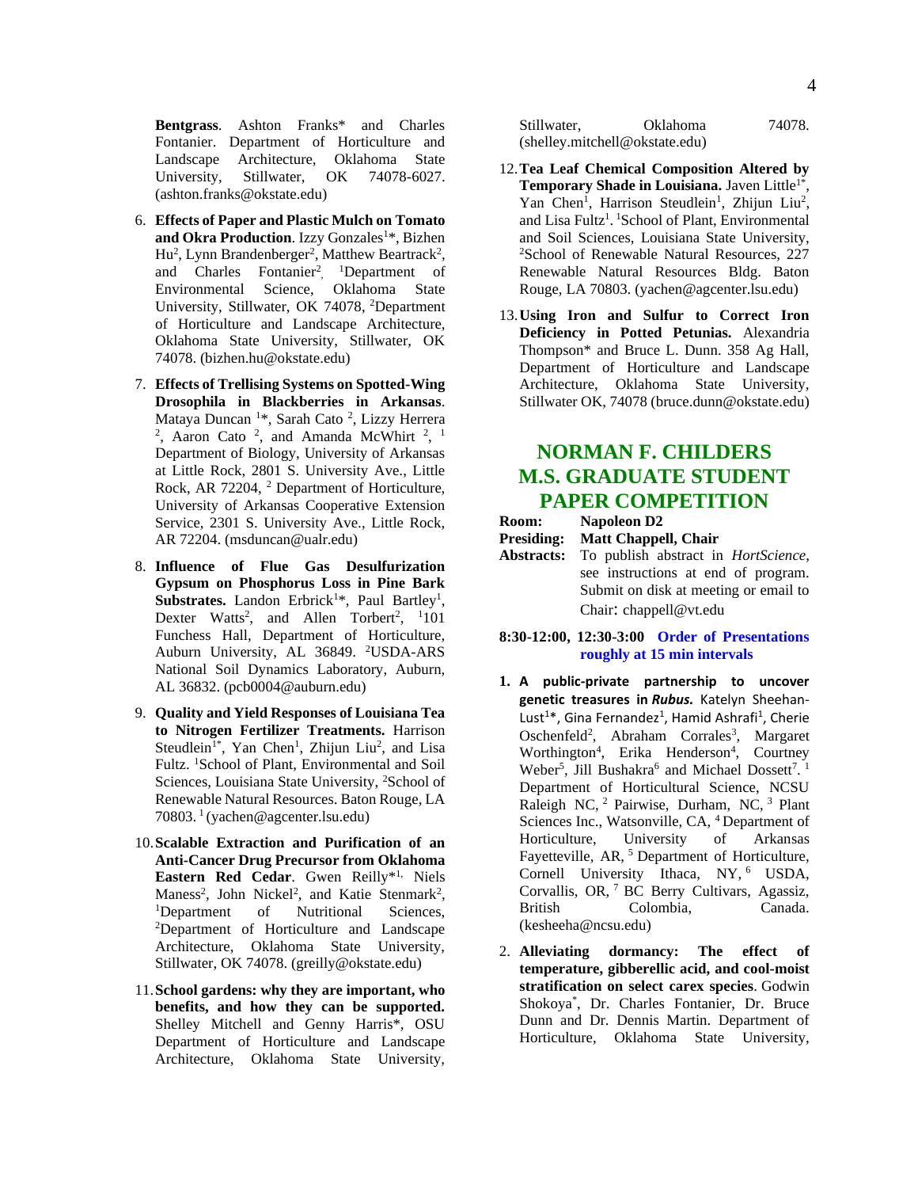**Bentgrass**. Ashton Franks* and Charles Fontanier. Department of Horticulture and Landscape Architecture, Oklahoma State University, Stillwater, OK 74078-6027. (ashton.franks@okstate.edu)

6. **Effects of Paper and Plastic Mulch on Tomato and Okra Production**. Izzy Gonzales[1]*, Bizhen Hu[2], Lynn Brandenberger[2], Matthew Beartrack[2], and Charles Fontanier[2]. [1]Department of Environmental Science, Oklahoma State University, Stillwater, OK 74078, [2]Department of Horticulture and Landscape Architecture, Oklahoma State University, Stillwater, OK 74078. (bizhen.hu@okstate.edu)

7. **Effects of Trellising Systems on Spotted-Wing Drosophila in Blackberries in Arkansas**. Mataya Duncan [1]*, Sarah Cato [2], Lizzy Herrera [2], Aaron Cato [2], and Amanda McWhirt [2], [1] Department of Biology, University of Arkansas at Little Rock, 2801 S. University Ave., Little Rock, AR 72204, [2] Department of Horticulture, University of Arkansas Cooperative Extension Service, 2301 S. University Ave., Little Rock, AR 72204. (msduncan@ualr.edu)

8. **Influence of Flue Gas Desulfurization Gypsum on Phosphorus Loss in Pine Bark Substrates.** Landon Erbrick[1]*, Paul Bartley[1], Dexter Watts[2], and Allen Torbert[2], [1]101 Funchess Hall, Department of Horticulture, Auburn University, AL 36849. [2]USDA-ARS National Soil Dynamics Laboratory, Auburn, AL 36832. (pcb0004@auburn.edu)

9. **Quality and Yield Responses of Louisiana Tea to Nitrogen Fertilizer Treatments.** Harrison Steudlein[1]*, Yan Chen[1], Zhijun Liu[2], and Lisa Fultz. [1]School of Plant, Environmental and Soil Sciences, Louisiana State University, [2]School of Renewable Natural Resources. Baton Rouge, LA 70803. [1] (yachen@agcenter.lsu.edu)

10. **Scalable Extraction and Purification of an Anti-Cancer Drug Precursor from Oklahoma Eastern Red Cedar**. Gwen Reilly*[1], Niels Maness[2], John Nickel[2], and Katie Stenmark[2], [1]Department of Nutritional Sciences, [2]Department of Horticulture and Landscape Architecture, Oklahoma State University, Stillwater, OK 74078. (greilly@okstate.edu)

11. **School gardens: why they are important, who benefits, and how they can be supported.** Shelley Mitchell and Genny Harris*, OSU Department of Horticulture and Landscape Architecture, Oklahoma State University, Stillwater, Oklahoma 74078. (shelley.mitchell@okstate.edu)

12. **Tea Leaf Chemical Composition Altered by Temporary Shade in Louisiana.** Javen Little[1]*, Yan Chen[1], Harrison Steudlein[1], Zhijun Liu[2], and Lisa Fultz[1]. [1]School of Plant, Environmental and Soil Sciences, Louisiana State University, [2]School of Renewable Natural Resources, 227 Renewable Natural Resources Bldg. Baton Rouge, LA 70803. (yachen@agcenter.lsu.edu)

13. **Using Iron and Sulfur to Correct Iron Deficiency in Potted Petunias.** Alexandria Thompson* and Bruce L. Dunn. 358 Ag Hall, Department of Horticulture and Landscape Architecture, Oklahoma State University, Stillwater OK, 74078 (bruce.dunn@okstate.edu)

## NORMAN F. CHILDERS M.S. GRADUATE STUDENT PAPER COMPETITION

**Room:** **Napoleon D2**
**Presiding:** **Matt Chappell, Chair**
**Abstracts:** To publish abstract in *HortScience*, see instructions at end of program. Submit on disk at meeting or email to Chair: chappell@vt.edu

**8:30-12:00, 12:30-3:00** **Order of Presentations roughly at 15 min intervals**

1. **A public-private partnership to uncover genetic treasures in *Rubus.*** Katelyn Sheehan-Lust[1]*, Gina Fernandez[1], Hamid Ashrafi[1], Cherie Oschenfeld[2], Abraham Corrales[3], Margaret Worthington[4], Erika Henderson[4], Courtney Weber[5], Jill Bushakra[6] and Michael Dossett[7]. [1] Department of Horticultural Science, NCSU Raleigh NC, [2] Pairwise, Durham, NC, [3] Plant Sciences Inc., Watsonville, CA, [4] Department of Horticulture, University of Arkansas Fayetteville, AR, [5] Department of Horticulture, Cornell University Ithaca, NY, [6] USDA, Corvallis, OR, [7] BC Berry Cultivars, Agassiz, British Colombia, Canada. (kesheeha@ncsu.edu)

2. **Alleviating dormancy: The effect of temperature, gibberellic acid, and cool-moist stratification on select carex species**. Godwin Shokoya*, Dr. Charles Fontanier, Dr. Bruce Dunn and Dr. Dennis Martin. Department of Horticulture, Oklahoma State University,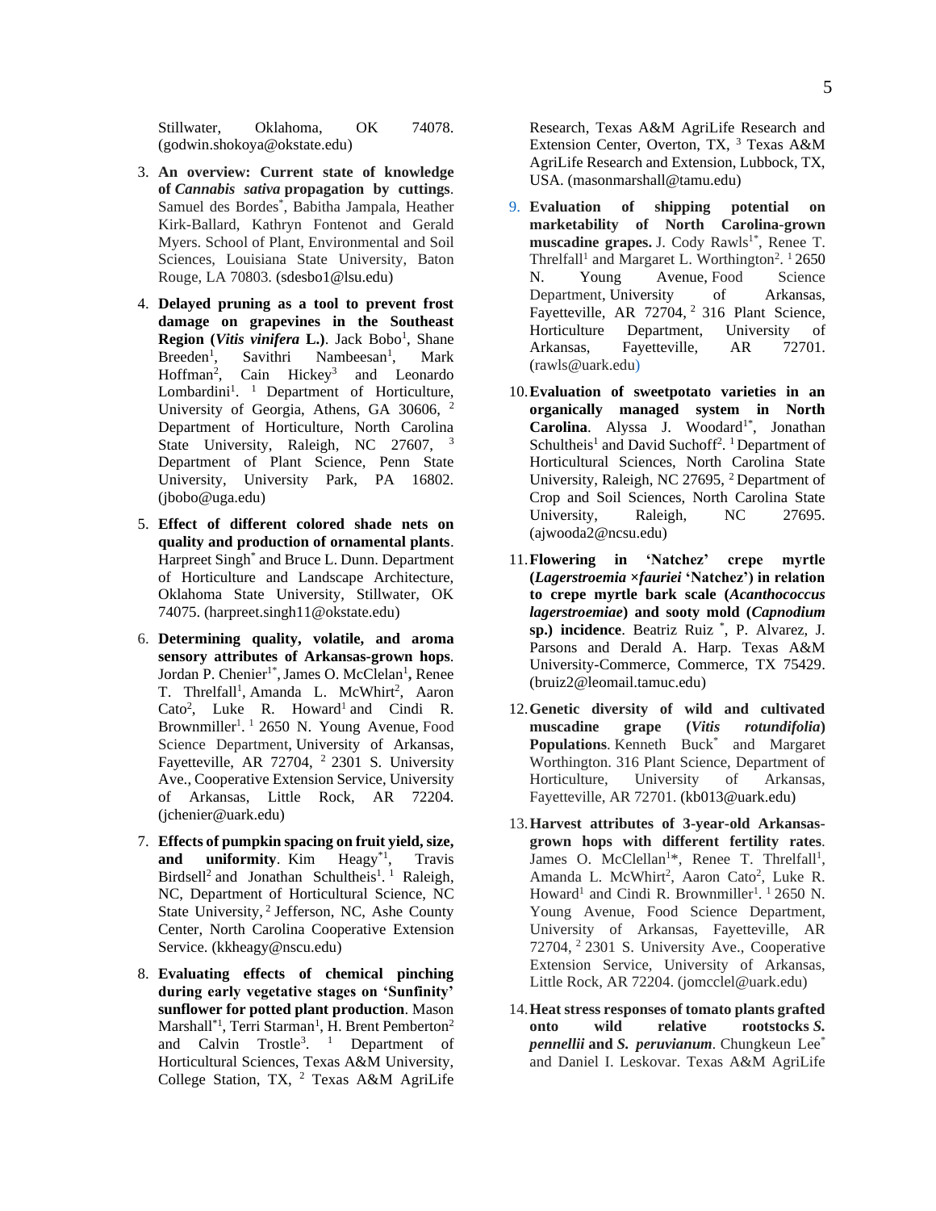Stillwater, Oklahoma, OK 74078. (godwin.shokoya@okstate.edu)

3. **An overview: Current state of knowledge of *Cannabis sativa* propagation by cuttings**. Samuel des Bordes*, Babitha Jampala, Heather Kirk-Ballard, Kathryn Fontenot and Gerald Myers. School of Plant, Environmental and Soil Sciences, Louisiana State University, Baton Rouge, LA 70803. (sdesbo1@lsu.edu)

4. **Delayed pruning as a tool to prevent frost damage on grapevines in the Southeast Region (*Vitis vinifera* L.)**. Jack Bobo[1], Shane Breeden[1], Savithri Nambeesan[1], Mark Hoffman[2], Cain Hickey[3] and Leonardo Lombardini[1]. [1] Department of Horticulture, University of Georgia, Athens, GA 30606, [2] Department of Horticulture, North Carolina State University, Raleigh, NC 27607, [3] Department of Plant Science, Penn State University, University Park, PA 16802. (jbobo@uga.edu)

5. **Effect of different colored shade nets on quality and production of ornamental plants**. Harpreet Singh* and Bruce L. Dunn. Department of Horticulture and Landscape Architecture, Oklahoma State University, Stillwater, OK 74075. (harpreet.singh11@okstate.edu)

6. **Determining quality, volatile, and aroma sensory attributes of Arkansas-grown hops**. Jordan P. Chenier[1*], James O. McClelan[1], Renee T. Threlfall[1], Amanda L. McWhirt[2], Aaron Cato[2], Luke R. Howard[1] and Cindi R. Brownmiller[1]. [1] 2650 N. Young Avenue, Food Science Department, University of Arkansas, Fayetteville, AR 72704, [2] 2301 S. University Ave., Cooperative Extension Service, University of Arkansas, Little Rock, AR 72204. (jchenier@uark.edu)

7. **Effects of pumpkin spacing on fruit yield, size, and uniformity**. Kim Heagy[*1], Travis Birdsell[2] and Jonathan Schultheis[1]. [1] Raleigh, NC, Department of Horticultural Science, NC State University, [2] Jefferson, NC, Ashe County Center, North Carolina Cooperative Extension Service. (kkheagy@nscu.edu)

8. **Evaluating effects of chemical pinching during early vegetative stages on 'Sunfinity' sunflower for potted plant production**. Mason Marshall[*1], Terri Starman[1], H. Brent Pemberton[2] and Calvin Trostle[3]. [1] Department of Horticultural Sciences, Texas A&M University, College Station, TX, [2] Texas A&M AgriLife Research, Texas A&M AgriLife Research and Extension Center, Overton, TX, [3] Texas A&M AgriLife Research and Extension, Lubbock, TX, USA. (masonmarshall@tamu.edu)

9. **Evaluation of shipping potential on marketability of North Carolina-grown muscadine grapes.** J. Cody Rawls[1*], Renee T. Threlfall[1] and Margaret L. Worthington[2]. [1] 2650 N. Young Avenue, Food Science Department, University of Arkansas, Fayetteville, AR 72704, [2] 316 Plant Science, Horticulture Department, University of Arkansas, Fayetteville, AR 72701. (rawls@uark.edu)

10. **Evaluation of sweetpotato varieties in an organically managed system in North Carolina**. Alyssa J. Woodard[1*], Jonathan Schultheis[1] and David Suchoff[2]. [1] Department of Horticultural Sciences, North Carolina State University, Raleigh, NC 27695, [2] Department of Crop and Soil Sciences, North Carolina State University, Raleigh, NC 27695. (ajwooda2@ncsu.edu)

11. **Flowering in 'Natchez' crepe myrtle (*Lagerstroemia ×fauriei* 'Natchez') in relation to crepe myrtle bark scale (*Acanthococcus lagerstroemiae*) and sooty mold (*Capnodium* sp.) incidence**. Beatriz Ruiz *, P. Alvarez, J. Parsons and Derald A. Harp. Texas A&M University-Commerce, Commerce, TX 75429. (bruiz2@leomail.tamuc.edu)

12. **Genetic diversity of wild and cultivated muscadine grape (*Vitis rotundifolia*) Populations**. Kenneth Buck* and Margaret Worthington. 316 Plant Science, Department of Horticulture, University of Arkansas, Fayetteville, AR 72701. (kb013@uark.edu)

13. **Harvest attributes of 3-year-old Arkansas-grown hops with different fertility rates**. James O. McClellan[1]*, Renee T. Threlfall[1], Amanda L. McWhirt[2], Aaron Cato[2], Luke R. Howard[1] and Cindi R. Brownmiller[1]. [1] 2650 N. Young Avenue, Food Science Department, University of Arkansas, Fayetteville, AR 72704, [2] 2301 S. University Ave., Cooperative Extension Service, University of Arkansas, Little Rock, AR 72204. (jomcclel@uark.edu)

14. **Heat stress responses of tomato plants grafted onto wild relative rootstocks *S. pennellii* and *S. peruvianum***. Chungkeun Lee* and Daniel I. Leskovar. Texas A&M AgriLife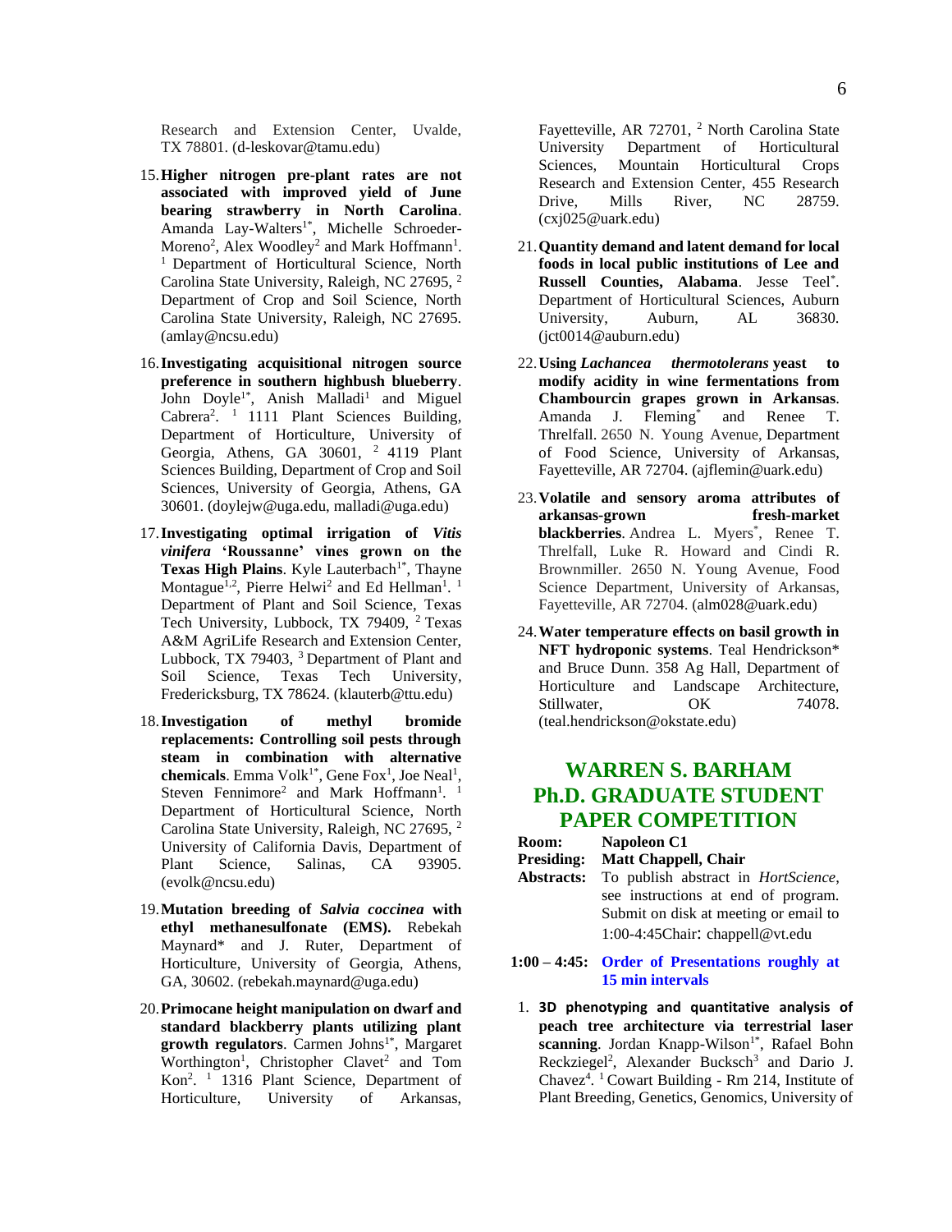Research and Extension Center, Uvalde, TX 78801. (d-leskovar@tamu.edu)

15. **Higher nitrogen pre-plant rates are not associated with improved yield of June bearing strawberry in North Carolina**. Amanda Lay-Walters[1*], Michelle Schroeder-Moreno[2], Alex Woodley[2] and Mark Hoffmann[1]. [1] Department of Horticultural Science, North Carolina State University, Raleigh, NC 27695, [2] Department of Crop and Soil Science, North Carolina State University, Raleigh, NC 27695. (amlay@ncsu.edu)

16. **Investigating acquisitional nitrogen source preference in southern highbush blueberry**. John Doyle[1*], Anish Malladi[1] and Miguel Cabrera[2]. [1] 1111 Plant Sciences Building, Department of Horticulture, University of Georgia, Athens, GA 30601, [2] 4119 Plant Sciences Building, Department of Crop and Soil Sciences, University of Georgia, Athens, GA 30601. (doylejw@uga.edu, malladi@uga.edu)

17. **Investigating optimal irrigation of *Vitis vinifera* 'Roussanne' vines grown on the Texas High Plains**. Kyle Lauterbach[1*], Thayne Montague[1,2], Pierre Helwi[2] and Ed Hellman[1]. [1] Department of Plant and Soil Science, Texas Tech University, Lubbock, TX 79409, [2] Texas A&M AgriLife Research and Extension Center, Lubbock, TX 79403, [3] Department of Plant and Soil Science, Texas Tech University, Fredericksburg, TX 78624. (klauterb@ttu.edu)

18. **Investigation of methyl bromide replacements: Controlling soil pests through steam in combination with alternative chemicals**. Emma Volk[1*], Gene Fox[1], Joe Neal[1], Steven Fennimore[2] and Mark Hoffmann[1]. [1] Department of Horticultural Science, North Carolina State University, Raleigh, NC 27695, [2] University of California Davis, Department of Plant Science, Salinas, CA 93905. (evolk@ncsu.edu)

19. **Mutation breeding of *Salvia coccinea* with ethyl methanesulfonate (EMS).** Rebekah Maynard* and J. Ruter, Department of Horticulture, University of Georgia, Athens, GA, 30602. (rebekah.maynard@uga.edu)

20. **Primocane height manipulation on dwarf and standard blackberry plants utilizing plant growth regulators**. Carmen Johns[1*], Margaret Worthington[1], Christopher Clavet[2] and Tom Kon[2]. [1] 1316 Plant Science, Department of Horticulture, University of Arkansas, Fayetteville, AR 72701, [2] North Carolina State University Department of Horticultural Sciences, Mountain Horticultural Crops Research and Extension Center, 455 Research Drive, Mills River, NC 28759. (cxj025@uark.edu)

21. **Quantity demand and latent demand for local foods in local public institutions of Lee and Russell Counties, Alabama**. Jesse Teel*. Department of Horticultural Sciences, Auburn University, Auburn, AL 36830. (jct0014@auburn.edu)

22. **Using *Lachancea thermotolerans* yeast to modify acidity in wine fermentations from Chambourcin grapes grown in Arkansas**. Amanda J. Fleming* and Renee T. Threlfall. 2650 N. Young Avenue, Department of Food Science, University of Arkansas, Fayetteville, AR 72704. (ajflemin@uark.edu)

23. **Volatile and sensory aroma attributes of arkansas-grown fresh-market blackberries**. Andrea L. Myers*, Renee T. Threlfall, Luke R. Howard and Cindi R. Brownmiller. 2650 N. Young Avenue, Food Science Department, University of Arkansas, Fayetteville, AR 72704. (alm028@uark.edu)

24. **Water temperature effects on basil growth in NFT hydroponic systems**. Teal Hendrickson* and Bruce Dunn. 358 Ag Hall, Department of Horticulture and Landscape Architecture, Stillwater, OK 74078. (teal.hendrickson@okstate.edu)

## WARREN S. BARHAM Ph.D. GRADUATE STUDENT PAPER COMPETITION

**Room:** **Napoleon C1**
**Presiding:** **Matt Chappell, Chair**
**Abstracts:** To publish abstract in *HortScience*, see instructions at end of program. Submit on disk at meeting or email to 1:00-4:45Chair: chappell@vt.edu

**1:00 – 4:45: Order of Presentations roughly at 15 min intervals**

1. **3D phenotyping and quantitative analysis of peach tree architecture via terrestrial laser scanning**. Jordan Knapp-Wilson[1*], Rafael Bohn Reckziegel[2], Alexander Bucksch[3] and Dario J. Chavez[4]. [1] Cowart Building - Rm 214, Institute of Plant Breeding, Genetics, Genomics, University of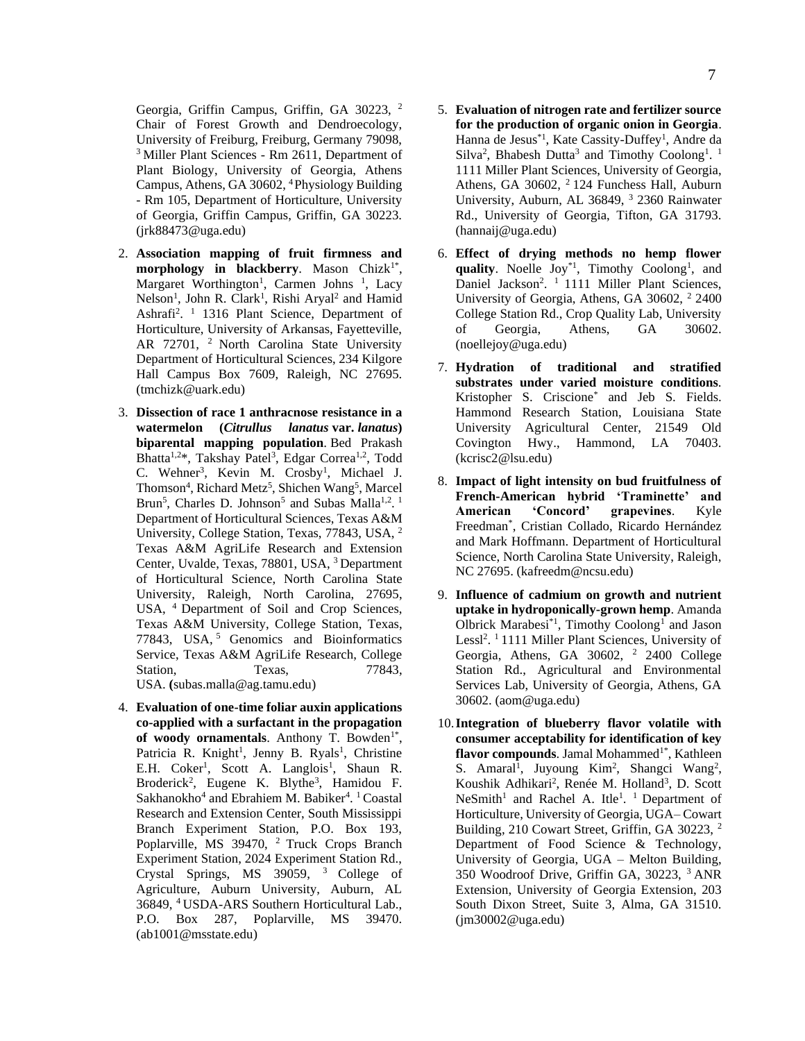Georgia, Griffin Campus, Griffin, GA 30223, [2] Chair of Forest Growth and Dendroecology, University of Freiburg, Freiburg, Germany 79098, [3] Miller Plant Sciences - Rm 2611, Department of Plant Biology, University of Georgia, Athens Campus, Athens, GA 30602, [4] Physiology Building - Rm 105, Department of Horticulture, University of Georgia, Griffin Campus, Griffin, GA 30223. (jrk88473@uga.edu)

2. **Association mapping of fruit firmness and morphology in blackberry**. Mason Chizk[1*], Margaret Worthington[1], Carmen Johns [1], Lacy Nelson[1], John R. Clark[1], Rishi Aryal[2] and Hamid Ashrafi[2]. [1] 1316 Plant Science, Department of Horticulture, University of Arkansas, Fayetteville, AR 72701, [2] North Carolina State University Department of Horticultural Sciences, 234 Kilgore Hall Campus Box 7609, Raleigh, NC 27695. (tmchizk@uark.edu)

3. **Dissection of race 1 anthracnose resistance in a watermelon (*Citrullus lanatus* var. *lanatus*) biparental mapping population**. Bed Prakash Bhatta[1,2]*, Takshay Patel[3], Edgar Correa[1,2], Todd C. Wehner[3], Kevin M. Crosby[1], Michael J. Thomson[4], Richard Metz[5], Shichen Wang[5], Marcel Brun[5], Charles D. Johnson[5] and Subas Malla[1,2]. [1] Department of Horticultural Sciences, Texas A&M University, College Station, Texas, 77843, USA, [2] Texas A&M AgriLife Research and Extension Center, Uvalde, Texas, 78801, USA, [3] Department of Horticultural Science, North Carolina State University, Raleigh, North Carolina, 27695, USA, [4] Department of Soil and Crop Sciences, Texas A&M University, College Station, Texas, 77843, USA, [5] Genomics and Bioinformatics Service, Texas A&M AgriLife Research, College Station, Texas, 77843, USA. (subas.malla@ag.tamu.edu)

4. **Evaluation of one-time foliar auxin applications co-applied with a surfactant in the propagation of woody ornamentals**. Anthony T. Bowden[1*], Patricia R. Knight[1], Jenny B. Ryals[1], Christine E.H. Coker[1], Scott A. Langlois[1], Shaun R. Broderick[2], Eugene K. Blythe[3], Hamidou F. Sakhanokho[4] and Ebrahiem M. Babiker[4]. [1] Coastal Research and Extension Center, South Mississippi Branch Experiment Station, P.O. Box 193, Poplarville, MS 39470, [2] Truck Crops Branch Experiment Station, 2024 Experiment Station Rd., Crystal Springs, MS 39059, [3] College of Agriculture, Auburn University, Auburn, AL 36849, [4] USDA-ARS Southern Horticultural Lab., P.O. Box 287, Poplarville, MS 39470. (ab1001@msstate.edu)

5. **Evaluation of nitrogen rate and fertilizer source for the production of organic onion in Georgia**. Hanna de Jesus[*1], Kate Cassity-Duffey[1], Andre da Silva[2], Bhabesh Dutta[3] and Timothy Coolong[1]. [1] 1111 Miller Plant Sciences, University of Georgia, Athens, GA 30602, [2] 124 Funchess Hall, Auburn University, Auburn, AL 36849, [3] 2360 Rainwater Rd., University of Georgia, Tifton, GA 31793. (hannaij@uga.edu)

6. **Effect of drying methods no hemp flower quality**. Noelle Joy[*1], Timothy Coolong[1], and Daniel Jackson[2]. [1] 1111 Miller Plant Sciences, University of Georgia, Athens, GA 30602, [2] 2400 College Station Rd., Crop Quality Lab, University of Georgia, Athens, GA 30602. (noellejoy@uga.edu)

7. **Hydration of traditional and stratified substrates under varied moisture conditions**. Kristopher S. Criscione[*] and Jeb S. Fields. Hammond Research Station, Louisiana State University Agricultural Center, 21549 Old Covington Hwy., Hammond, LA 70403. (kcrisc2@lsu.edu)

8. **Impact of light intensity on bud fruitfulness of French-American hybrid 'Traminette' and American 'Concord' grapevines**. Kyle Freedman[*], Cristian Collado, Ricardo Hernández and Mark Hoffmann. Department of Horticultural Science, North Carolina State University, Raleigh, NC 27695. (kafreedm@ncsu.edu)

9. **Influence of cadmium on growth and nutrient uptake in hydroponically-grown hemp**. Amanda Olbrick Marabesi[*1], Timothy Coolong[1] and Jason Lessl[2]. [1] 1111 Miller Plant Sciences, University of Georgia, Athens, GA 30602, [2] 2400 College Station Rd., Agricultural and Environmental Services Lab, University of Georgia, Athens, GA 30602. (aom@uga.edu)

10. **Integration of blueberry flavor volatile with consumer acceptability for identification of key flavor compounds**. Jamal Mohammed[1*], Kathleen S. Amaral[1], Juyoung Kim[2], Shangci Wang[2], Koushik Adhikari[2], Renée M. Holland[3], D. Scott NeSmith[1] and Rachel A. Itle[1]. [1] Department of Horticulture, University of Georgia, UGA– Cowart Building, 210 Cowart Street, Griffin, GA 30223, [2] Department of Food Science & Technology, University of Georgia, UGA – Melton Building, 350 Woodroof Drive, Griffin GA, 30223, [3] ANR Extension, University of Georgia Extension, 203 South Dixon Street, Suite 3, Alma, GA 31510. (jm30002@uga.edu)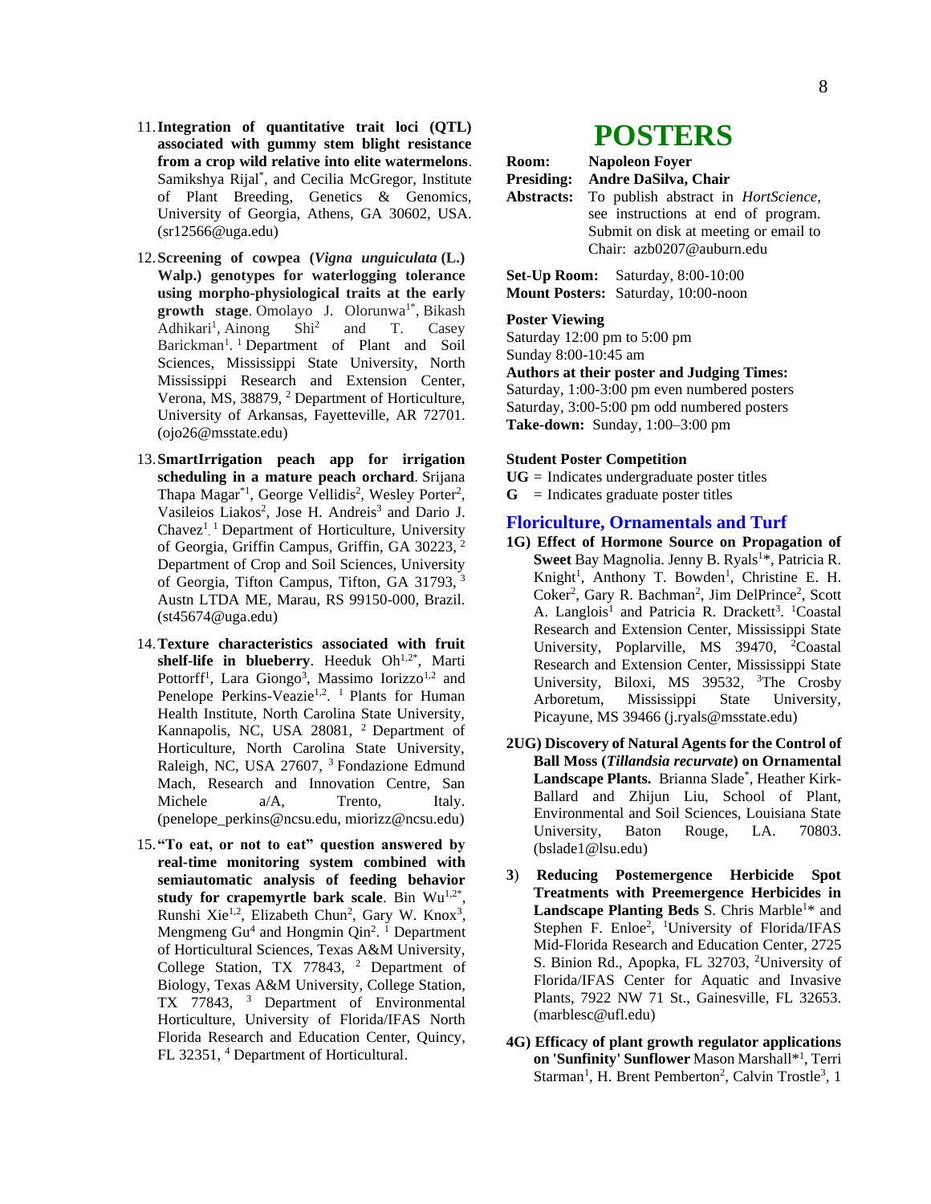11. **Integration of quantitative trait loci (QTL) associated with gummy stem blight resistance from a crop wild relative into elite watermelons**. Samikshya Rijal*, and Cecilia McGregor, Institute of Plant Breeding, Genetics & Genomics, University of Georgia, Athens, GA 30602, USA. (sr12566@uga.edu)

12. **Screening of cowpea (*Vigna unguiculata* (L.) Walp.) genotypes for waterlogging tolerance using morpho-physiological traits at the early growth stage**. Omolayo J. Olorunwa[1*], Bikash Adhikari[1], Ainong Shi[2] and T. Casey Barickman[1]. [1] Department of Plant and Soil Sciences, Mississippi State University, North Mississippi Research and Extension Center, Verona, MS, 38879, [2] Department of Horticulture, University of Arkansas, Fayetteville, AR 72701. (ojo26@msstate.edu)

13. **SmartIrrigation peach app for irrigation scheduling in a mature peach orchard**. Srijana Thapa Magar*[1], George Vellidis[2], Wesley Porter[2], Vasileios Liakos[2], Jose H. Andreis[3] and Dario J. Chavez[1]. [1] Department of Horticulture, University of Georgia, Griffin Campus, Griffin, GA 30223, [2] Department of Crop and Soil Sciences, University of Georgia, Tifton Campus, Tifton, GA 31793, [3] Austn LTDA ME, Marau, RS 99150-000, Brazil. (st45674@uga.edu)

14. **Texture characteristics associated with fruit shelf-life in blueberry**. Heeduk Oh[1,2*], Marti Pottorff[1], Lara Giongo[3], Massimo Iorizzo[1,2] and Penelope Perkins-Veazie[1,2]. [1] Plants for Human Health Institute, North Carolina State University, Kannapolis, NC, USA 28081, [2] Department of Horticulture, North Carolina State University, Raleigh, NC, USA 27607, [3] Fondazione Edmund Mach, Research and Innovation Centre, San Michele a/A, Trento, Italy. (penelope_perkins@ncsu.edu, miorizz@ncsu.edu)

15. **"To eat, or not to eat" question answered by real-time monitoring system combined with semiautomatic analysis of feeding behavior study for crapemyrtle bark scale**. Bin Wu[1,2*], Runshi Xie[1,2], Elizabeth Chun[2], Gary W. Knox[3], Mengmeng Gu[4] and Hongmin Qin[2]. [1] Department of Horticultural Sciences, Texas A&M University, College Station, TX 77843, [2] Department of Biology, Texas A&M University, College Station, TX 77843, [3] Department of Environmental Horticulture, University of Florida/IFAS North Florida Research and Education Center, Quincy, FL 32351, [4] Department of Horticultural.

# POSTERS

**Room:** **Napoleon Foyer**
**Presiding:** **Andre DaSilva, Chair**
**Abstracts:** To publish abstract in *HortScience*, see instructions at end of program. Submit on disk at meeting or email to Chair: azb0207@auburn.edu

**Set-Up Room:** Saturday, 8:00-10:00
**Mount Posters:** Saturday, 10:00-noon

**Poster Viewing**
Saturday 12:00 pm to 5:00 pm
Sunday 8:00-10:45 am
**Authors at their poster and Judging Times:**
Saturday, 1:00-3:00 pm even numbered posters
Saturday, 3:00-5:00 pm odd numbered posters
**Take-down:** Sunday, 1:00–3:00 pm

**Student Poster Competition**
**UG** = Indicates undergraduate poster titles
**G** = Indicates graduate poster titles

## Floriculture, Ornamentals and Turf

**1G) Effect of Hormone Source on Propagation of Sweet** Bay Magnolia. Jenny B. Ryals[1]*, Patricia R. Knight[1], Anthony T. Bowden[1], Christine E. H. Coker[2], Gary R. Bachman[2], Jim DelPrince[2], Scott A. Langlois[1] and Patricia R. Drackett[3]. [1]Coastal Research and Extension Center, Mississippi State University, Poplarville, MS 39470, [2]Coastal Research and Extension Center, Mississippi State University, Biloxi, MS 39532, [3]The Crosby Arboretum, Mississippi State University, Picayune, MS 39466 (j.ryals@msstate.edu)

**2UG) Discovery of Natural Agents for the Control of Ball Moss (*Tillandsia recurvate*) on Ornamental Landscape Plants.** Brianna Slade*, Heather Kirk-Ballard and Zhijun Liu, School of Plant, Environmental and Soil Sciences, Louisiana State University, Baton Rouge, LA. 70803. (bslade1@lsu.edu)

**3) Reducing Postemergence Herbicide Spot Treatments with Preemergence Herbicides in Landscape Planting Beds** S. Chris Marble[1]* and Stephen F. Enloe[2], [1]University of Florida/IFAS Mid-Florida Research and Education Center, 2725 S. Binion Rd., Apopka, FL 32703, [2]University of Florida/IFAS Center for Aquatic and Invasive Plants, 7922 NW 71 St., Gainesville, FL 32653. (marblesc@ufl.edu)

**4G) Efficacy of plant growth regulator applications on 'Sunfinity' Sunflower** Mason Marshall*[1], Terri Starman[1], H. Brent Pemberton[2], Calvin Trostle[3], 1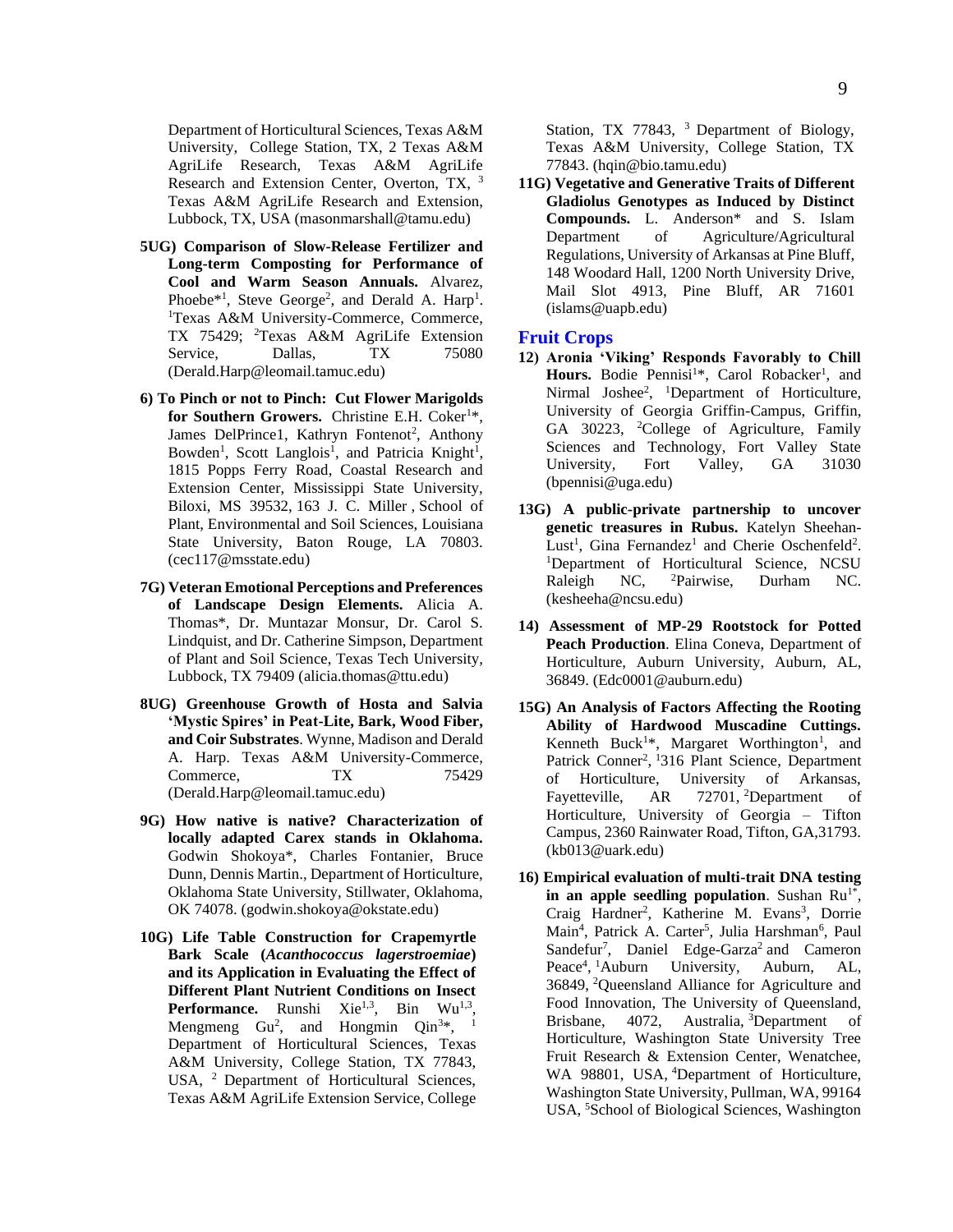Department of Horticultural Sciences, Texas A&M University, College Station, TX, 2 Texas A&M AgriLife Research, Texas A&M AgriLife Research and Extension Center, Overton, TX, [3] Texas A&M AgriLife Research and Extension, Lubbock, TX, USA (masonmarshall@tamu.edu)

**5UG) Comparison of Slow-Release Fertilizer and Long-term Composting for Performance of Cool and Warm Season Annuals.** Alvarez, Phoebe*[1], Steve George[2], and Derald A. Harp[1]. [1]Texas A&M University-Commerce, Commerce, TX 75429; [2]Texas A&M AgriLife Extension Service, Dallas, TX 75080 (Derald.Harp@leomail.tamuc.edu)

**6) To Pinch or not to Pinch: Cut Flower Marigolds for Southern Growers.** Christine E.H. Coker[1]*, James DelPrince1, Kathryn Fontenot[2], Anthony Bowden[1], Scott Langlois[1], and Patricia Knight[1], 1815 Popps Ferry Road, Coastal Research and Extension Center, Mississippi State University, Biloxi, MS 39532, 163 J. C. Miller , School of Plant, Environmental and Soil Sciences, Louisiana State University, Baton Rouge, LA 70803. (cec117@msstate.edu)

**7G) Veteran Emotional Perceptions and Preferences of Landscape Design Elements.** Alicia A. Thomas*, Dr. Muntazar Monsur, Dr. Carol S. Lindquist, and Dr. Catherine Simpson, Department of Plant and Soil Science, Texas Tech University, Lubbock, TX 79409 (alicia.thomas@ttu.edu)

**8UG) Greenhouse Growth of Hosta and Salvia 'Mystic Spires' in Peat-Lite, Bark, Wood Fiber, and Coir Substrates**. Wynne, Madison and Derald A. Harp. Texas A&M University-Commerce, Commerce, TX 75429 (Derald.Harp@leomail.tamuc.edu)

**9G) How native is native? Characterization of locally adapted Carex stands in Oklahoma.** Godwin Shokoya*, Charles Fontanier, Bruce Dunn, Dennis Martin., Department of Horticulture, Oklahoma State University, Stillwater, Oklahoma, OK 74078. (godwin.shokoya@okstate.edu)

**10G) Life Table Construction for Crapemyrtle Bark Scale (*Acanthococcus lagerstroemiae*) and its Application in Evaluating the Effect of Different Plant Nutrient Conditions on Insect Performance.** Runshi Xie[1,3], Bin Wu[1,3], Mengmeng Gu[2], and Hongmin Qin[3]*, [1] Department of Horticultural Sciences, Texas A&M University, College Station, TX 77843, USA, [2] Department of Horticultural Sciences, Texas A&M AgriLife Extension Service, College Station, TX 77843, [3] Department of Biology, Texas A&M University, College Station, TX 77843. (hqin@bio.tamu.edu)

**11G) Vegetative and Generative Traits of Different Gladiolus Genotypes as Induced by Distinct Compounds.** L. Anderson* and S. Islam Department of Agriculture/Agricultural Regulations, University of Arkansas at Pine Bluff, 148 Woodard Hall, 1200 North University Drive, Mail Slot 4913, Pine Bluff, AR 71601 (islams@uapb.edu)

## Fruit Crops

**12) Aronia 'Viking' Responds Favorably to Chill Hours.** Bodie Pennisi[1]*, Carol Robacker[1], and Nirmal Joshee[2], [1]Department of Horticulture, University of Georgia Griffin-Campus, Griffin, GA 30223, [2]College of Agriculture, Family Sciences and Technology, Fort Valley State University, Fort Valley, GA 31030 (bpennisi@uga.edu)

**13G) A public-private partnership to uncover genetic treasures in Rubus.** Katelyn Sheehan-Lust[1], Gina Fernandez[1] and Cherie Oschenfeld[2]. [1]Department of Horticultural Science, NCSU Raleigh NC, [2]Pairwise, Durham NC. (kesheeha@ncsu.edu)

**14) Assessment of MP-29 Rootstock for Potted Peach Production**. Elina Coneva, Department of Horticulture, Auburn University, Auburn, AL, 36849. (Edc0001@auburn.edu)

**15G) An Analysis of Factors Affecting the Rooting Ability of Hardwood Muscadine Cuttings.** Kenneth Buck[1]*, Margaret Worthington[1], and Patrick Conner[2], [1]316 Plant Science, Department of Horticulture, University of Arkansas, Fayetteville, AR 72701, [2]Department of Horticulture, University of Georgia – Tifton Campus, 2360 Rainwater Road, Tifton, GA,31793. (kb013@uark.edu)

**16) Empirical evaluation of multi-trait DNA testing in an apple seedling population**. Sushan Ru[1*], Craig Hardner[2], Katherine M. Evans[3], Dorrie Main[4], Patrick A. Carter[5], Julia Harshman[6], Paul Sandefur[7], Daniel Edge-Garza[2] and Cameron Peace[4], [1]Auburn University, Auburn, AL, 36849, [2]Queensland Alliance for Agriculture and Food Innovation, The University of Queensland, Brisbane, 4072, Australia, [3]Department of Horticulture, Washington State University Tree Fruit Research & Extension Center, Wenatchee, WA 98801, USA, [4]Department of Horticulture, Washington State University, Pullman, WA, 99164 USA, [5]School of Biological Sciences, Washington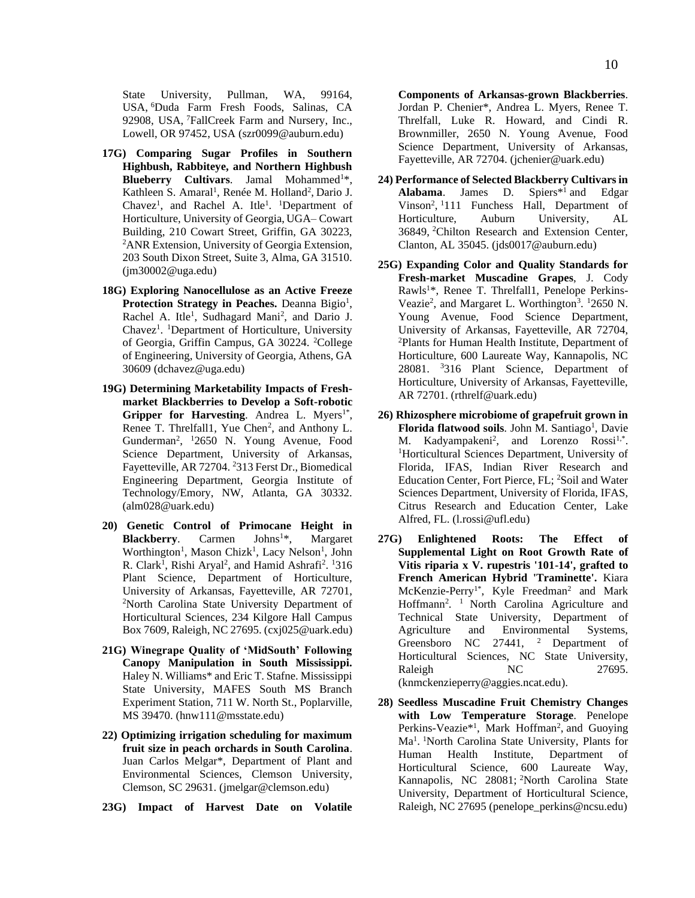State University, Pullman, WA, 99164, USA, [6]Duda Farm Fresh Foods, Salinas, CA 92908, USA, [7]FallCreek Farm and Nursery, Inc., Lowell, OR 97452, USA (szr0099@auburn.edu)

**17G) Comparing Sugar Profiles in Southern Highbush, Rabbiteye, and Northern Highbush Blueberry Cultivars**. Jamal Mohammed[1]*, Kathleen S. Amaral[1], Renée M. Holland[2], Dario J. Chavez[1], and Rachel A. Itle[1]. [1]Department of Horticulture, University of Georgia, UGA– Cowart Building, 210 Cowart Street, Griffin, GA 30223, [2]ANR Extension, University of Georgia Extension, 203 South Dixon Street, Suite 3, Alma, GA 31510. (jm30002@uga.edu)

**18G) Exploring Nanocellulose as an Active Freeze Protection Strategy in Peaches.** Deanna Bigio[1], Rachel A. Itle[1], Sudhagard Mani[2], and Dario J. Chavez[1]. [1]Department of Horticulture, University of Georgia, Griffin Campus, GA 30224. [2]College of Engineering, University of Georgia, Athens, GA 30609 (dchavez@uga.edu)

**19G) Determining Marketability Impacts of Fresh-market Blackberries to Develop a Soft-robotic Gripper for Harvesting**. Andrea L. Myers[1*], Renee T. Threlfall1, Yue Chen[2], and Anthony L. Gunderman[2], [1]2650 N. Young Avenue, Food Science Department, University of Arkansas, Fayetteville, AR 72704. [2]313 Ferst Dr., Biomedical Engineering Department, Georgia Institute of Technology/Emory, NW, Atlanta, GA 30332. (alm028@uark.edu)

**20) Genetic Control of Primocane Height in Blackberry**. Carmen Johns[1]*, Margaret Worthington[1], Mason Chizk[1], Lacy Nelson[1], John R. Clark[1], Rishi Aryal[2], and Hamid Ashrafi[2]. [1]316 Plant Science, Department of Horticulture, University of Arkansas, Fayetteville, AR 72701, [2]North Carolina State University Department of Horticultural Sciences, 234 Kilgore Hall Campus Box 7609, Raleigh, NC 27695. (cxj025@uark.edu)

**21G) Winegrape Quality of 'MidSouth' Following Canopy Manipulation in South Mississippi.** Haley N. Williams* and Eric T. Stafne. Mississippi State University, MAFES South MS Branch Experiment Station, 711 W. North St., Poplarville, MS 39470. (hnw111@msstate.edu)

**22) Optimizing irrigation scheduling for maximum fruit size in peach orchards in South Carolina**. Juan Carlos Melgar*, Department of Plant and Environmental Sciences, Clemson University, Clemson, SC 29631. (jmelgar@clemson.edu)

**23G) Impact of Harvest Date on Volatile Components of Arkansas-grown Blackberries**. Jordan P. Chenier*, Andrea L. Myers, Renee T. Threlfall, Luke R. Howard, and Cindi R. Brownmiller, 2650 N. Young Avenue, Food Science Department, University of Arkansas, Fayetteville, AR 72704. (jchenier@uark.edu)

**24) Performance of Selected Blackberry Cultivars in Alabama**. James D. Spiers*[1] and Edgar Vinson[2], [1]111 Funchess Hall, Department of Horticulture, Auburn University, AL 36849, [2]Chilton Research and Extension Center, Clanton, AL 35045. (jds0017@auburn.edu)

**25G) Expanding Color and Quality Standards for Fresh-market Muscadine Grapes**, J. Cody Rawls[1]*, Renee T. Threlfall1, Penelope Perkins-Veazie[2], and Margaret L. Worthington[3]. [1]2650 N. Young Avenue, Food Science Department, University of Arkansas, Fayetteville, AR 72704, [2]Plants for Human Health Institute, Department of Horticulture, 600 Laureate Way, Kannapolis, NC 28081. [3]316 Plant Science, Department of Horticulture, University of Arkansas, Fayetteville, AR 72701. (rthrelf@uark.edu)

**26) Rhizosphere microbiome of grapefruit grown in Florida flatwood soils**. John M. Santiago[1], Davie M. Kadyampakeni[2], and Lorenzo Rossi[1,*]. [1]Horticultural Sciences Department, University of Florida, IFAS, Indian River Research and Education Center, Fort Pierce, FL; [2]Soil and Water Sciences Department, University of Florida, IFAS, Citrus Research and Education Center, Lake Alfred, FL. (l.rossi@ufl.edu)

**27G) Enlightened Roots: The Effect of Supplemental Light on Root Growth Rate of Vitis riparia x V. rupestris '101-14', grafted to French American Hybrid 'Traminette'.** Kiara McKenzie-Perry[1*], Kyle Freedman[2] and Mark Hoffmann[2]. [1] North Carolina Agriculture and Technical State University, Department of Agriculture and Environmental Systems, Greensboro NC 27441, [2] Department of Horticultural Sciences, NC State University, Raleigh NC 27695. (knmckenzieperry@aggies.ncat.edu).

**28) Seedless Muscadine Fruit Chemistry Changes with Low Temperature Storage**. Penelope Perkins-Veazie*[1], Mark Hoffman[2], and Guoying Ma[1]. [1]North Carolina State University, Plants for Human Health Institute, Department of Horticultural Science, 600 Laureate Way, Kannapolis, NC 28081; [2]North Carolina State University, Department of Horticultural Science, Raleigh, NC 27695 (penelope_perkins@ncsu.edu)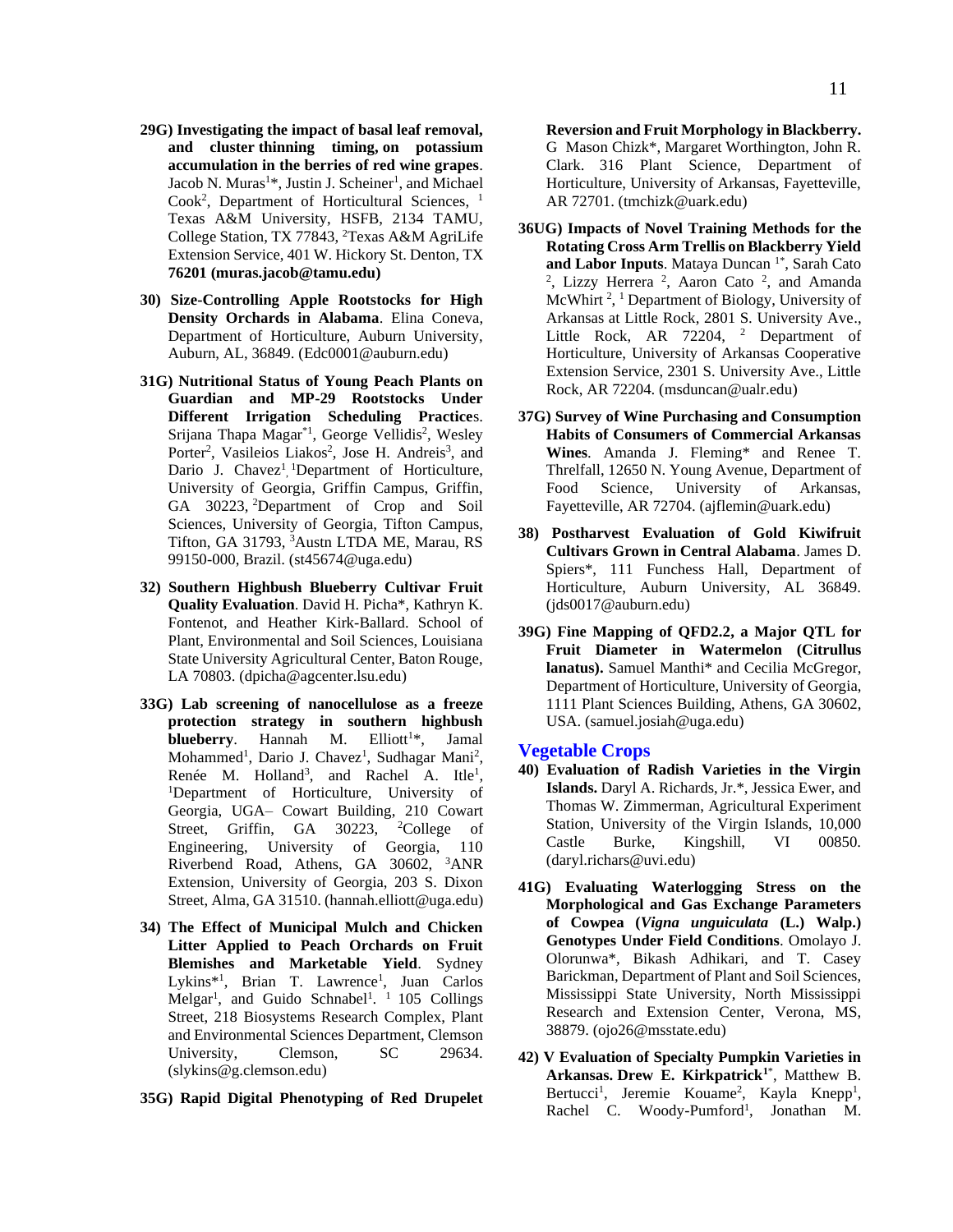**29G) Investigating the impact of basal leaf removal, and cluster thinning timing, on potassium accumulation in the berries of red wine grapes**. Jacob N. Muras[1]*, Justin J. Scheiner[1], and Michael Cook[2], Department of Horticultural Sciences, [1] Texas A&M University, HSFB, 2134 TAMU, College Station, TX 77843, [2]Texas A&M AgriLife Extension Service, 401 W. Hickory St. Denton, TX **76201 (muras.jacob@tamu.edu)**

**30) Size-Controlling Apple Rootstocks for High Density Orchards in Alabama**. Elina Coneva, Department of Horticulture, Auburn University, Auburn, AL, 36849. (Edc0001@auburn.edu)

**31G) Nutritional Status of Young Peach Plants on Guardian and MP-29 Rootstocks Under Different Irrigation Scheduling Practices**. Srijana Thapa Magar*[1], George Vellidis[2], Wesley Porter[2], Vasileios Liakos[2], Jose H. Andreis[3], and Dario J. Chavez[1], [1]Department of Horticulture, University of Georgia, Griffin Campus, Griffin, GA 30223, [2]Department of Crop and Soil Sciences, University of Georgia, Tifton Campus, Tifton, GA 31793, [3]Austn LTDA ME, Marau, RS 99150-000, Brazil. (st45674@uga.edu)

**32) Southern Highbush Blueberry Cultivar Fruit Quality Evaluation**. David H. Picha*, Kathryn K. Fontenot, and Heather Kirk-Ballard. School of Plant, Environmental and Soil Sciences, Louisiana State University Agricultural Center, Baton Rouge, LA 70803. (dpicha@agcenter.lsu.edu)

**33G) Lab screening of nanocellulose as a freeze protection strategy in southern highbush blueberry**. Hannah M. Elliott[1]*, Jamal Mohammed[1], Dario J. Chavez[1], Sudhagar Mani[2], Renée M. Holland[3], and Rachel A. Itle[1], [1]Department of Horticulture, University of Georgia, UGA– Cowart Building, 210 Cowart Street, Griffin, GA 30223, [2]College of Engineering, University of Georgia, 110 Riverbend Road, Athens, GA 30602, [3]ANR Extension, University of Georgia, 203 S. Dixon Street, Alma, GA 31510. (hannah.elliott@uga.edu)

**34) The Effect of Municipal Mulch and Chicken Litter Applied to Peach Orchards on Fruit Blemishes and Marketable Yield**. Sydney Lykins*[1], Brian T. Lawrence[1], Juan Carlos Melgar[1], and Guido Schnabel[1]. [1] 105 Collings Street, 218 Biosystems Research Complex, Plant and Environmental Sciences Department, Clemson University, Clemson, SC 29634. (slykins@g.clemson.edu)

**35G) Rapid Digital Phenotyping of Red Drupelet Reversion and Fruit Morphology in Blackberry.** G Mason Chizk*, Margaret Worthington, John R. Clark. 316 Plant Science, Department of Horticulture, University of Arkansas, Fayetteville, AR 72701. (tmchizk@uark.edu)

**36UG) Impacts of Novel Training Methods for the Rotating Cross Arm Trellis on Blackberry Yield and Labor Inputs**. Mataya Duncan [1*], Sarah Cato [2], Lizzy Herrera [2], Aaron Cato [2], and Amanda McWhirt [2], [1] Department of Biology, University of Arkansas at Little Rock, 2801 S. University Ave., Little Rock, AR 72204, [2] Department of Horticulture, University of Arkansas Cooperative Extension Service, 2301 S. University Ave., Little Rock, AR 72204. (msduncan@ualr.edu)

**37G) Survey of Wine Purchasing and Consumption Habits of Consumers of Commercial Arkansas Wines**. Amanda J. Fleming* and Renee T. Threlfall, 12650 N. Young Avenue, Department of Food Science, University of Arkansas, Fayetteville, AR 72704. (ajflemin@uark.edu)

**38) Postharvest Evaluation of Gold Kiwifruit Cultivars Grown in Central Alabama**. James D. Spiers*, 111 Funchess Hall, Department of Horticulture, Auburn University, AL 36849. (jds0017@auburn.edu)

**39G) Fine Mapping of QFD2.2, a Major QTL for Fruit Diameter in Watermelon (Citrullus lanatus).** Samuel Manthi* and Cecilia McGregor, Department of Horticulture, University of Georgia, 1111 Plant Sciences Building, Athens, GA 30602, USA. (samuel.josiah@uga.edu)

## Vegetable Crops

**40) Evaluation of Radish Varieties in the Virgin Islands.** Daryl A. Richards, Jr.*, Jessica Ewer, and Thomas W. Zimmerman, Agricultural Experiment Station, University of the Virgin Islands, 10,000 Castle Burke, Kingshill, VI 00850. (daryl.richars@uvi.edu)

**41G) Evaluating Waterlogging Stress on the Morphological and Gas Exchange Parameters of Cowpea (*Vigna unguiculata* (L.) Walp.) Genotypes Under Field Conditions**. Omolayo J. Olorunwa*, Bikash Adhikari, and T. Casey Barickman, Department of Plant and Soil Sciences, Mississippi State University, North Mississippi Research and Extension Center, Verona, MS, 38879. (ojo26@msstate.edu)

**42) V Evaluation of Specialty Pumpkin Varieties in Arkansas. Drew E. Kirkpatrick[1*]**, Matthew B. Bertucci[1], Jeremie Kouame[2], Kayla Knepp[1], Rachel C. Woody-Pumford[1], Jonathan M.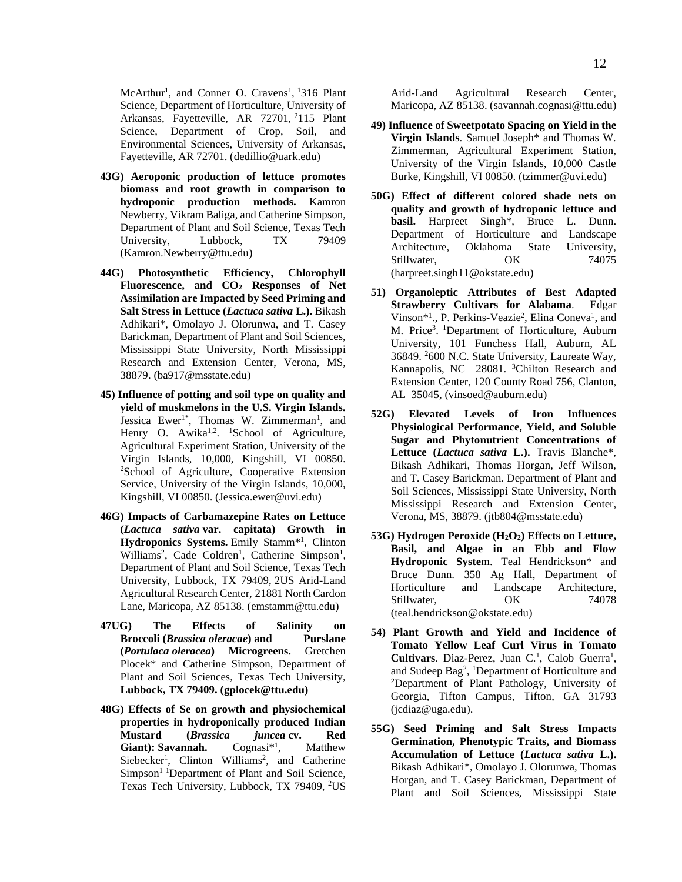McArthur[1], and Conner O. Cravens[1], [1]316 Plant Science, Department of Horticulture, University of Arkansas, Fayetteville, AR 72701, [2]115 Plant Science, Department of Crop, Soil, and Environmental Sciences, University of Arkansas, Fayetteville, AR 72701. (dedillio@uark.edu)

**43G) Aeroponic production of lettuce promotes biomass and root growth in comparison to hydroponic production methods.** Kamron Newberry, Vikram Baliga, and Catherine Simpson, Department of Plant and Soil Science, Texas Tech University, Lubbock, TX 79409 (Kamron.Newberry@ttu.edu)

**44G) Photosynthetic Efficiency, Chlorophyll Fluorescence, and $CO_2$ Responses of Net Assimilation are Impacted by Seed Priming and Salt Stress in Lettuce (*Lactuca sativa* L.).** Bikash Adhikari*, Omolayo J. Olorunwa, and T. Casey Barickman, Department of Plant and Soil Sciences, Mississippi State University, North Mississippi Research and Extension Center, Verona, MS, 38879. (ba917@msstate.edu)

**45) Influence of potting and soil type on quality and yield of muskmelons in the U.S. Virgin Islands.** Jessica Ewer[1*], Thomas W. Zimmerman[1], and Henry O. Awika[1,2]. [1]School of Agriculture, Agricultural Experiment Station, University of the Virgin Islands, 10,000, Kingshill, VI 00850. [2]School of Agriculture, Cooperative Extension Service, University of the Virgin Islands, 10,000, Kingshill, VI 00850. (Jessica.ewer@uvi.edu)

**46G) Impacts of Carbamazepine Rates on Lettuce (*Lactuca sativa* var. capitata) Growth in Hydroponics Systems.** Emily Stamm*[1], Clinton Williams[2], Cade Coldren[1], Catherine Simpson[1], Department of Plant and Soil Science, Texas Tech University, Lubbock, TX 79409, 2US Arid-Land Agricultural Research Center, 21881 North Cardon Lane, Maricopa, AZ 85138. (emstamm@ttu.edu)

**47UG) The Effects of Salinity on Broccoli (*Brassica oleracae*) and Purslane (*Portulaca oleracea*) Microgreens.** Gretchen Plocek* and Catherine Simpson, Department of Plant and Soil Sciences, Texas Tech University, **Lubbock, TX 79409. (gplocek@ttu.edu)**

**48G) Effects of Se on growth and physiochemical properties in hydroponically produced Indian Mustard (*Brassica juncea* cv. Red Giant): Savannah.** Cognasi*[1], Matthew Siebecker[1], Clinton Williams[2], and Catherine Simpson[1] [1]Department of Plant and Soil Science, Texas Tech University, Lubbock, TX 79409, [2]US Arid-Land Agricultural Research Center, Maricopa, AZ 85138. (savannah.cognasi@ttu.edu)

**49) Influence of Sweetpotato Spacing on Yield in the Virgin Islands**. Samuel Joseph* and Thomas W. Zimmerman, Agricultural Experiment Station, University of the Virgin Islands, 10,000 Castle Burke, Kingshill, VI 00850. (tzimmer@uvi.edu)

**50G) Effect of different colored shade nets on quality and growth of hydroponic lettuce and basil.** Harpreet Singh*, Bruce L. Dunn. Department of Horticulture and Landscape Architecture, Oklahoma State University, Stillwater, OK 74075 (harpreet.singh11@okstate.edu)

**51) Organoleptic Attributes of Best Adapted Strawberry Cultivars for Alabama**. Edgar Vinson*[1]., P. Perkins-Veazie[2], Elina Coneva[1], and M. Price[3]. [1]Department of Horticulture, Auburn University, 101 Funchess Hall, Auburn, AL 36849. [2]600 N.C. State University, Laureate Way, Kannapolis, NC 28081. [3]Chilton Research and Extension Center, 120 County Road 756, Clanton, AL 35045, (vinsoed@auburn.edu)

**52G) Elevated Levels of Iron Influences Physiological Performance, Yield, and Soluble Sugar and Phytonutrient Concentrations of Lettuce (*Lactuca sativa* L.).** Travis Blanche*, Bikash Adhikari, Thomas Horgan, Jeff Wilson, and T. Casey Barickman. Department of Plant and Soil Sciences, Mississippi State University, North Mississippi Research and Extension Center, Verona, MS, 38879. (jtb804@msstate.edu)

**53G) Hydrogen Peroxide ($H_2O_2$) Effects on Lettuce, Basil, and Algae in an Ebb and Flow Hydroponic Syste**m. Teal Hendrickson* and Bruce Dunn. 358 Ag Hall, Department of Horticulture and Landscape Architecture, Stillwater, OK 74078 (teal.hendrickson@okstate.edu)

**54) Plant Growth and Yield and Incidence of Tomato Yellow Leaf Curl Virus in Tomato Cultivars**. Diaz-Perez, Juan C.[1], Calob Guerra[1], and Sudeep Bag[2], [1]Department of Horticulture and [2]Department of Plant Pathology, University of Georgia, Tifton Campus, Tifton, GA 31793 (jcdiaz@uga.edu).

**55G) Seed Priming and Salt Stress Impacts Germination, Phenotypic Traits, and Biomass Accumulation of Lettuce (*Lactuca sativa* L.).** Bikash Adhikari*, Omolayo J. Olorunwa, Thomas Horgan, and T. Casey Barickman, Department of Plant and Soil Sciences, Mississippi State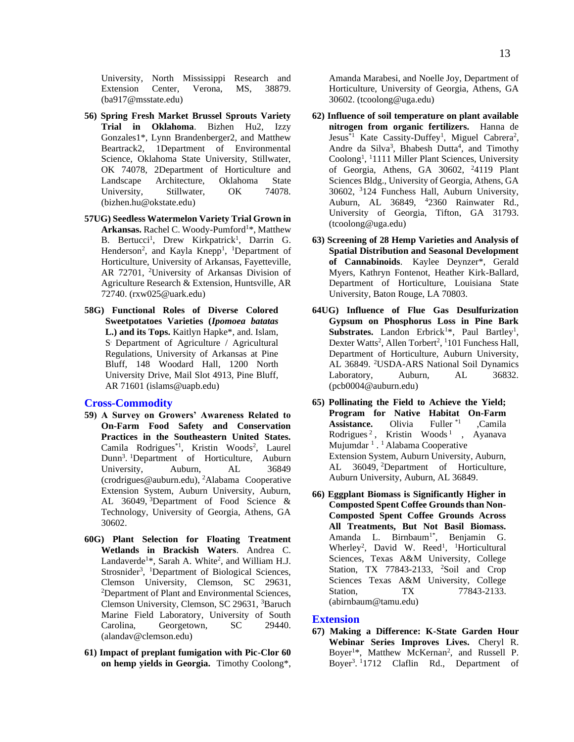University, North Mississippi Research and Extension Center, Verona, MS, 38879. (ba917@msstate.edu)

56) **Spring Fresh Market Brussel Sprouts Variety Trial in Oklahoma**. Bizhen Hu2, Izzy Gonzales1*, Lynn Brandenberger2, and Matthew Beartrack2, 1Department of Environmental Science, Oklahoma State University, Stillwater, OK 74078, 2Department of Horticulture and Landscape Architecture, Oklahoma State University, Stillwater, OK 74078. (bizhen.hu@okstate.edu)

57UG) **Seedless Watermelon Variety Trial Grown in Arkansas.** Rachel C. Woody-Pumford[1]*, Matthew B. Bertucci[1], Drew Kirkpatrick[1], Darrin G. Henderson[2], and Kayla Knepp[1], [1]Department of Horticulture, University of Arkansas, Fayetteville, AR 72701, [2]University of Arkansas Division of Agriculture Research & Extension, Huntsville, AR 72740. (rxw025@uark.edu)

58G) **Functional Roles of Diverse Colored Sweetpotatoes Varieties (*Ipomoea batatas* L.) and its Tops.** Kaitlyn Hapke*, and. Islam, S. Department of Agriculture / Agricultural Regulations, University of Arkansas at Pine Bluff, 148 Woodard Hall, 1200 North University Drive, Mail Slot 4913, Pine Bluff, AR 71601 (islams@uapb.edu)

## Cross-Commodity

59) **A Survey on Growers' Awareness Related to On-Farm Food Safety and Conservation Practices in the Southeastern United States.** Camila Rodrigues*[1], Kristin Woods[2], Laurel Dunn[3]. [1]Department of Horticulture, Auburn University, Auburn, AL 36849 (crodrigues@auburn.edu), [2]Alabama Cooperative Extension System, Auburn University, Auburn, AL 36049, [3]Department of Food Science & Technology, University of Georgia, Athens, GA 30602.

60G) **Plant Selection for Floating Treatment Wetlands in Brackish Waters**. Andrea C. Landaverde[1]*, Sarah A. White[2], and William H.J. Strosnider[3], [1]Department of Biological Sciences, Clemson University, Clemson, SC 29631, [2]Department of Plant and Environmental Sciences, Clemson University, Clemson, SC 29631, [3]Baruch Marine Field Laboratory, University of South Carolina, Georgetown, SC 29440. (alandav@clemson.edu)

61) **Impact of preplant fumigation with Pic-Clor 60 on hemp yields in Georgia.** Timothy Coolong*, Amanda Marabesi, and Noelle Joy, Department of Horticulture, University of Georgia, Athens, GA 30602. (tcoolong@uga.edu)

62) **Influence of soil temperature on plant available nitrogen from organic fertilizers.** Hanna de Jesus*[1] Kate Cassity-Duffey[1], Miguel Cabrera[2], Andre da Silva[3], Bhabesh Dutta[4], and Timothy Coolong[1], [1]1111 Miller Plant Sciences, University of Georgia, Athens, GA 30602, [2]4119 Plant Sciences Bldg., University of Georgia, Athens, GA 30602, [3]124 Funchess Hall, Auburn University, Auburn, AL 36849, [4]2360 Rainwater Rd., University of Georgia, Tifton, GA 31793. (tcoolong@uga.edu)

63) **Screening of 28 Hemp Varieties and Analysis of Spatial Distribution and Seasonal Development of Cannabinoids**. Kaylee Deynzer*, Gerald Myers, Kathryn Fontenot, Heather Kirk-Ballard, Department of Horticulture, Louisiana State University, Baton Rouge, LA 70803.

64UG) **Influence of Flue Gas Desulfurization Gypsum on Phosphorus Loss in Pine Bark Substrates.** Landon Erbrick[1]*, Paul Bartley[1], Dexter Watts[2], Allen Torbert[2], [1]101 Funchess Hall, Department of Horticulture, Auburn University, AL 36849. [2]USDA-ARS National Soil Dynamics Laboratory, Auburn, AL 36832. (pcb0004@auburn.edu)

65) **Pollinating the Field to Achieve the Yield; Program for Native Habitat On-Farm Assistance.** Olivia Fuller *[1] ,Camila Rodrigues [2], Kristin Woods [1] , Ayanava Mujumdar [1]. [1] Alabama Cooperative Extension System, Auburn University, Auburn, AL 36049, [2]Department of Horticulture, Auburn University, Auburn, AL 36849.

66) **Eggplant Biomass is Significantly Higher in Composted Spent Coffee Grounds than Non-Composted Spent Coffee Grounds Across All Treatments, But Not Basil Biomass.** Amanda L. Birnbaum[1*], Benjamin G. Wherley[2], David W. Reed[1], [1]Horticultural Sciences, Texas A&M University, College Station, TX 77843-2133, [2]Soil and Crop Sciences Texas A&M University, College Station, TX 77843-2133. (abirnbaum@tamu.edu)

## Extension

67) **Making a Difference: K-State Garden Hour Webinar Series Improves Lives.** Cheryl R. Boyer[1]*, Matthew McKernan[2], and Russell P. Boyer[3]. [1]1712 Claflin Rd., Department of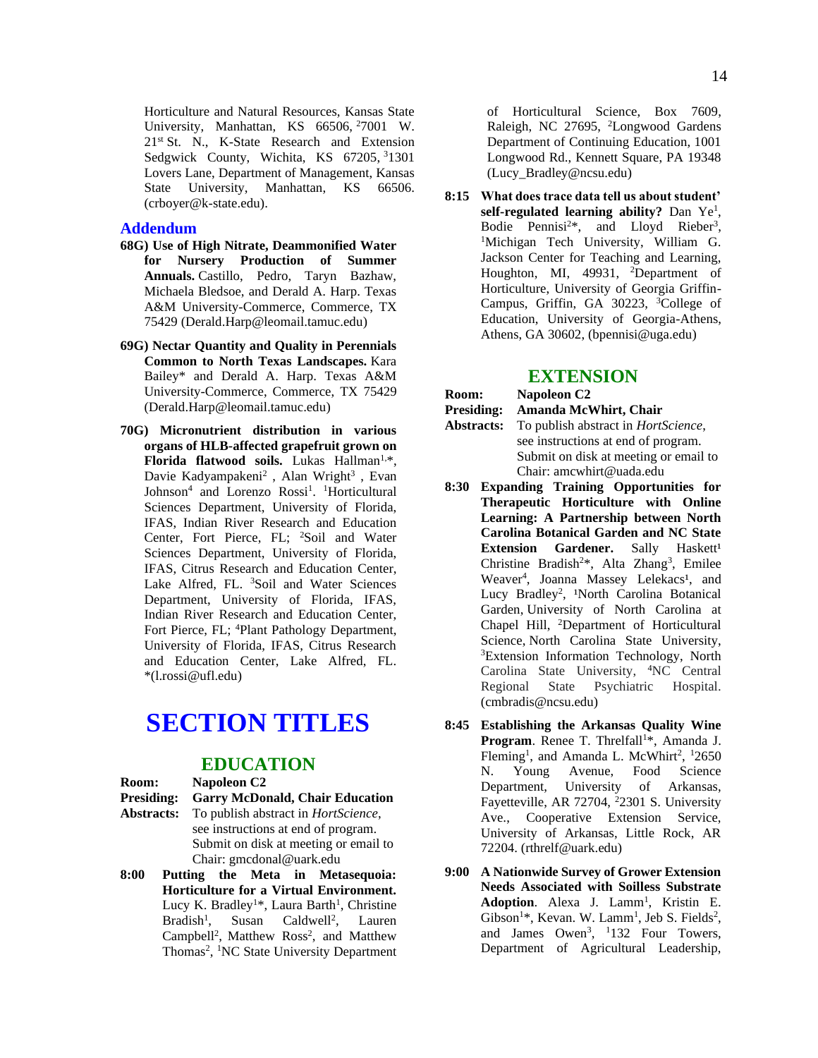Horticulture and Natural Resources, Kansas State University, Manhattan, KS 66506, [2]7001 W. 21[st] St. N., K-State Research and Extension Sedgwick County, Wichita, KS 67205, [3]1301 Lovers Lane, Department of Management, Kansas State University, Manhattan, KS 66506. (crboyer@k-state.edu).

### Addendum

**68G) Use of High Nitrate, Deammonified Water for Nursery Production of Summer Annuals.** Castillo, Pedro, Taryn Bazhaw, Michaela Bledsoe, and Derald A. Harp. Texas A&M University-Commerce, Commerce, TX 75429 (Derald.Harp@leomail.tamuc.edu)

**69G) Nectar Quantity and Quality in Perennials Common to North Texas Landscapes.** Kara Bailey* and Derald A. Harp. Texas A&M University-Commerce, Commerce, TX 75429 (Derald.Harp@leomail.tamuc.edu)

**70G) Micronutrient distribution in various organs of HLB-affected grapefruit grown on Florida flatwood soils.** Lukas Hallman[1,]*, Davie Kadyampakeni[2], Alan Wright[3], Evan Johnson[4] and Lorenzo Rossi[1]. [1]Horticultural Sciences Department, University of Florida, IFAS, Indian River Research and Education Center, Fort Pierce, FL; [2]Soil and Water Sciences Department, University of Florida, IFAS, Citrus Research and Education Center, Lake Alfred, FL. [3]Soil and Water Sciences Department, University of Florida, IFAS, Indian River Research and Education Center, Fort Pierce, FL; [4]Plant Pathology Department, University of Florida, IFAS, Citrus Research and Education Center, Lake Alfred, FL. *(l.rossi@ufl.edu)

# SECTION TITLES

## EDUCATION

**Room:** **Napoleon C2**
**Presiding:** **Garry McDonald, Chair Education**
**Abstracts:** To publish abstract in *HortScience*, see instructions at end of program. Submit on disk at meeting or email to Chair: gmcdonal@uark.edu

**8:00 Putting the Meta in Metasequoia: Horticulture for a Virtual Environment.** Lucy K. Bradley[1]*, Laura Barth[1], Christine Bradish[1], Susan Caldwell[2], Lauren Campbell[2], Matthew Ross[2], and Matthew Thomas[2], [1]NC State University Department of Horticultural Science, Box 7609, Raleigh, NC 27695, [2]Longwood Gardens Department of Continuing Education, 1001 Longwood Rd., Kennett Square, PA 19348 (Lucy_Bradley@ncsu.edu)

**8:15 What does trace data tell us about student' self-regulated learning ability?** Dan Ye[1], Bodie Pennisi[2]*, and Lloyd Rieber[3], [1]Michigan Tech University, William G. Jackson Center for Teaching and Learning, Houghton, MI, 49931, [2]Department of Horticulture, University of Georgia Griffin-Campus, Griffin, GA 30223, [3]College of Education, University of Georgia-Athens, Athens, GA 30602, (bpennisi@uga.edu)

## EXTENSION

**Room:** **Napoleon C2**
**Presiding:** **Amanda McWhirt, Chair**
**Abstracts:** To publish abstract in *HortScience*, see instructions at end of program. Submit on disk at meeting or email to Chair: amcwhirt@uada.edu

**8:30 Expanding Training Opportunities for Therapeutic Horticulture with Online Learning: A Partnership between North Carolina Botanical Garden and NC State Extension Gardener.** Sally Haskett[1] Christine Bradish[2]*, Alta Zhang[3], Emilee Weaver[4], Joanna Massey Lelekacs[1], and Lucy Bradley[2], [1]North Carolina Botanical Garden, University of North Carolina at Chapel Hill, [2]Department of Horticultural Science, North Carolina State University, [3]Extension Information Technology, North Carolina State University, [4]NC Central Regional State Psychiatric Hospital. (cmbradis@ncsu.edu)

**8:45 Establishing the Arkansas Quality Wine Program**. Renee T. Threlfall[1]*, Amanda J. Fleming[1], and Amanda L. McWhirt[2], [1]2650 N. Young Avenue, Food Science Department, University of Arkansas, Fayetteville, AR 72704, [2]2301 S. University Ave., Cooperative Extension Service, University of Arkansas, Little Rock, AR 72204. (rthrelf@uark.edu)

**9:00 A Nationwide Survey of Grower Extension Needs Associated with Soilless Substrate Adoption**. Alexa J. Lamm[1], Kristin E. Gibson[1]*, Kevan. W. Lamm[1], Jeb S. Fields[2], and James Owen[3], [1]132 Four Towers, Department of Agricultural Leadership,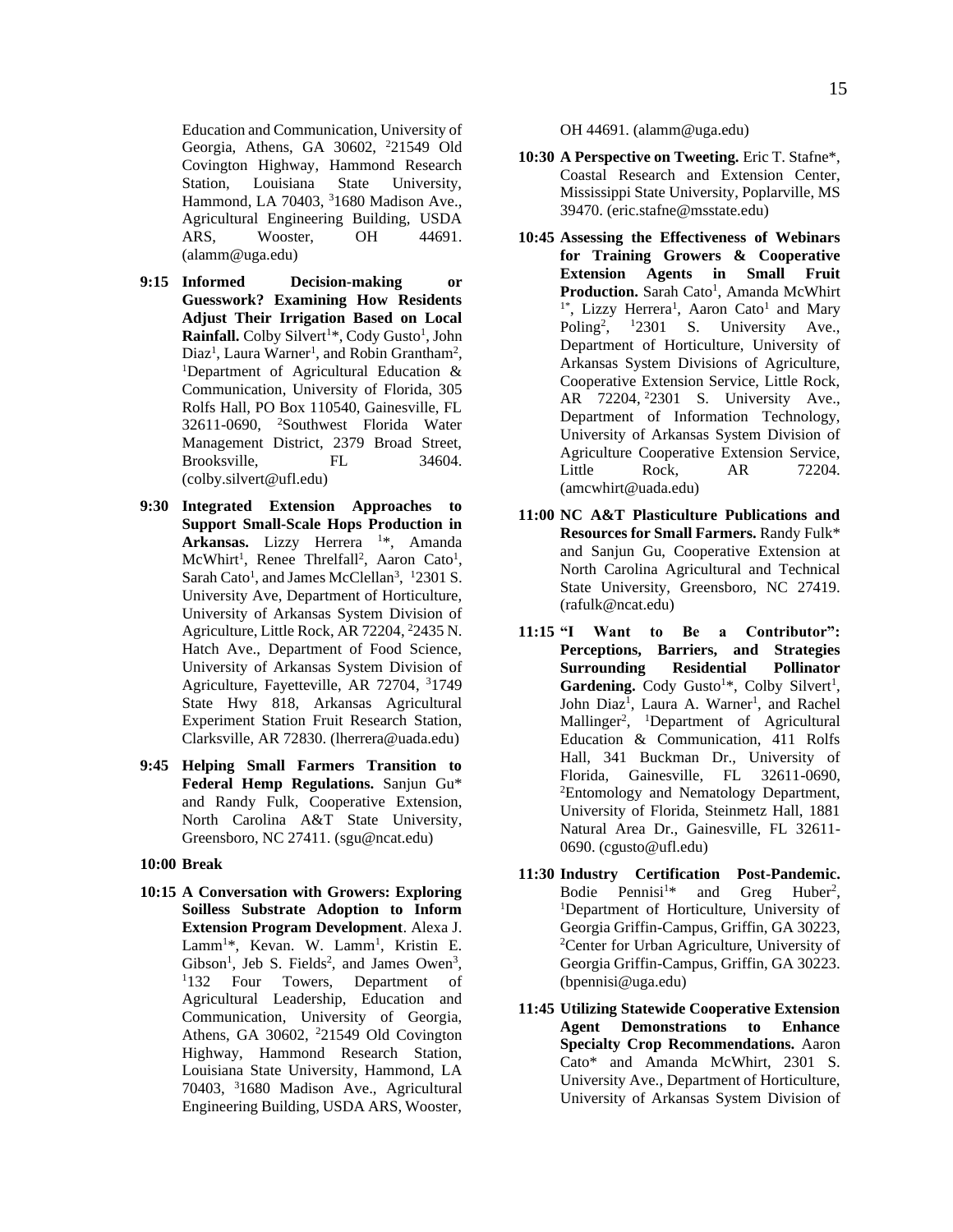Education and Communication, University of Georgia, Athens, GA 30602, [2]21549 Old Covington Highway, Hammond Research Station, Louisiana State University, Hammond, LA 70403, [3]1680 Madison Ave., Agricultural Engineering Building, USDA ARS, Wooster, OH 44691. (alamm@uga.edu)

**9:15 Informed Decision-making or Guesswork? Examining How Residents Adjust Their Irrigation Based on Local Rainfall.** Colby Silvert[1]*, Cody Gusto[1], John Diaz[1], Laura Warner[1], and Robin Grantham[2], [1]Department of Agricultural Education & Communication, University of Florida, 305 Rolfs Hall, PO Box 110540, Gainesville, FL 32611-0690, [2]Southwest Florida Water Management District, 2379 Broad Street, Brooksville, FL 34604. (colby.silvert@ufl.edu)

**9:30 Integrated Extension Approaches to Support Small-Scale Hops Production in Arkansas.** Lizzy Herrera [1]*, Amanda McWhirt[1], Renee Threlfall[2], Aaron Cato[1], Sarah Cato[1], and James McClellan[3], [1]2301 S. University Ave, Department of Horticulture, University of Arkansas System Division of Agriculture, Little Rock, AR 72204, [2]2435 N. Hatch Ave., Department of Food Science, University of Arkansas System Division of Agriculture, Fayetteville, AR 72704, [3]1749 State Hwy 818, Arkansas Agricultural Experiment Station Fruit Research Station, Clarksville, AR 72830. (lherrera@uada.edu)

**9:45 Helping Small Farmers Transition to Federal Hemp Regulations.** Sanjun Gu* and Randy Fulk, Cooperative Extension, North Carolina A&T State University, Greensboro, NC 27411. (sgu@ncat.edu)

**10:00 Break**

**10:15 A Conversation with Growers: Exploring Soilless Substrate Adoption to Inform Extension Program Development**. Alexa J. Lamm[1]*, Kevan. W. Lamm[1], Kristin E. Gibson[1], Jeb S. Fields[2], and James Owen[3], [1]132 Four Towers, Department of Agricultural Leadership, Education and Communication, University of Georgia, Athens, GA 30602, [2]21549 Old Covington Highway, Hammond Research Station, Louisiana State University, Hammond, LA 70403, [3]1680 Madison Ave., Agricultural Engineering Building, USDA ARS, Wooster, OH 44691. (alamm@uga.edu)

**10:30 A Perspective on Tweeting.** Eric T. Stafne*, Coastal Research and Extension Center, Mississippi State University, Poplarville, MS 39470. (eric.stafne@msstate.edu)

**10:45 Assessing the Effectiveness of Webinars for Training Growers & Cooperative Extension Agents in Small Fruit Production.** Sarah Cato[1], Amanda McWhirt [1*], Lizzy Herrera[1], Aaron Cato[1] and Mary Poling[2], [1]2301 S. University Ave., Department of Horticulture, University of Arkansas System Divisions of Agriculture, Cooperative Extension Service, Little Rock, AR 72204, [2]2301 S. University Ave., Department of Information Technology, University of Arkansas System Division of Agriculture Cooperative Extension Service, Little Rock, AR 72204. (amcwhirt@uada.edu)

**11:00 NC A&T Plasticulture Publications and Resources for Small Farmers.** Randy Fulk* and Sanjun Gu, Cooperative Extension at North Carolina Agricultural and Technical State University, Greensboro, NC 27419. (rafulk@ncat.edu)

**11:15 "I Want to Be a Contributor": Perceptions, Barriers, and Strategies Surrounding Residential Pollinator Gardening.** Cody Gusto[1]*, Colby Silvert[1], John Diaz[1], Laura A. Warner[1], and Rachel Mallinger[2], [1]Department of Agricultural Education & Communication, 411 Rolfs Hall, 341 Buckman Dr., University of Florida, Gainesville, FL 32611-0690, [2]Entomology and Nematology Department, University of Florida, Steinmetz Hall, 1881 Natural Area Dr., Gainesville, FL 32611-0690. (cgusto@ufl.edu)

**11:30 Industry Certification Post-Pandemic.** Bodie Pennisi[1]* and Greg Huber[2], [1]Department of Horticulture, University of Georgia Griffin-Campus, Griffin, GA 30223, [2]Center for Urban Agriculture, University of Georgia Griffin-Campus, Griffin, GA 30223. (bpennisi@uga.edu)

**11:45 Utilizing Statewide Cooperative Extension Agent Demonstrations to Enhance Specialty Crop Recommendations.** Aaron Cato* and Amanda McWhirt, 2301 S. University Ave., Department of Horticulture, University of Arkansas System Division of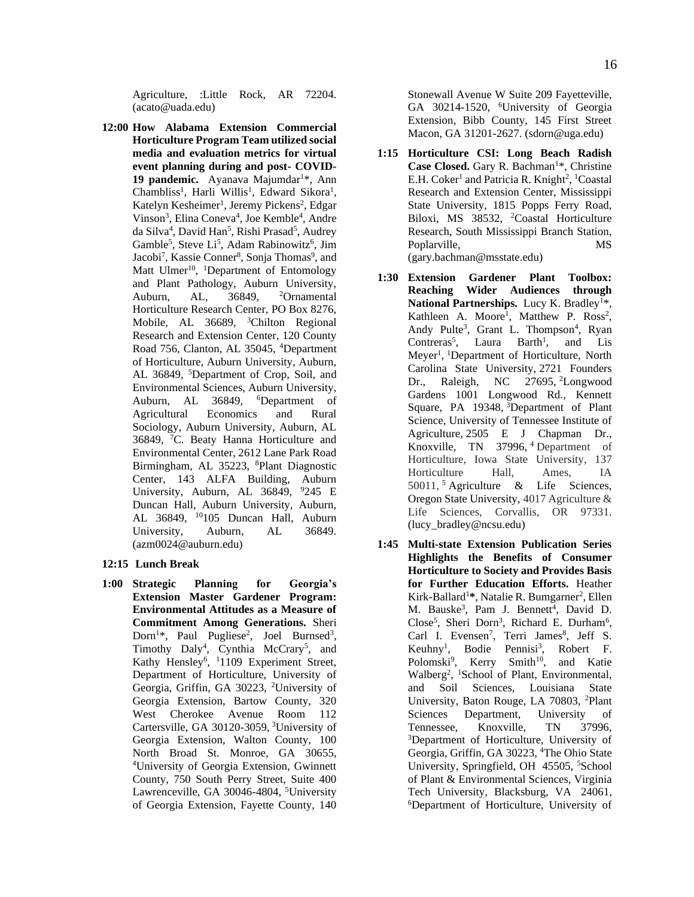Agriculture, :Little Rock, AR 72204. (acato@uada.edu)

**12:00 How Alabama Extension Commercial Horticulture Program Team utilized social media and evaluation metrics for virtual event planning during and post- COVID-19 pandemic.** Ayanava Majumdar[1]*, Ann Chambliss[1], Harli Willis[1], Edward Sikora[1], Katelyn Kesheimer[1], Jeremy Pickens[2], Edgar Vinson[3], Elina Coneva[4], Joe Kemble[4], Andre da Silva[4], David Han[5], Rishi Prasad[5], Audrey Gamble[5], Steve Li[5], Adam Rabinowitz[6], Jim Jacobi[7], Kassie Conner[8], Sonja Thomas[9], and Matt Ulmer[10], [1]Department of Entomology and Plant Pathology, Auburn University, Auburn, AL, 36849, [2]Ornamental Horticulture Research Center, PO Box 8276, Mobile, AL 36689, [3]Chilton Regional Research and Extension Center, 120 County Road 756, Clanton, AL 35045, [4]Department of Horticulture, Auburn University, Auburn, AL 36849, [5]Department of Crop, Soil, and Environmental Sciences, Auburn University, Auburn, AL 36849, [6]Department of Agricultural Economics and Rural Sociology, Auburn University, Auburn, AL 36849, [7]C. Beaty Hanna Horticulture and Environmental Center, 2612 Lane Park Road Birmingham, AL 35223, [8]Plant Diagnostic Center, 143 ALFA Building, Auburn University, Auburn, AL 36849, [9]245 E Duncan Hall, Auburn University, Auburn, AL 36849, [10]105 Duncan Hall, Auburn University, Auburn, AL 36849. (azm0024@auburn.edu)

**12:15 Lunch Break**

**1:00 Strategic Planning for Georgia's Extension Master Gardener Program: Environmental Attitudes as a Measure of Commitment Among Generations.** Sheri Dorn[1]*, Paul Pugliese[2], Joel Burnsed[3], Timothy Daly[4], Cynthia McCrary[5], and Kathy Hensley[6], [1]1109 Experiment Street, Department of Horticulture, University of Georgia, Griffin, GA 30223, [2]University of Georgia Extension, Bartow County, 320 West Cherokee Avenue Room 112 Cartersville, GA 30120-3059, [3]University of Georgia Extension, Walton County, 100 North Broad St. Monroe, GA 30655, [4]University of Georgia Extension, Gwinnett County, 750 South Perry Street, Suite 400 Lawrenceville, GA 30046-4804, [5]University of Georgia Extension, Fayette County, 140 Stonewall Avenue W Suite 209 Fayetteville, GA 30214-1520, [6]University of Georgia Extension, Bibb County, 145 First Street Macon, GA 31201-2627. (sdorn@uga.edu)

**1:15 Horticulture CSI: Long Beach Radish Case Closed.** Gary R. Bachman[1]*, Christine E.H. Coker[1] and Patricia R. Knight[2], [1]Coastal Research and Extension Center, Mississippi State University, 1815 Popps Ferry Road, Biloxi, MS 38532, [2]Coastal Horticulture Research, South Mississippi Branch Station, Poplarville, MS (gary.bachman@msstate.edu)

**1:30 Extension Gardener Plant Toolbox: Reaching Wider Audiences through National Partnerships.** Lucy K. Bradley[1]*, Kathleen A. Moore[1], Matthew P. Ross[2], Andy Pulte[3], Grant L. Thompson[4], Ryan Contreras[5], Laura Barth[1], and Lis Meyer[1], [1]Department of Horticulture, North Carolina State University, 2721 Founders Dr., Raleigh, NC 27695, [2]Longwood Gardens 1001 Longwood Rd., Kennett Square, PA 19348, [3]Department of Plant Science, University of Tennessee Institute of Agriculture, 2505 E J Chapman Dr., Knoxville, TN 37996, [4]Department of Horticulture, Iowa State University, 137 Horticulture Hall, Ames, IA 50011, [5]Agriculture & Life Sciences, Oregon State University, 4017 Agriculture & Life Sciences, Corvallis, OR 97331. (lucy_bradley@ncsu.edu)

**1:45 Multi-state Extension Publication Series Highlights the Benefits of Consumer Horticulture to Society and Provides Basis for Further Education Efforts.** Heather Kirk-Ballard[1]*, Natalie R. Bumgarner[2], Ellen M. Bauske[3], Pam J. Bennett[4], David D. Close[5], Sheri Dorn[3], Richard E. Durham[6], Carl I. Evensen[7], Terri James[8], Jeff S. Keuhny[1], Bodie Pennisi[3], Robert F. Polomski[9], Kerry Smith[10], and Katie Walberg[2], [1]School of Plant, Environmental, and Soil Sciences, Louisiana State University, Baton Rouge, LA 70803, [2]Plant Sciences Department, University of Tennessee, Knoxville, TN 37996, [3]Department of Horticulture, University of Georgia, Griffin, GA 30223, [4]The Ohio State University, Springfield, OH 45505, [5]School of Plant & Environmental Sciences, Virginia Tech University, Blacksburg, VA 24061, [6]Department of Horticulture, University of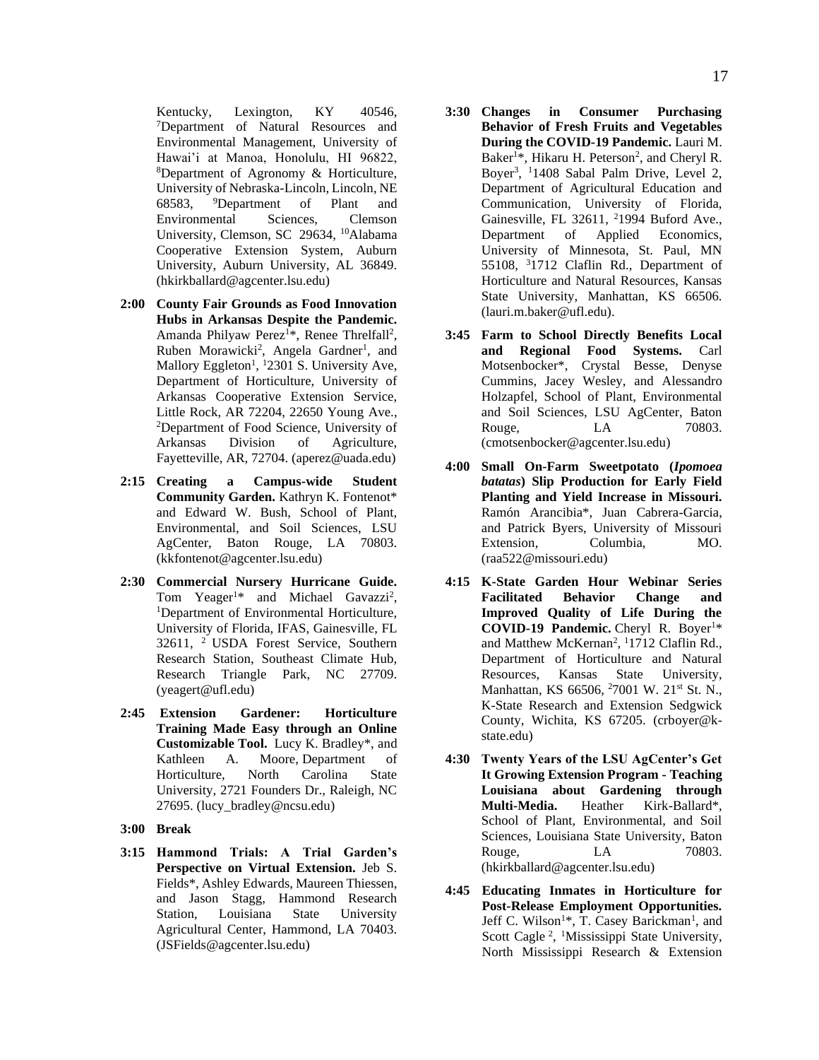Kentucky, Lexington, KY 40546, [7]Department of Natural Resources and Environmental Management, University of Hawai'i at Manoa, Honolulu, HI 96822, [8]Department of Agronomy & Horticulture, University of Nebraska-Lincoln, Lincoln, NE 68583, [9]Department of Plant and Environmental Sciences, Clemson University, Clemson, SC 29634, [10]Alabama Cooperative Extension System, Auburn University, Auburn University, AL 36849. (hkirkballard@agcenter.lsu.edu)

**2:00 County Fair Grounds as Food Innovation Hubs in Arkansas Despite the Pandemic.** Amanda Philyaw Perez[1]*, Renee Threlfall[2], Ruben Morawicki[2], Angela Gardner[1], and Mallory Eggleton[1], [1]2301 S. University Ave, Department of Horticulture, University of Arkansas Cooperative Extension Service, Little Rock, AR 72204, 22650 Young Ave., [2]Department of Food Science, University of Arkansas Division of Agriculture, Fayetteville, AR, 72704. (aperez@uada.edu)

**2:15 Creating a Campus-wide Student Community Garden.** Kathryn K. Fontenot* and Edward W. Bush, School of Plant, Environmental, and Soil Sciences, LSU AgCenter, Baton Rouge, LA 70803. (kkfontenot@agcenter.lsu.edu)

**2:30 Commercial Nursery Hurricane Guide.** Tom Yeager[1]* and Michael Gavazzi[2], [1]Department of Environmental Horticulture, University of Florida, IFAS, Gainesville, FL 32611, [2] USDA Forest Service, Southern Research Station, Southeast Climate Hub, Research Triangle Park, NC 27709. (yeagert@ufl.edu)

**2:45 Extension Gardener: Horticulture Training Made Easy through an Online Customizable Tool.** Lucy K. Bradley*, and Kathleen A. Moore, Department of Horticulture, North Carolina State University, 2721 Founders Dr., Raleigh, NC 27695. (lucy_bradley@ncsu.edu)

**3:00 Break**

**3:15 Hammond Trials: A Trial Garden's Perspective on Virtual Extension.** Jeb S. Fields*, Ashley Edwards, Maureen Thiessen, and Jason Stagg, Hammond Research Station, Louisiana State University Agricultural Center, Hammond, LA 70403. (JSFields@agcenter.lsu.edu)

**3:30 Changes in Consumer Purchasing Behavior of Fresh Fruits and Vegetables During the COVID-19 Pandemic.** Lauri M. Baker[1]*, Hikaru H. Peterson[2], and Cheryl R. Boyer[3], [1]1408 Sabal Palm Drive, Level 2, Department of Agricultural Education and Communication, University of Florida, Gainesville, FL 32611, [2]1994 Buford Ave., Department of Applied Economics, University of Minnesota, St. Paul, MN 55108, [3]1712 Claflin Rd., Department of Horticulture and Natural Resources, Kansas State University, Manhattan, KS 66506. (lauri.m.baker@ufl.edu).

**3:45 Farm to School Directly Benefits Local and Regional Food Systems.** Carl Motsenbocker*, Crystal Besse, Denyse Cummins, Jacey Wesley, and Alessandro Holzapfel, School of Plant, Environmental and Soil Sciences, LSU AgCenter, Baton Rouge, LA 70803. (cmotsenbocker@agcenter.lsu.edu)

**4:00 Small On-Farm Sweetpotato (*Ipomoea batatas*) Slip Production for Early Field Planting and Yield Increase in Missouri.** Ramón Arancibia*, Juan Cabrera-Garcia, and Patrick Byers, University of Missouri Extension, Columbia, MO. (raa522@missouri.edu)

**4:15 K-State Garden Hour Webinar Series Facilitated Behavior Change and Improved Quality of Life During the COVID-19 Pandemic.** Cheryl R. Boyer[1]* and Matthew McKernan[2], [1]1712 Claflin Rd., Department of Horticulture and Natural Resources, Kansas State University, Manhattan, KS 66506, [2]7001 W. 21st St. N., K-State Research and Extension Sedgwick County, Wichita, KS 67205. (crboyer@k-state.edu)

**4:30 Twenty Years of the LSU AgCenter's Get It Growing Extension Program - Teaching Louisiana about Gardening through Multi-Media.** Heather Kirk-Ballard*, School of Plant, Environmental, and Soil Sciences, Louisiana State University, Baton Rouge, LA 70803. (hkirkballard@agcenter.lsu.edu)

**4:45 Educating Inmates in Horticulture for Post-Release Employment Opportunities.** Jeff C. Wilson[1]*, T. Casey Barickman[1], and Scott Cagle [2], [1]Mississippi State University, North Mississippi Research & Extension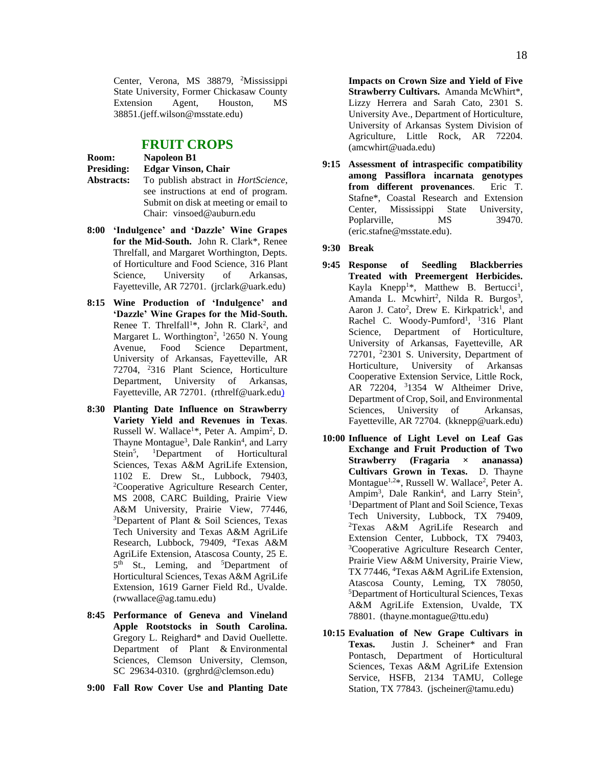Center, Verona, MS 38879, [2]Mississippi State University, Former Chickasaw County Extension Agent, Houston, MS 38851.(jeff.wilson@msstate.edu)

## FRUIT CROPS

**Room:** **Napoleon B1**
**Presiding:** **Edgar Vinson, Chair**
**Abstracts:** To publish abstract in *HortScience*, see instructions at end of program. Submit on disk at meeting or email to Chair: vinsoed@auburn.edu

**8:00 'Indulgence' and 'Dazzle' Wine Grapes for the Mid-South.** John R. Clark*, Renee Threlfall, and Margaret Worthington, Depts. of Horticulture and Food Science, 316 Plant Science, University of Arkansas, Fayetteville, AR 72701. (jrclark@uark.edu)

**8:15 Wine Production of 'Indulgence' and 'Dazzle' Wine Grapes for the Mid-South.** Renee T. Threlfall[1]*, John R. Clark[2], and Margaret L. Worthington[2], [1]2650 N. Young Avenue, Food Science Department, University of Arkansas, Fayetteville, AR 72704, [2]316 Plant Science, Horticulture Department, University of Arkansas, Fayetteville, AR 72701. (rthrelf@uark.edu)

**8:30 Planting Date Influence on Strawberry Variety Yield and Revenues in Texas**. Russell W. Wallace[1]*, Peter A. Ampim[2], D. Thayne Montague[3], Dale Rankin[4], and Larry Stein[5], [1]Department of Horticultural Sciences, Texas A&M AgriLife Extension, 1102 E. Drew St., Lubbock, 79403, [2]Cooperative Agriculture Research Center, MS 2008, CARC Building, Prairie View A&M University, Prairie View, 77446, [3]Departent of Plant & Soil Sciences, Texas Tech University and Texas A&M AgriLife Research, Lubbock, 79409, [4]Texas A&M AgriLife Extension, Atascosa County, 25 E. 5th St., Leming, and [5]Department of Horticultural Sciences, Texas A&M AgriLife Extension, 1619 Garner Field Rd., Uvalde. (rwwallace@ag.tamu.edu)

**8:45 Performance of Geneva and Vineland Apple Rootstocks in South Carolina.** Gregory L. Reighard* and David Ouellette. Department of Plant & Environmental Sciences, Clemson University, Clemson, SC 29634-0310. (grghrd@clemson.edu)

**9:00 Fall Row Cover Use and Planting Date Impacts on Crown Size and Yield of Five Strawberry Cultivars.** Amanda McWhirt*, Lizzy Herrera and Sarah Cato, 2301 S. University Ave., Department of Horticulture, University of Arkansas System Division of Agriculture, Little Rock, AR 72204. (amcwhirt@uada.edu)

**9:15 Assessment of intraspecific compatibility among Passiflora incarnata genotypes from different provenances**. Eric T. Stafne*, Coastal Research and Extension Center, Mississippi State University, Poplarville, MS 39470. (eric.stafne@msstate.edu).

**9:30 Break**

**9:45 Response of Seedling Blackberries Treated with Preemergent Herbicides.** Kayla Knepp[1]*, Matthew B. Bertucci[1], Amanda L. Mcwhirt[2], Nilda R. Burgos[3], Aaron J. Cato[2], Drew E. Kirkpatrick[1], and Rachel C. Woody-Pumford[1], [1]316 Plant Science, Department of Horticulture, University of Arkansas, Fayetteville, AR 72701, [2]2301 S. University, Department of Horticulture, University of Arkansas Cooperative Extension Service, Little Rock, AR 72204, [3]1354 W Altheimer Drive, Department of Crop, Soil, and Environmental Sciences, University of Arkansas, Fayetteville, AR 72704. (kknepp@uark.edu)

**10:00 Influence of Light Level on Leaf Gas Exchange and Fruit Production of Two Strawberry (Fragaria × ananassa) Cultivars Grown in Texas.** D. Thayne Montague[1,2]*, Russell W. Wallace[2], Peter A. Ampim[3], Dale Rankin[4], and Larry Stein[5], [1]Department of Plant and Soil Science, Texas Tech University, Lubbock, TX 79409, [2]Texas A&M AgriLife Research and Extension Center, Lubbock, TX 79403, [3]Cooperative Agriculture Research Center, Prairie View A&M University, Prairie View, TX 77446, [4]Texas A&M AgriLife Extension, Atascosa County, Leming, TX 78050, [5]Department of Horticultural Sciences, Texas A&M AgriLife Extension, Uvalde, TX 78801. (thayne.montague@ttu.edu)

**10:15 Evaluation of New Grape Cultivars in Texas.** Justin J. Scheiner* and Fran Pontasch, Department of Horticultural Sciences, Texas A&M AgriLife Extension Service, HSFB, 2134 TAMU, College Station, TX 77843. (jscheiner@tamu.edu)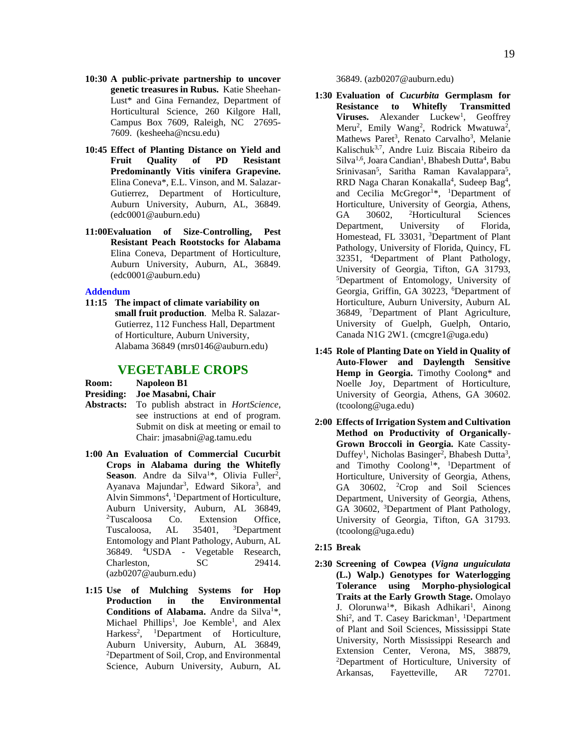**10:30 A public-private partnership to uncover genetic treasures in Rubus.** Katie Sheehan-Lust* and Gina Fernandez, Department of Horticultural Science, 260 Kilgore Hall, Campus Box 7609, Raleigh, NC 27695-7609. (kesheeha@ncsu.edu)

**10:45 Effect of Planting Distance on Yield and Fruit Quality of PD Resistant Predominantly Vitis vinifera Grapevine.** Elina Coneva*, E.L. Vinson, and M. Salazar-Gutierrez, Department of Horticulture, Auburn University, Auburn, AL, 36849. (edc0001@auburn.edu)

**11:00 Evaluation of Size-Controlling, Pest Resistant Peach Rootstocks for Alabama** Elina Coneva, Department of Horticulture, Auburn University, Auburn, AL, 36849. (edc0001@auburn.edu)

**Addendum**

**11:15 The impact of climate variability on small fruit production**. Melba R. Salazar-Gutierrez, 112 Funchess Hall, Department of Horticulture, Auburn University, Alabama 36849 (mrs0146@auburn.edu)

## VEGETABLE CROPS

**Room:** Napoleon B1

**Presiding:** Joe Masabni, Chair

**Abstracts:** To publish abstract in *HortScience*, see instructions at end of program. Submit on disk at meeting or email to Chair: jmasabni@ag.tamu.edu

**1:00 An Evaluation of Commercial Cucurbit Crops in Alabama during the Whitefly Season**. Andre da Silva[1]*, Olivia Fuller[2], Ayanava Majundar[3], Edward Sikora[3], and Alvin Simmons[4], [1]Department of Horticulture, Auburn University, Auburn, AL 36849, [2]Tuscaloosa Co. Extension Office, Tuscaloosa, AL 35401, [3]Department Entomology and Plant Pathology, Auburn, AL 36849. [4]USDA - Vegetable Research, Charleston, SC 29414. (azb0207@auburn.edu)

**1:15 Use of Mulching Systems for Hop Production in the Environmental Conditions of Alabama.** Andre da Silva[1]*, Michael Phillips[1], Joe Kemble[1], and Alex Harkess[2], [1]Department of Horticulture, Auburn University, Auburn, AL 36849, [2]Department of Soil, Crop, and Environmental Science, Auburn University, Auburn, AL 36849. (azb0207@auburn.edu)

**1:30 Evaluation of *Cucurbita* Germplasm for Resistance to Whitefly Transmitted Viruses.** Alexander Luckew[1], Geoffrey Meru[2], Emily Wang[2], Rodrick Mwatuwa[2], Mathews Paret[3], Renato Carvalho[3], Melanie Kalischuk[3,7], Andre Luiz Biscaia Ribeiro da Silva[1,6], Joara Candian[1], Bhabesh Dutta[4], Babu Srinivasan[5], Saritha Raman Kavalappara[5], RRD Naga Charan Konakalla[4], Sudeep Bag[4], and Cecilia McGregor[1]*, [1]Department of Horticulture, University of Georgia, Athens, GA 30602, [2]Horticultural Sciences Department, University of Florida, Homestead, FL 33031, [3]Department of Plant Pathology, University of Florida, Quincy, FL 32351, [4]Department of Plant Pathology, University of Georgia, Tifton, GA 31793, [5]Department of Entomology, University of Georgia, Griffin, GA 30223, [6]Department of Horticulture, Auburn University, Auburn AL 36849, [7]Department of Plant Agriculture, University of Guelph, Guelph, Ontario, Canada N1G 2W1. (cmcgre1@uga.edu)

**1:45 Role of Planting Date on Yield in Quality of Auto-Flower and Daylength Sensitive Hemp in Georgia.** Timothy Coolong* and Noelle Joy, Department of Horticulture, University of Georgia, Athens, GA 30602. (tcoolong@uga.edu)

**2:00 Effects of Irrigation System and Cultivation Method on Productivity of Organically-Grown Broccoli in Georgia.** Kate Cassity-Duffey[1], Nicholas Basinger[2], Bhabesh Dutta[3], and Timothy Coolong[1]*, [1]Department of Horticulture, University of Georgia, Athens, GA 30602, [2]Crop and Soil Sciences Department, University of Georgia, Athens, GA 30602, [3]Department of Plant Pathology, University of Georgia, Tifton, GA 31793. (tcoolong@uga.edu)

**2:15 Break**

**2:30 Screening of Cowpea (*Vigna unguiculata* (L.) Walp.) Genotypes for Waterlogging Tolerance using Morpho-physiological Traits at the Early Growth Stage.** Omolayo J. Olorunwa[1]*, Bikash Adhikari[1], Ainong Shi[2], and T. Casey Barickman[1], [1]Department of Plant and Soil Sciences, Mississippi State University, North Mississippi Research and Extension Center, Verona, MS, 38879, [2]Department of Horticulture, University of Arkansas, Fayetteville, AR 72701.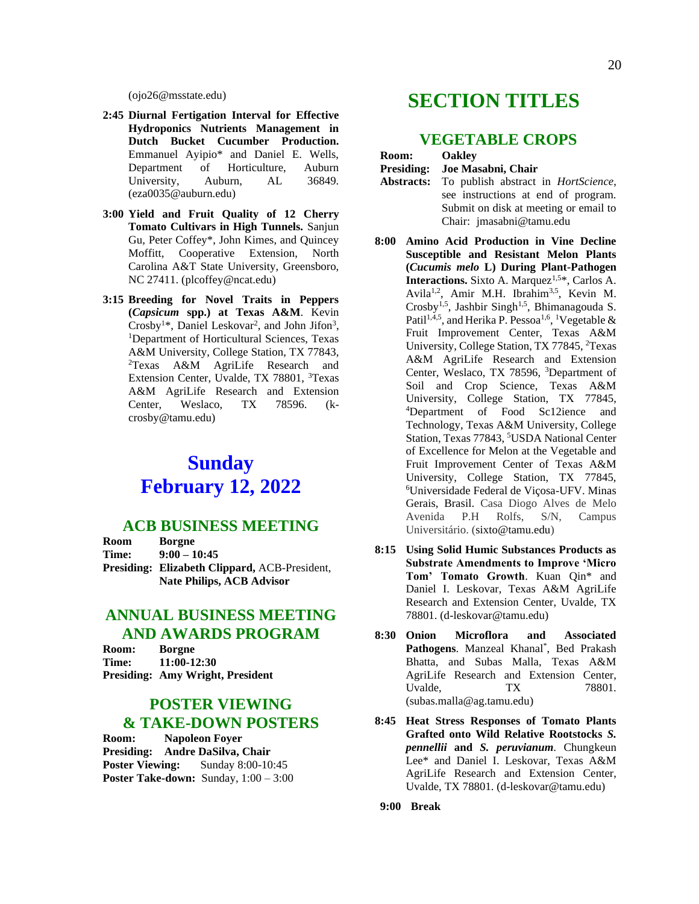(ojo26@msstate.edu)

**2:45 Diurnal Fertigation Interval for Effective Hydroponics Nutrients Management in Dutch Bucket Cucumber Production.** Emmanuel Ayipio* and Daniel E. Wells, Department of Horticulture, Auburn University, Auburn, AL 36849. (eza0035@auburn.edu)

**3:00 Yield and Fruit Quality of 12 Cherry Tomato Cultivars in High Tunnels.** Sanjun Gu, Peter Coffey*, John Kimes, and Quincey Moffitt, Cooperative Extension, North Carolina A&T State University, Greensboro, NC 27411. (plcoffey@ncat.edu)

**3:15 Breeding for Novel Traits in Peppers (*Capsicum* spp.) at Texas A&M**. Kevin Crosby[1]*, Daniel Leskovar[2], and John Jifon[3], [1]Department of Horticultural Sciences, Texas A&M University, College Station, TX 77843, [2]Texas A&M AgriLife Research and Extension Center, Uvalde, TX 78801, [3]Texas A&M AgriLife Research and Extension Center, Weslaco, TX 78596. (k-crosby@tamu.edu)

# Sunday
# February 12, 2022

## ACB BUSINESS MEETING

**Room** **Borgne**
**Time:** **9:00 – 10:45**
**Presiding:** **Elizabeth Clippard,** ACB-President, **Nate Philips, ACB Advisor**

## ANNUAL BUSINESS MEETING AND AWARDS PROGRAM

**Room:** **Borgne**
**Time:** **11:00-12:30**
**Presiding:** **Amy Wright, President**

## POSTER VIEWING & TAKE-DOWN POSTERS

**Room:** **Napoleon Foyer**
**Presiding:** **Andre DaSilva, Chair**
**Poster Viewing:** Sunday 8:00-10:45
**Poster Take-down:** Sunday, 1:00 – 3:00

# SECTION TITLES

## VEGETABLE CROPS

**Room:** **Oakley**
**Presiding:** **Joe Masabni, Chair**
**Abstracts:** To publish abstract in *HortScience*, see instructions at end of program. Submit on disk at meeting or email to Chair: jmasabni@tamu.edu

**8:00 Amino Acid Production in Vine Decline Susceptible and Resistant Melon Plants (*Cucumis melo* L) During Plant-Pathogen Interactions.** Sixto A. Marquez[1,5]*, Carlos A. Avila[1,2], Amir M.H. Ibrahim[3,5], Kevin M. Crosby[1,5], Jashbir Singh[1,5], Bhimanagouda S. Patil[1,4,5], and Herika P. Pessoa[1,6], [1]Vegetable & Fruit Improvement Center, Texas A&M University, College Station, TX 77845, [2]Texas A&M AgriLife Research and Extension Center, Weslaco, TX 78596, [3]Department of Soil and Crop Science, Texas A&M University, College Station, TX 77845, [4]Department of Food Sc12ience and Technology, Texas A&M University, College Station, Texas 77843, [5]USDA National Center of Excellence for Melon at the Vegetable and Fruit Improvement Center of Texas A&M University, College Station, TX 77845, [6]Universidade Federal de Viçosa-UFV. Minas Gerais, Brasil. Casa Diogo Alves de Melo Avenida P.H Rolfs, S/N, Campus Universitário. (sixto@tamu.edu)

**8:15 Using Solid Humic Substances Products as Substrate Amendments to Improve 'Micro Tom' Tomato Growth**. Kuan Qin* and Daniel I. Leskovar, Texas A&M AgriLife Research and Extension Center, Uvalde, TX 78801. (d-leskovar@tamu.edu)

**8:30 Onion Microflora and Associated Pathogens**. Manzeal Khanal*, Bed Prakash Bhatta, and Subas Malla, Texas A&M AgriLife Research and Extension Center, Uvalde, TX 78801. (subas.malla@ag.tamu.edu)

**8:45 Heat Stress Responses of Tomato Plants Grafted onto Wild Relative Rootstocks *S. pennellii* and *S. peruvianum*.** Chungkeun Lee* and Daniel I. Leskovar, Texas A&M AgriLife Research and Extension Center, Uvalde, TX 78801. (d-leskovar@tamu.edu)

**9:00 Break**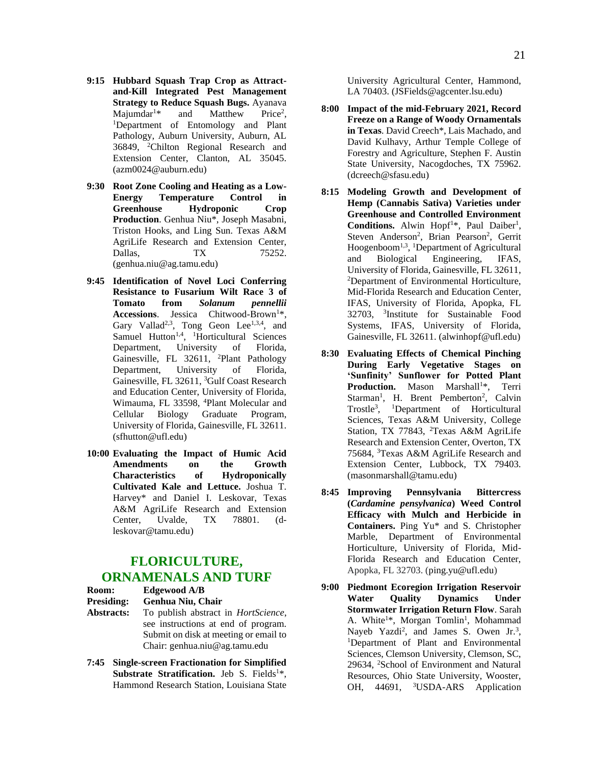**9:15 Hubbard Squash Trap Crop as Attract-and-Kill Integrated Pest Management Strategy to Reduce Squash Bugs.** Ayanava Majumdar[1]* and Matthew Price[2], [1]Department of Entomology and Plant Pathology, Auburn University, Auburn, AL 36849, [2]Chilton Regional Research and Extension Center, Clanton, AL 35045. (azm0024@auburn.edu)

**9:30 Root Zone Cooling and Heating as a Low-Energy Temperature Control in Greenhouse Hydroponic Crop Production**. Genhua Niu*, Joseph Masabni, Triston Hooks, and Ling Sun. Texas A&M AgriLife Research and Extension Center, Dallas, TX 75252. (genhua.niu@ag.tamu.edu)

**9:45 Identification of Novel Loci Conferring Resistance to Fusarium Wilt Race 3 of Tomato from *Solanum pennellii* Accessions**. Jessica Chitwood-Brown[1]*, Gary Vallad[2,3], Tong Geon Lee[1,3,4], and Samuel Hutton[1,4], [1]Horticultural Sciences Department, University of Florida, Gainesville, FL 32611, [2]Plant Pathology Department, University of Florida, Gainesville, FL 32611, [3]Gulf Coast Research and Education Center, University of Florida, Wimauma, FL 33598, [4]Plant Molecular and Cellular Biology Graduate Program, University of Florida, Gainesville, FL 32611. (sfhutton@ufl.edu)

**10:00 Evaluating the Impact of Humic Acid Amendments on the Growth Characteristics of Hydroponically Cultivated Kale and Lettuce.** Joshua T. Harvey* and Daniel I. Leskovar, Texas A&M AgriLife Research and Extension Center, Uvalde, TX 78801. (d-leskovar@tamu.edu)

## FLORICULTURE, ORNAMENALS AND TURF

**Room:** Edgewood A/B
**Presiding:** Genhua Niu, Chair
**Abstracts:** To publish abstract in *HortScience*, see instructions at end of program. Submit on disk at meeting or email to Chair: genhua.niu@ag.tamu.edu

**7:45 Single-screen Fractionation for Simplified Substrate Stratification.** Jeb S. Fields[1]*, Hammond Research Station, Louisiana State University Agricultural Center, Hammond, LA 70403. (JSFields@agcenter.lsu.edu)

**8:00 Impact of the mid-February 2021, Record Freeze on a Range of Woody Ornamentals in Texas**. David Creech*, Lais Machado, and David Kulhavy, Arthur Temple College of Forestry and Agriculture, Stephen F. Austin State University, Nacogdoches, TX 75962. (dcreech@sfasu.edu)

**8:15 Modeling Growth and Development of Hemp (Cannabis Sativa) Varieties under Greenhouse and Controlled Environment Conditions.** Alwin Hopf[1]*, Paul Daiber[1], Steven Anderson[2], Brian Pearson[2], Gerrit Hoogenboom[1,3], [1]Department of Agricultural and Biological Engineering, IFAS, University of Florida, Gainesville, FL 32611, [2]Department of Environmental Horticulture, Mid-Florida Research and Education Center, IFAS, University of Florida, Apopka, FL 32703, [3]Institute for Sustainable Food Systems, IFAS, University of Florida, Gainesville, FL 32611. (alwinhopf@ufl.edu)

**8:30 Evaluating Effects of Chemical Pinching During Early Vegetative Stages on 'Sunfinity' Sunflower for Potted Plant Production.** Mason Marshall[1]*, Terri Starman[1], H. Brent Pemberton[2], Calvin Trostle[3], [1]Department of Horticultural Sciences, Texas A&M University, College Station, TX 77843, [2]Texas A&M AgriLife Research and Extension Center, Overton, TX 75684, [3]Texas A&M AgriLife Research and Extension Center, Lubbock, TX 79403. (masonmarshall@tamu.edu)

**8:45 Improving Pennsylvania Bittercress (*Cardamine pensylvanica*) Weed Control Efficacy with Mulch and Herbicide in Containers.** Ping Yu* and S. Christopher Marble, Department of Environmental Horticulture, University of Florida, Mid-Florida Research and Education Center, Apopka, FL 32703. (ping.yu@ufl.edu)

**9:00 Piedmont Ecoregion Irrigation Reservoir Water Quality Dynamics Under Stormwater Irrigation Return Flow**. Sarah A. White[1]*, Morgan Tomlin[1], Mohammad Nayeb Yazdi[2], and James S. Owen Jr.[3], [1]Department of Plant and Environmental Sciences, Clemson University, Clemson, SC, 29634, [2]School of Environment and Natural Resources, Ohio State University, Wooster, OH, 44691, [3]USDA-ARS Application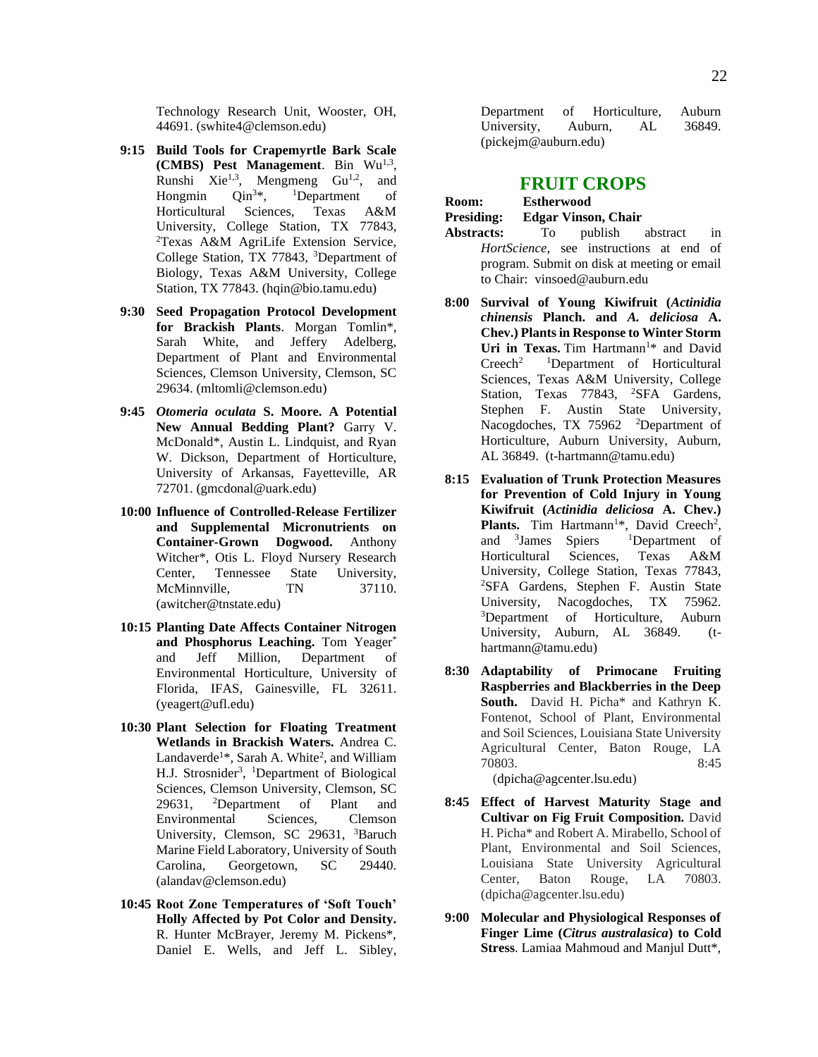Technology Research Unit, Wooster, OH, 44691. (swhite4@clemson.edu)

**9:15 Build Tools for Crapemyrtle Bark Scale (CMBS) Pest Management**. Bin Wu[1,3], Runshi Xie[1,3], Mengmeng Gu[1,2], and Hongmin Qin[3]*, [1]Department of Horticultural Sciences, Texas A&M University, College Station, TX 77843, [2]Texas A&M AgriLife Extension Service, College Station, TX 77843, [3]Department of Biology, Texas A&M University, College Station, TX 77843. (hqin@bio.tamu.edu)

**9:30 Seed Propagation Protocol Development for Brackish Plants**. Morgan Tomlin*, Sarah White, and Jeffery Adelberg, Department of Plant and Environmental Sciences, Clemson University, Clemson, SC 29634. (mltomli@clemson.edu)

**9:45 *Otomeria oculata* S. Moore. A Potential New Annual Bedding Plant?** Garry V. McDonald*, Austin L. Lindquist, and Ryan W. Dickson, Department of Horticulture, University of Arkansas, Fayetteville, AR 72701. (gmcdonal@uark.edu)

**10:00 Influence of Controlled-Release Fertilizer and Supplemental Micronutrients on Container-Grown Dogwood.** Anthony Witcher*, Otis L. Floyd Nursery Research Center, Tennessee State University, McMinnville, TN 37110. (awitcher@tnstate.edu)

**10:15 Planting Date Affects Container Nitrogen and Phosphorus Leaching.** Tom Yeager* and Jeff Million, Department of Environmental Horticulture, University of Florida, IFAS, Gainesville, FL 32611. (yeagert@ufl.edu)

**10:30 Plant Selection for Floating Treatment Wetlands in Brackish Waters.** Andrea C. Landaverde[1]*, Sarah A. White[2], and William H.J. Strosnider[3], [1]Department of Biological Sciences, Clemson University, Clemson, SC 29631, [2]Department of Plant and Environmental Sciences, Clemson University, Clemson, SC 29631, [3]Baruch Marine Field Laboratory, University of South Carolina, Georgetown, SC 29440. (alandav@clemson.edu)

**10:45 Root Zone Temperatures of 'Soft Touch' Holly Affected by Pot Color and Density.** R. Hunter McBrayer, Jeremy M. Pickens*, Daniel E. Wells, and Jeff L. Sibley, Department of Horticulture, Auburn University, Auburn, AL 36849. (pickejm@auburn.edu)

## FRUIT CROPS

**Room:** **Estherwood**
**Presiding:** **Edgar Vinson, Chair**
**Abstracts:** To publish abstract in *HortScience*, see instructions at end of program. Submit on disk at meeting or email to Chair: vinsoed@auburn.edu

**8:00 Survival of Young Kiwifruit (*Actinidia chinensis* Planch. and *A. deliciosa* A. Chev.) Plants in Response to Winter Storm Uri in Texas.** Tim Hartmann[1]* and David Creech[2] [1]Department of Horticultural Sciences, Texas A&M University, College Station, Texas 77843, [2]SFA Gardens, Stephen F. Austin State University, Nacogdoches, TX 75962 [2]Department of Horticulture, Auburn University, Auburn, AL 36849. (t-hartmann@tamu.edu)

**8:15 Evaluation of Trunk Protection Measures for Prevention of Cold Injury in Young Kiwifruit (*Actinidia deliciosa* A. Chev.) Plants.** Tim Hartmann[1]*, David Creech[2], and [3]James Spiers [1]Department of Horticultural Sciences, Texas A&M University, College Station, Texas 77843, [2]SFA Gardens, Stephen F. Austin State University, Nacogdoches, TX 75962. [3]Department of Horticulture, Auburn University, Auburn, AL 36849. (t-hartmann@tamu.edu)

**8:30 Adaptability of Primocane Fruiting Raspberries and Blackberries in the Deep South.** David H. Picha* and Kathryn K. Fontenot, School of Plant, Environmental and Soil Sciences, Louisiana State University Agricultural Center, Baton Rouge, LA 70803. 8:45 (dpicha@agcenter.lsu.edu)

**8:45 Effect of Harvest Maturity Stage and Cultivar on Fig Fruit Composition.** David H. Picha* and Robert A. Mirabello, School of Plant, Environmental and Soil Sciences, Louisiana State University Agricultural Center, Baton Rouge, LA 70803. (dpicha@agcenter.lsu.edu)

**9:00 Molecular and Physiological Responses of Finger Lime (*Citrus australasica*) to Cold Stress**. Lamiaa Mahmoud and Manjul Dutt*,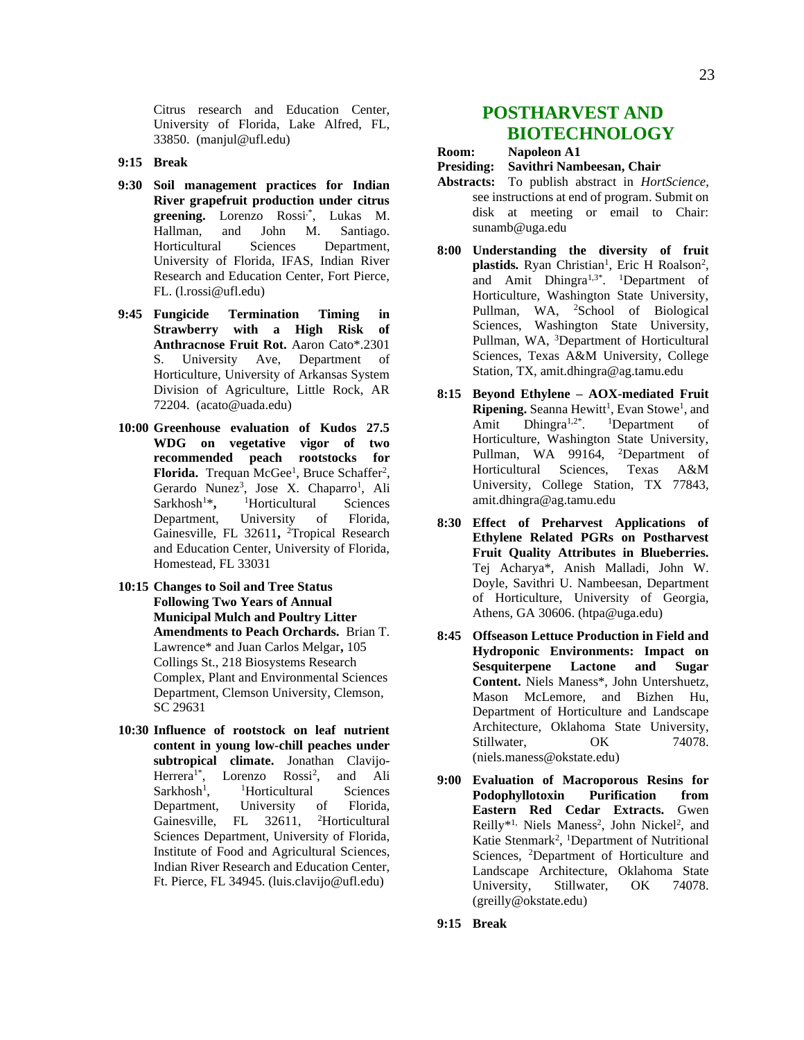Citrus research and Education Center, University of Florida, Lake Alfred, FL, 33850. (manjul@ufl.edu)

**9:15 Break**

**9:30 Soil management practices for Indian River grapefruit production under citrus greening.** Lorenzo Rossi[,*], Lukas M. Hallman, and John M. Santiago. Horticultural Sciences Department, University of Florida, IFAS, Indian River Research and Education Center, Fort Pierce, FL. (l.rossi@ufl.edu)

**9:45 Fungicide Termination Timing in Strawberry with a High Risk of Anthracnose Fruit Rot.** Aaron Cato*.2301 S. University Ave, Department of Horticulture, University of Arkansas System Division of Agriculture, Little Rock, AR 72204. (acato@uada.edu)

**10:00 Greenhouse evaluation of Kudos 27.5 WDG on vegetative vigor of two recommended peach rootstocks for Florida.** Trequan McGee[1], Bruce Schaffer[2], Gerardo Nunez[3], Jose X. Chaparro[1], Ali Sarkhosh[1]*, [1]Horticultural Sciences Department, University of Florida, Gainesville, FL 32611, [2]Tropical Research and Education Center, University of Florida, Homestead, FL 33031

**10:15 Changes to Soil and Tree Status Following Two Years of Annual Municipal Mulch and Poultry Litter Amendments to Peach Orchards.** Brian T. Lawrence* and Juan Carlos Melgar, 105 Collings St., 218 Biosystems Research Complex, Plant and Environmental Sciences Department, Clemson University, Clemson, SC 29631

**10:30 Influence of rootstock on leaf nutrient content in young low-chill peaches under subtropical climate.** Jonathan Clavijo-Herrera[1*], Lorenzo Rossi[2], and Ali Sarkhosh[1], [1]Horticultural Sciences Department, University of Florida, Gainesville, FL 32611, [2]Horticultural Sciences Department, University of Florida, Institute of Food and Agricultural Sciences, Indian River Research and Education Center, Ft. Pierce, FL 34945. (luis.clavijo@ufl.edu)

## POSTHARVEST AND BIOTECHNOLOGY

**Room:** **Napoleon A1**
**Presiding:** **Savithri Nambeesan, Chair**
**Abstracts:** To publish abstract in *HortScience*, see instructions at end of program. Submit on disk at meeting or email to Chair: sunamb@uga.edu

**8:00 Understanding the diversity of fruit plastids.** Ryan Christian[1], Eric H Roalson[2], and Amit Dhingra[1,3*]. [1]Department of Horticulture, Washington State University, Pullman, WA, [2]School of Biological Sciences, Washington State University, Pullman, WA, [3]Department of Horticultural Sciences, Texas A&M University, College Station, TX, amit.dhingra@ag.tamu.edu

**8:15 Beyond Ethylene – AOX-mediated Fruit Ripening.** Seanna Hewitt[1], Evan Stowe[1], and Amit Dhingra[1,2*]. [1]Department of Horticulture, Washington State University, Pullman, WA 99164, [2]Department of Horticultural Sciences, Texas A&M University, College Station, TX 77843, amit.dhingra@ag.tamu.edu

**8:30 Effect of Preharvest Applications of Ethylene Related PGRs on Postharvest Fruit Quality Attributes in Blueberries.** Tej Acharya*, Anish Malladi, John W. Doyle, Savithri U. Nambeesan, Department of Horticulture, University of Georgia, Athens, GA 30606. (htpa@uga.edu)

**8:45 Offseason Lettuce Production in Field and Hydroponic Environments: Impact on Sesquiterpene Lactone and Sugar Content.** Niels Maness*, John Untershuetz, Mason McLemore, and Bizhen Hu, Department of Horticulture and Landscape Architecture, Oklahoma State University, Stillwater, OK 74078. (niels.maness@okstate.edu)

**9:00 Evaluation of Macroporous Resins for Podophyllotoxin Purification from Eastern Red Cedar Extracts.** Gwen Reilly*[1,] Niels Maness[2], John Nickel[2], and Katie Stenmark[2], [1]Department of Nutritional Sciences, [2]Department of Horticulture and Landscape Architecture, Oklahoma State University, Stillwater, OK 74078. (greilly@okstate.edu)

**9:15 Break**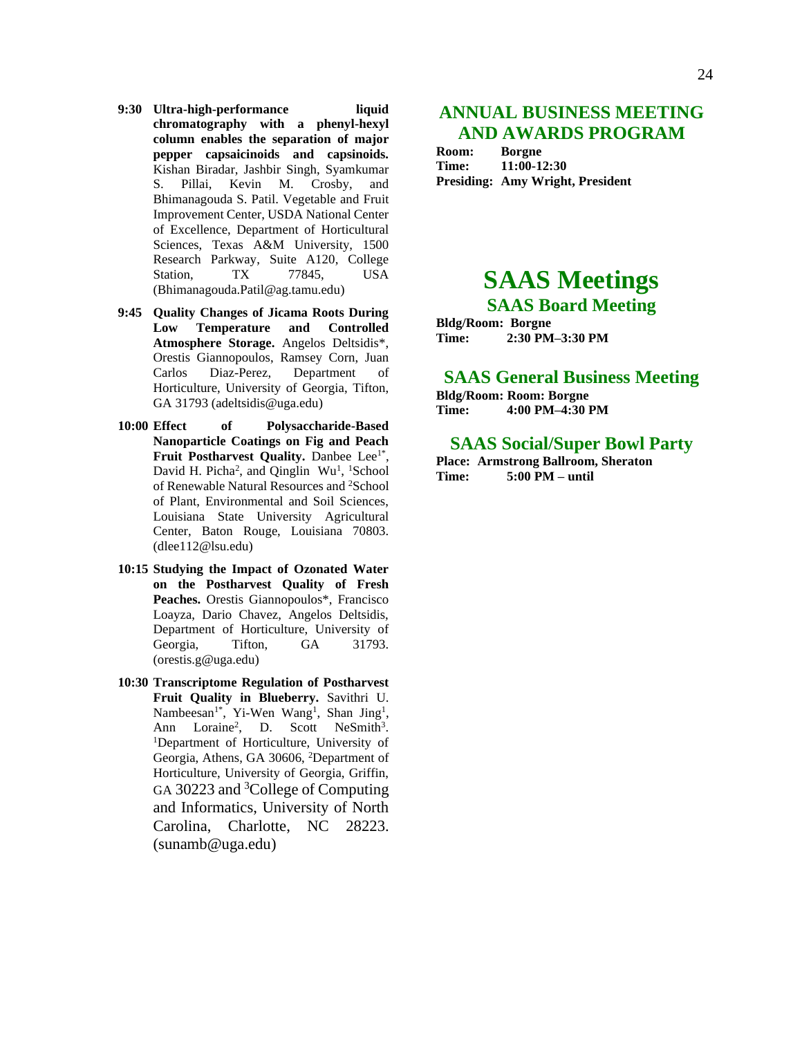**9:30 Ultra-high-performance liquid chromatography with a phenyl-hexyl column enables the separation of major pepper capsaicinoids and capsinoids.** Kishan Biradar, Jashbir Singh, Syamkumar S. Pillai, Kevin M. Crosby, and Bhimanagouda S. Patil. Vegetable and Fruit Improvement Center, USDA National Center of Excellence, Department of Horticultural Sciences, Texas A&M University, 1500 Research Parkway, Suite A120, College Station, TX 77845, USA (Bhimanagouda.Patil@ag.tamu.edu)

**9:45 Quality Changes of Jicama Roots During Low Temperature and Controlled Atmosphere Storage.** Angelos Deltsidis*, Orestis Giannopoulos, Ramsey Corn, Juan Carlos Diaz-Perez, Department of Horticulture, University of Georgia, Tifton, GA 31793 (adeltsidis@uga.edu)

**10:00 Effect of Polysaccharide-Based Nanoparticle Coatings on Fig and Peach Fruit Postharvest Quality.** Danbee Lee[1*], David H. Picha[2], and Qinglin Wu[1], [1]School of Renewable Natural Resources and [2]School of Plant, Environmental and Soil Sciences, Louisiana State University Agricultural Center, Baton Rouge, Louisiana 70803. (dlee112@lsu.edu)

**10:15 Studying the Impact of Ozonated Water on the Postharvest Quality of Fresh Peaches.** Orestis Giannopoulos*, Francisco Loayza, Dario Chavez, Angelos Deltsidis, Department of Horticulture, University of Georgia, Tifton, GA 31793. (orestis.g@uga.edu)

**10:30 Transcriptome Regulation of Postharvest Fruit Quality in Blueberry.** Savithri U. Nambeesan[1*], Yi-Wen Wang[1], Shan Jing[1], Ann Loraine[2], D. Scott NeSmith[3]. [1]Department of Horticulture, University of Georgia, Athens, GA 30606, [2]Department of Horticulture, University of Georgia, Griffin, GA 30223 and [3]College of Computing and Informatics, University of North Carolina, Charlotte, NC 28223. (sunamb@uga.edu)

## ANNUAL BUSINESS MEETING AND AWARDS PROGRAM

**Room: Borgne**
**Time: 11:00-12:30**
**Presiding: Amy Wright, President**

# SAAS Meetings

## SAAS Board Meeting

**Bldg/Room: Borgne**
**Time: 2:30 PM–3:30 PM**

## SAAS General Business Meeting

**Bldg/Room: Room: Borgne**
**Time: 4:00 PM–4:30 PM**

## SAAS Social/Super Bowl Party

**Place: Armstrong Ballroom, Sheraton**
**Time: 5:00 PM – until**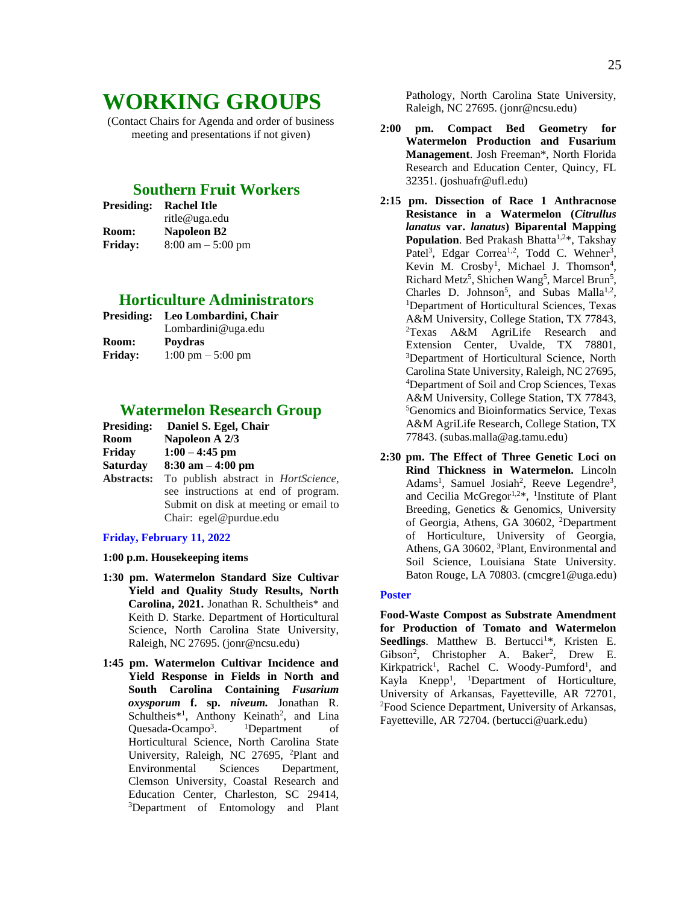# WORKING GROUPS

(Contact Chairs for Agenda and order of business meeting and presentations if not given)

## Southern Fruit Workers

**Presiding:** **Rachel Itle**
ritle@uga.edu
**Room:** **Napoleon B2**
**Friday:** 8:00 am – 5:00 pm

## Horticulture Administrators

**Presiding:** **Leo Lombardini, Chair**
Lombardini@uga.edu
**Room:** **Poydras**
**Friday:** 1:00 pm – 5:00 pm

## Watermelon Research Group

**Presiding:** **Daniel S. Egel, Chair**
**Room** **Napoleon A 2/3**
**Friday** **1:00 – 4:45 pm**
**Saturday** **8:30 am – 4:00 pm**
**Abstracts:** To publish abstract in *HortScience*, see instructions at end of program. Submit on disk at meeting or email to Chair: egel@purdue.edu

### Friday, February 11, 2022

**1:00 p.m. Housekeeping items**

**1:30 pm. Watermelon Standard Size Cultivar Yield and Quality Study Results, North Carolina, 2021.** Jonathan R. Schultheis* and Keith D. Starke. Department of Horticultural Science, North Carolina State University, Raleigh, NC 27695. (jonr@ncsu.edu)

**1:45 pm. Watermelon Cultivar Incidence and Yield Response in Fields in North and South Carolina Containing *Fusarium oxysporum* f. sp. *niveum.*** Jonathan R. Schultheis*[1], Anthony Keinath[2], and Lina Quesada-Ocampo[3]. [1]Department of Horticultural Science, North Carolina State University, Raleigh, NC 27695, [2]Plant and Environmental Sciences Department, Clemson University, Coastal Research and Education Center, Charleston, SC 29414, [3]Department of Entomology and Plant Pathology, North Carolina State University, Raleigh, NC 27695. (jonr@ncsu.edu)

**2:00 pm. Compact Bed Geometry for Watermelon Production and Fusarium Management**. Josh Freeman*, North Florida Research and Education Center, Quincy, FL 32351. (joshuafr@ufl.edu)

**2:15 pm. Dissection of Race 1 Anthracnose Resistance in a Watermelon (*Citrullus lanatus* var. *lanatus*) Biparental Mapping Population**. Bed Prakash Bhatta[1,2]*, Takshay Patel[3], Edgar Correa[1,2], Todd C. Wehner[3], Kevin M. Crosby[1], Michael J. Thomson[4], Richard Metz[5], Shichen Wang[5], Marcel Brun[5], Charles D. Johnson[5], and Subas Malla[1,2], [1]Department of Horticultural Sciences, Texas A&M University, College Station, TX 77843, [2]Texas A&M AgriLife Research and Extension Center, Uvalde, TX 78801, [3]Department of Horticultural Science, North Carolina State University, Raleigh, NC 27695, [4]Department of Soil and Crop Sciences, Texas A&M University, College Station, TX 77843, [5]Genomics and Bioinformatics Service, Texas A&M AgriLife Research, College Station, TX 77843. (subas.malla@ag.tamu.edu)

**2:30 pm. The Effect of Three Genetic Loci on Rind Thickness in Watermelon.** Lincoln Adams[1], Samuel Josiah[2], Reeve Legendre[3], and Cecilia McGregor[1,2]*, [1]Institute of Plant Breeding, Genetics & Genomics, University of Georgia, Athens, GA 30602, [2]Department of Horticulture, University of Georgia, Athens, GA 30602, [3]Plant, Environmental and Soil Science, Louisiana State University. Baton Rouge, LA 70803. (cmcgre1@uga.edu)

### Poster

**Food-Waste Compost as Substrate Amendment for Production of Tomato and Watermelon Seedlings**. Matthew B. Bertucci[1]*, Kristen E. Gibson[2], Christopher A. Baker[2], Drew E. Kirkpatrick[1], Rachel C. Woody-Pumford[1], and Kayla Knepp[1], [1]Department of Horticulture, University of Arkansas, Fayetteville, AR 72701, [2]Food Science Department, University of Arkansas, Fayetteville, AR 72704. (bertucci@uark.edu)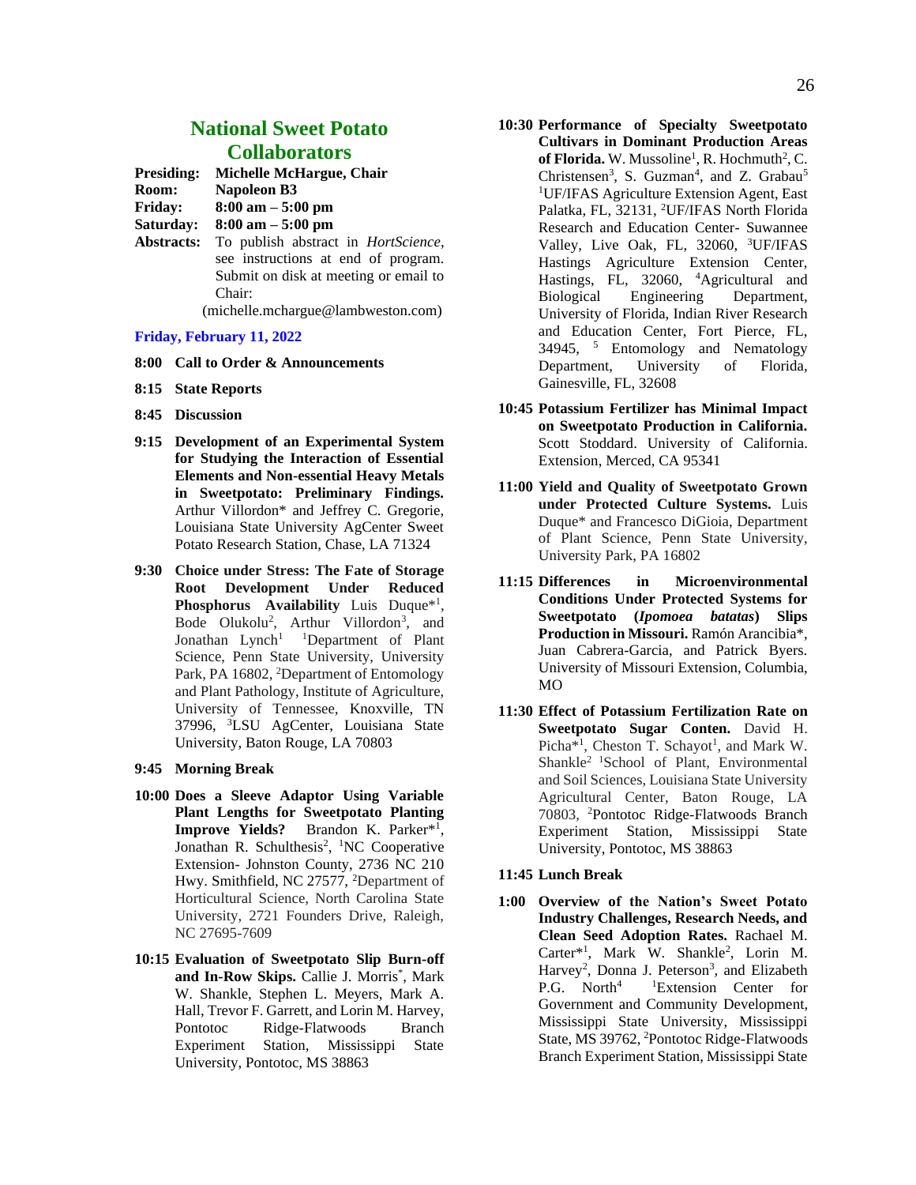## National Sweet Potato Collaborators

**Presiding:** **Michelle McHargue, Chair**
**Room:** **Napoleon B3**
**Friday:** **8:00 am – 5:00 pm**
**Saturday:** **8:00 am – 5:00 pm**
**Abstracts:** To publish abstract in *HortScience*, see instructions at end of program. Submit on disk at meeting or email to Chair: (michelle.mchargue@lambweston.com)

### Friday, February 11, 2022

**8:00 Call to Order & Announcements**

**8:15 State Reports**

**8:45 Discussion**

**9:15 Development of an Experimental System for Studying the Interaction of Essential Elements and Non-essential Heavy Metals in Sweetpotato: Preliminary Findings.** Arthur Villordon* and Jeffrey C. Gregorie, Louisiana State University AgCenter Sweet Potato Research Station, Chase, LA 71324

**9:30 Choice under Stress: The Fate of Storage Root Development Under Reduced Phosphorus Availability** Luis Duque*[1], Bode Olukolu[2], Arthur Villordon[3], and Jonathan Lynch[1] [1]Department of Plant Science, Penn State University, University Park, PA 16802, [2]Department of Entomology and Plant Pathology, Institute of Agriculture, University of Tennessee, Knoxville, TN 37996, [3]LSU AgCenter, Louisiana State University, Baton Rouge, LA 70803

**9:45 Morning Break**

**10:00 Does a Sleeve Adaptor Using Variable Plant Lengths for Sweetpotato Planting Improve Yields?** Brandon K. Parker*[1], Jonathan R. Schulthesis[2], [1]NC Cooperative Extension- Johnston County, 2736 NC 210 Hwy. Smithfield, NC 27577, [2]Department of Horticultural Science, North Carolina State University, 2721 Founders Drive, Raleigh, NC 27695-7609

**10:15 Evaluation of Sweetpotato Slip Burn-off and In-Row Skips.** Callie J. Morris*, Mark W. Shankle, Stephen L. Meyers, Mark A. Hall, Trevor F. Garrett, and Lorin M. Harvey, Pontotoc Ridge-Flatwoods Branch Experiment Station, Mississippi State University, Pontotoc, MS 38863

**10:30 Performance of Specialty Sweetpotato Cultivars in Dominant Production Areas of Florida.** W. Mussoline[1], R. Hochmuth[2], C. Christensen[3], S. Guzman[4], and Z. Grabau[5] [1]UF/IFAS Agriculture Extension Agent, East Palatka, FL, 32131, [2]UF/IFAS North Florida Research and Education Center- Suwannee Valley, Live Oak, FL, 32060, [3]UF/IFAS Hastings Agriculture Extension Center, Hastings, FL, 32060, [4]Agricultural and Biological Engineering Department, University of Florida, Indian River Research and Education Center, Fort Pierce, FL, 34945, [5] Entomology and Nematology Department, University of Florida, Gainesville, FL, 32608

**10:45 Potassium Fertilizer has Minimal Impact on Sweetpotato Production in California.** Scott Stoddard. University of California. Extension, Merced, CA 95341

**11:00 Yield and Quality of Sweetpotato Grown under Protected Culture Systems.** Luis Duque* and Francesco DiGioia, Department of Plant Science, Penn State University, University Park, PA 16802

**11:15 Differences in Microenvironmental Conditions Under Protected Systems for Sweetpotato (*Ipomoea batatas*) Slips Production in Missouri.** Ramón Arancibia*, Juan Cabrera-Garcia, and Patrick Byers. University of Missouri Extension, Columbia, MO

**11:30 Effect of Potassium Fertilization Rate on Sweetpotato Sugar Conten.** David H. Picha*[1], Cheston T. Schayot[1], and Mark W. Shankle[2] [1]School of Plant, Environmental and Soil Sciences, Louisiana State University Agricultural Center, Baton Rouge, LA 70803, [2]Pontotoc Ridge-Flatwoods Branch Experiment Station, Mississippi State University, Pontotoc, MS 38863

**11:45 Lunch Break**

**1:00 Overview of the Nation's Sweet Potato Industry Challenges, Research Needs, and Clean Seed Adoption Rates.** Rachael M. Carter*[1], Mark W. Shankle[2], Lorin M. Harvey[2], Donna J. Peterson[3], and Elizabeth P.G. North[4] [1]Extension Center for Government and Community Development, Mississippi State University, Mississippi State, MS 39762, [2]Pontotoc Ridge-Flatwoods Branch Experiment Station, Mississippi State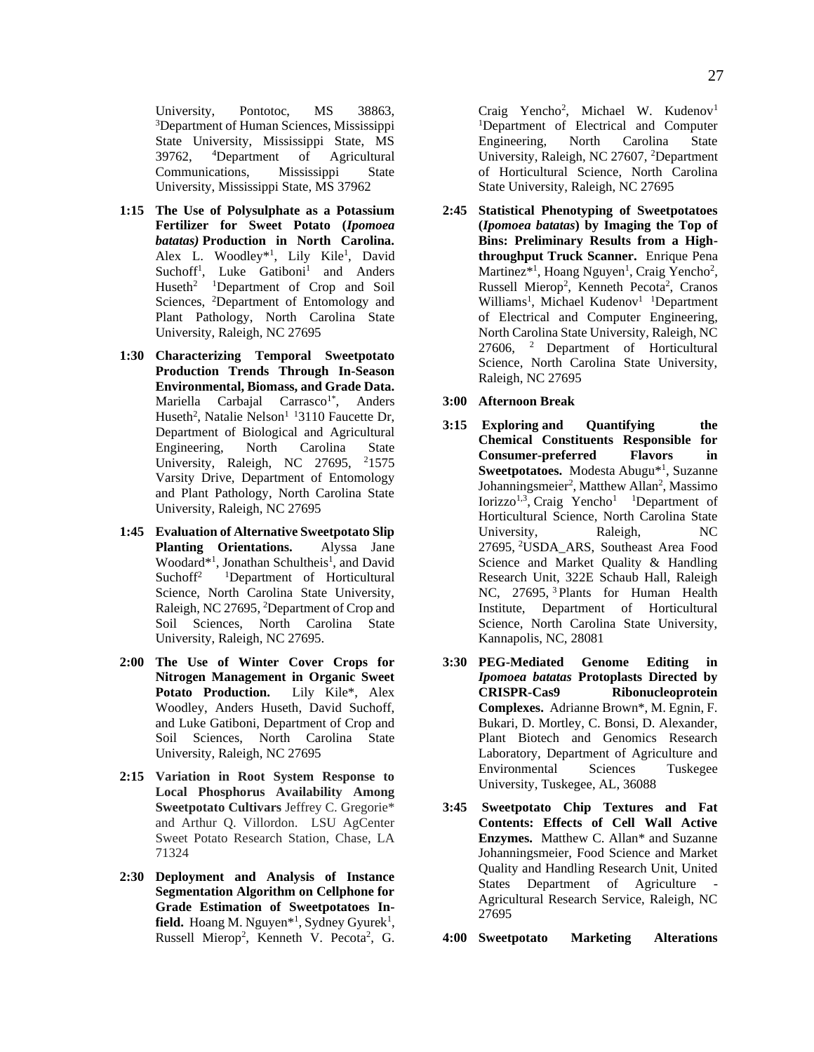University, Pontotoc, MS 38863, [3]Department of Human Sciences, Mississippi State University, Mississippi State, MS 39762, [4]Department of Agricultural Communications, Mississippi State University, Mississippi State, MS 37962

**1:15 The Use of Polysulphate as a Potassium Fertilizer for Sweet Potato (*Ipomoea batatas)* Production in North Carolina.** Alex L. Woodley*[1], Lily Kile[1], David Suchoff[1], Luke Gatiboni[1] and Anders Huseth[2] [1]Department of Crop and Soil Sciences, [2]Department of Entomology and Plant Pathology, North Carolina State University, Raleigh, NC 27695

**1:30 Characterizing Temporal Sweetpotato Production Trends Through In-Season Environmental, Biomass, and Grade Data.** Mariella Carbajal Carrasco[1*], Anders Huseth[2], Natalie Nelson[1] [1]3110 Faucette Dr, Department of Biological and Agricultural Engineering, North Carolina State University, Raleigh, NC 27695, [2]1575 Varsity Drive, Department of Entomology and Plant Pathology, North Carolina State University, Raleigh, NC 27695

**1:45 Evaluation of Alternative Sweetpotato Slip Planting Orientations.** Alyssa Jane Woodard*[1], Jonathan Schultheis[1], and David Suchoff[2] [1]Department of Horticultural Science, North Carolina State University, Raleigh, NC 27695, [2]Department of Crop and Soil Sciences, North Carolina State University, Raleigh, NC 27695.

**2:00 The Use of Winter Cover Crops for Nitrogen Management in Organic Sweet Potato Production.** Lily Kile*, Alex Woodley, Anders Huseth, David Suchoff, and Luke Gatiboni, Department of Crop and Soil Sciences, North Carolina State University, Raleigh, NC 27695

**2:15 Variation in Root System Response to Local Phosphorus Availability Among Sweetpotato Cultivars** Jeffrey C. Gregorie* and Arthur Q. Villordon. LSU AgCenter Sweet Potato Research Station, Chase, LA 71324

**2:30 Deployment and Analysis of Instance Segmentation Algorithm on Cellphone for Grade Estimation of Sweetpotatoes In-field.** Hoang M. Nguyen*[1], Sydney Gyurek[1], Russell Mierop[2], Kenneth V. Pecota[2], G. Craig Yencho[2], Michael W. Kudenov[1] [1]Department of Electrical and Computer Engineering, North Carolina State University, Raleigh, NC 27607, [2]Department of Horticultural Science, North Carolina State University, Raleigh, NC 27695

**2:45 Statistical Phenotyping of Sweetpotatoes (*Ipomoea batatas*) by Imaging the Top of Bins: Preliminary Results from a High-throughput Truck Scanner.** Enrique Pena Martinez*[1], Hoang Nguyen[1], Craig Yencho[2], Russell Mierop[2], Kenneth Pecota[2], Cranos Williams[1], Michael Kudenov[1] [1]Department of Electrical and Computer Engineering, North Carolina State University, Raleigh, NC 27606, [2] Department of Horticultural Science, North Carolina State University, Raleigh, NC 27695

**3:00 Afternoon Break**

**3:15 Exploring and Quantifying the Chemical Constituents Responsible for Consumer-preferred Flavors in Sweetpotatoes.** Modesta Abugu*[1], Suzanne Johanningsmeier[2], Matthew Allan[2], Massimo Iorizzo[1,3], Craig Yencho[1] [1]Department of Horticultural Science, North Carolina State University, Raleigh, NC 27695, [2]USDA_ARS, Southeast Area Food Science and Market Quality & Handling Research Unit, 322E Schaub Hall, Raleigh NC, 27695, [3]Plants for Human Health Institute, Department of Horticultural Science, North Carolina State University, Kannapolis, NC, 28081

**3:30 PEG-Mediated Genome Editing in *Ipomoea batatas* Protoplasts Directed by CRISPR-Cas9 Ribonucleoprotein Complexes.** Adrianne Brown*, M. Egnin, F. Bukari, D. Mortley, C. Bonsi, D. Alexander, Plant Biotech and Genomics Research Laboratory, Department of Agriculture and Environmental Sciences Tuskegee University, Tuskegee, AL, 36088

**3:45 Sweetpotato Chip Textures and Fat Contents: Effects of Cell Wall Active Enzymes.** Matthew C. Allan* and Suzanne Johanningsmeier, Food Science and Market Quality and Handling Research Unit, United States Department of Agriculture - Agricultural Research Service, Raleigh, NC 27695

**4:00 Sweetpotato Marketing Alterations**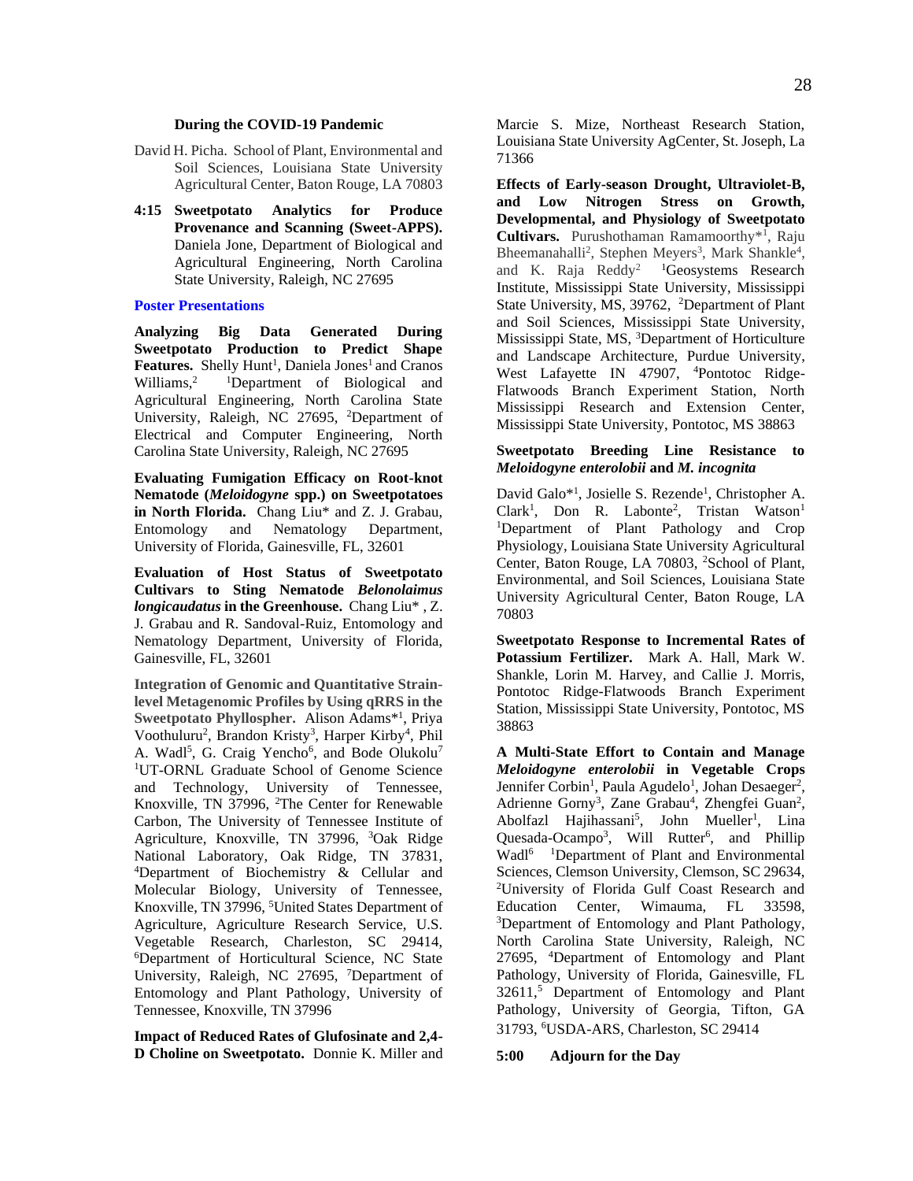**During the COVID-19 Pandemic**

David H. Picha. School of Plant, Environmental and Soil Sciences, Louisiana State University Agricultural Center, Baton Rouge, LA 70803

**4:15 Sweetpotato Analytics for Produce Provenance and Scanning (Sweet-APPS).** Daniela Jone, Department of Biological and Agricultural Engineering, North Carolina State University, Raleigh, NC 27695

## Poster Presentations

**Analyzing Big Data Generated During Sweetpotato Production to Predict Shape Features.** Shelly Hunt[1], Daniela Jones[1] and Cranos Williams,[2] [1]Department of Biological and Agricultural Engineering, North Carolina State University, Raleigh, NC 27695, [2]Department of Electrical and Computer Engineering, North Carolina State University, Raleigh, NC 27695

**Evaluating Fumigation Efficacy on Root-knot Nematode (*Meloidogyne* spp.) on Sweetpotatoes in North Florida.** Chang Liu* and Z. J. Grabau, Entomology and Nematology Department, University of Florida, Gainesville, FL, 32601

**Evaluation of Host Status of Sweetpotato Cultivars to Sting Nematode *Belonolaimus longicaudatus* in the Greenhouse.** Chang Liu* , Z. J. Grabau and R. Sandoval-Ruiz, Entomology and Nematology Department, University of Florida, Gainesville, FL, 32601

**Integration of Genomic and Quantitative Strain-level Metagenomic Profiles by Using qRRS in the Sweetpotato Phyllospher.** Alison Adams*[1], Priya Voothuluru[2], Brandon Kristy[3], Harper Kirby[4], Phil A. Wadl[5], G. Craig Yencho[6], and Bode Olukolu[7] [1]UT-ORNL Graduate School of Genome Science and Technology, University of Tennessee, Knoxville, TN 37996, [2]The Center for Renewable Carbon, The University of Tennessee Institute of Agriculture, Knoxville, TN 37996, [3]Oak Ridge National Laboratory, Oak Ridge, TN 37831, [4]Department of Biochemistry & Cellular and Molecular Biology, University of Tennessee, Knoxville, TN 37996, [5]United States Department of Agriculture, Agriculture Research Service, U.S. Vegetable Research, Charleston, SC 29414, [6]Department of Horticultural Science, NC State University, Raleigh, NC 27695, [7]Department of Entomology and Plant Pathology, University of Tennessee, Knoxville, TN 37996

**Impact of Reduced Rates of Glufosinate and 2,4-D Choline on Sweetpotato.** Donnie K. Miller and Marcie S. Mize, Northeast Research Station, Louisiana State University AgCenter, St. Joseph, La 71366

**Effects of Early-season Drought, Ultraviolet-B, and Low Nitrogen Stress on Growth, Developmental, and Physiology of Sweetpotato Cultivars.** Purushothaman Ramamoorthy*[1], Raju Bheemanahalli[2], Stephen Meyers[3], Mark Shankle[4], and K. Raja Reddy[2] [1]Geosystems Research Institute, Mississippi State University, Mississippi State University, MS, 39762, [2]Department of Plant and Soil Sciences, Mississippi State University, Mississippi State, MS, [3]Department of Horticulture and Landscape Architecture, Purdue University, West Lafayette IN 47907, [4]Pontotoc Ridge-Flatwoods Branch Experiment Station, North Mississippi Research and Extension Center, Mississippi State University, Pontotoc, MS 38863

**Sweetpotato Breeding Line Resistance to *Meloidogyne enterolobii* and *M. incognita***

David Galo*[1], Josielle S. Rezende[1], Christopher A. Clark[1], Don R. Labonte[2], Tristan Watson[1] [1]Department of Plant Pathology and Crop Physiology, Louisiana State University Agricultural Center, Baton Rouge, LA 70803, [2]School of Plant, Environmental, and Soil Sciences, Louisiana State University Agricultural Center, Baton Rouge, LA 70803

**Sweetpotato Response to Incremental Rates of Potassium Fertilizer.** Mark A. Hall, Mark W. Shankle, Lorin M. Harvey, and Callie J. Morris, Pontotoc Ridge-Flatwoods Branch Experiment Station, Mississippi State University, Pontotoc, MS 38863

**A Multi-State Effort to Contain and Manage *Meloidogyne enterolobii* in Vegetable Crops** Jennifer Corbin[1], Paula Agudelo[1], Johan Desaeger[2], Adrienne Gorny[3], Zane Grabau[4], Zhengfei Guan[2], Abolfazl Hajihassani[5], John Mueller[1], Lina Quesada-Ocampo[3], Will Rutter[6], and Phillip Wadl[6] [1]Department of Plant and Environmental Sciences, Clemson University, Clemson, SC 29634, [2]University of Florida Gulf Coast Research and Education Center, Wimauma, FL 33598, [3]Department of Entomology and Plant Pathology, North Carolina State University, Raleigh, NC 27695, [4]Department of Entomology and Plant Pathology, University of Florida, Gainesville, FL 32611,[5] Department of Entomology and Plant Pathology, University of Georgia, Tifton, GA 31793, [6]USDA-ARS, Charleston, SC 29414

**5:00 Adjourn for the Day**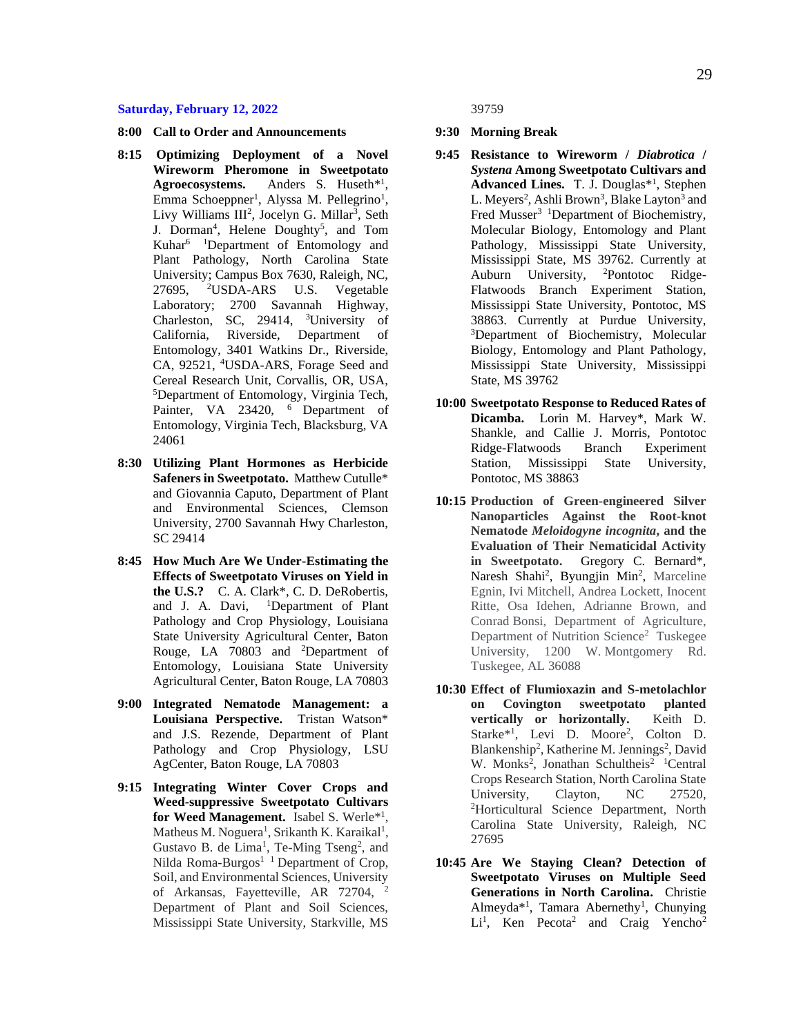**Saturday, February 12, 2022**

**8:00 Call to Order and Announcements**

**8:15 Optimizing Deployment of a Novel Wireworm Pheromone in Sweetpotato Agroecosystems.** Anders S. Huseth*[1], Emma Schoeppner[1], Alyssa M. Pellegrino[1], Livy Williams III[2], Jocelyn G. Millar[3], Seth J. Dorman[4], Helene Doughty[5], and Tom Kuhar[6] [1]Department of Entomology and Plant Pathology, North Carolina State University; Campus Box 7630, Raleigh, NC, 27695, [2]USDA-ARS U.S. Vegetable Laboratory; 2700 Savannah Highway, Charleston, SC, 29414, [3]University of California, Riverside, Department of Entomology, 3401 Watkins Dr., Riverside, CA, 92521, [4]USDA-ARS, Forage Seed and Cereal Research Unit, Corvallis, OR, USA, [5]Department of Entomology, Virginia Tech, Painter, VA 23420, [6] Department of Entomology, Virginia Tech, Blacksburg, VA 24061

**8:30 Utilizing Plant Hormones as Herbicide Safeners in Sweetpotato.** Matthew Cutulle* and Giovannia Caputo, Department of Plant and Environmental Sciences, Clemson University, 2700 Savannah Hwy Charleston, SC 29414

**8:45 How Much Are We Under-Estimating the Effects of Sweetpotato Viruses on Yield in the U.S.?** C. A. Clark*, C. D. DeRobertis, and J. A. Davi, [1]Department of Plant Pathology and Crop Physiology, Louisiana State University Agricultural Center, Baton Rouge, LA 70803 and [2]Department of Entomology, Louisiana State University Agricultural Center, Baton Rouge, LA 70803

**9:00 Integrated Nematode Management: a Louisiana Perspective.** Tristan Watson* and J.S. Rezende, Department of Plant Pathology and Crop Physiology, LSU AgCenter, Baton Rouge, LA 70803

**9:15 Integrating Winter Cover Crops and Weed-suppressive Sweetpotato Cultivars for Weed Management.** Isabel S. Werle*[1], Matheus M. Noguera[1], Srikanth K. Karaikal[1], Gustavo B. de Lima[1], Te-Ming Tseng[2], and Nilda Roma-Burgos[1] [1] Department of Crop, Soil, and Environmental Sciences, University of Arkansas, Fayetteville, AR 72704, [2] Department of Plant and Soil Sciences, Mississippi State University, Starkville, MS 39759

**9:30 Morning Break**

**9:45 Resistance to Wireworm / *Diabrotica* / *Systena* Among Sweetpotato Cultivars and Advanced Lines.** T. J. Douglas*[1], Stephen L. Meyers[2], Ashli Brown[3], Blake Layton[3] and Fred Musser[3] [1]Department of Biochemistry, Molecular Biology, Entomology and Plant Pathology, Mississippi State University, Mississippi State, MS 39762. Currently at Auburn University, [2]Pontotoc Ridge-Flatwoods Branch Experiment Station, Mississippi State University, Pontotoc, MS 38863. Currently at Purdue University, [3]Department of Biochemistry, Molecular Biology, Entomology and Plant Pathology, Mississippi State University, Mississippi State, MS 39762

**10:00 Sweetpotato Response to Reduced Rates of Dicamba.** Lorin M. Harvey*, Mark W. Shankle, and Callie J. Morris, Pontotoc Ridge-Flatwoods Branch Experiment Station, Mississippi State University, Pontotoc, MS 38863

**10:15 Production of Green-engineered Silver Nanoparticles Against the Root-knot Nematode *Meloidogyne incognita*, and the Evaluation of Their Nematicidal Activity in Sweetpotato.** Gregory C. Bernard*, Naresh Shahi[2], Byungjin Min[2], Marceline Egnin, Ivi Mitchell, Andrea Lockett, Inocent Ritte, Osa Idehen, Adrianne Brown, and Conrad Bonsi, Department of Agriculture, Department of Nutrition Science[2] Tuskegee University, 1200 W. Montgomery Rd. Tuskegee, AL 36088

**10:30 Effect of Flumioxazin and S-metolachlor on Covington sweetpotato planted vertically or horizontally.** Keith D. Starke*[1], Levi D. Moore[2], Colton D. Blankenship[2], Katherine M. Jennings[2], David W. Monks[2], Jonathan Schultheis[2] [1]Central Crops Research Station, North Carolina State University, Clayton, NC 27520, [2]Horticultural Science Department, North Carolina State University, Raleigh, NC 27695

**10:45 Are We Staying Clean? Detection of Sweetpotato Viruses on Multiple Seed Generations in North Carolina.** Christie Almeyda*[1], Tamara Abernethy[1], Chunying Li[1], Ken Pecota[2] and Craig Yencho[2]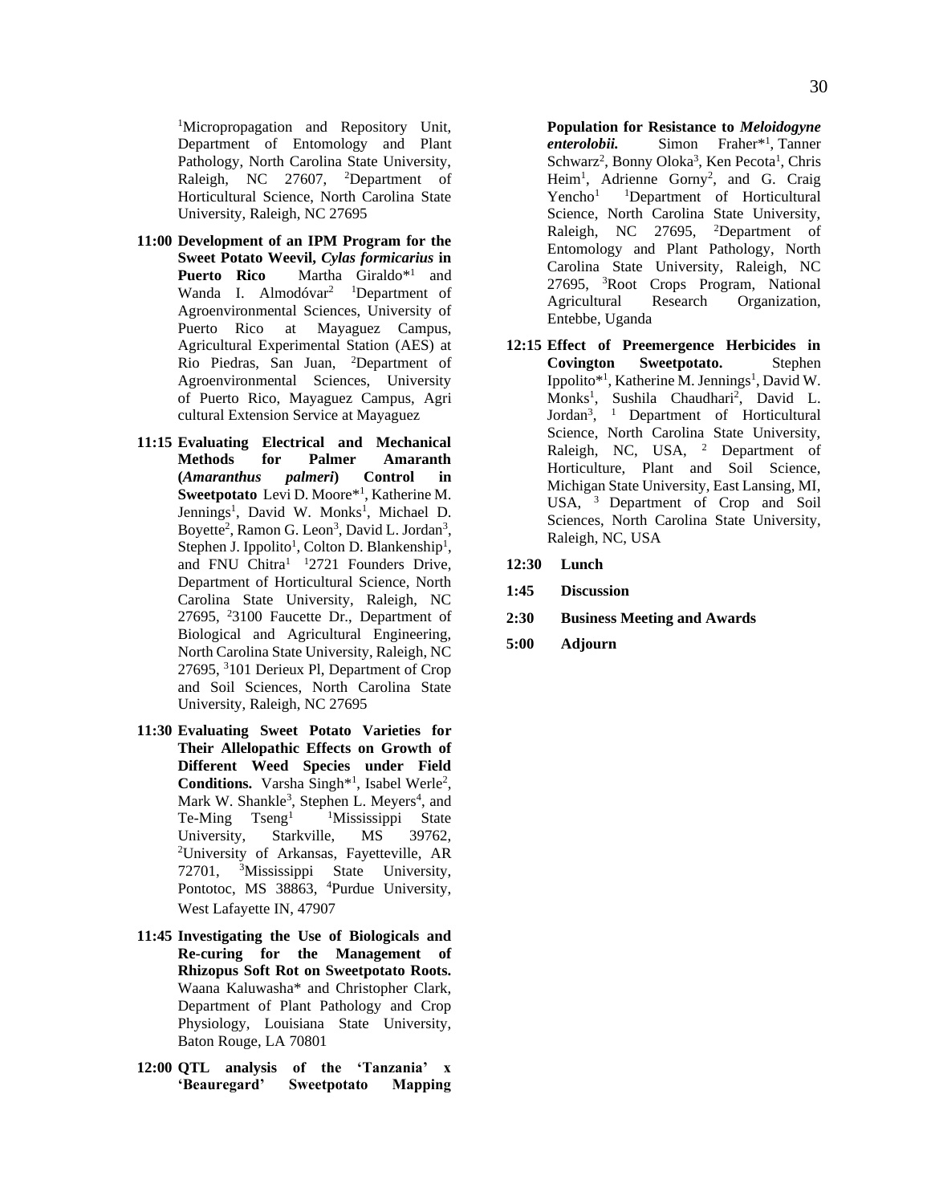[1]Micropropagation and Repository Unit, Department of Entomology and Plant Pathology, North Carolina State University, Raleigh, NC 27607, [2]Department of Horticultural Science, North Carolina State University, Raleigh, NC 27695

**11:00 Development of an IPM Program for the Sweet Potato Weevil, *Cylas formicarius* in Puerto Rico** Martha Giraldo*[1] and Wanda I. Almodóvar[2] [1]Department of Agroenvironmental Sciences, University of Puerto Rico at Mayaguez Campus, Agricultural Experimental Station (AES) at Rio Piedras, San Juan, [2]Department of Agroenvironmental Sciences, University of Puerto Rico, Mayaguez Campus, Agri cultural Extension Service at Mayaguez

**11:15 Evaluating Electrical and Mechanical Methods for Palmer Amaranth (*Amaranthus palmeri*) Control in Sweetpotato** Levi D. Moore*[1], Katherine M. Jennings[1], David W. Monks[1], Michael D. Boyette[2], Ramon G. Leon[3], David L. Jordan[3], Stephen J. Ippolito[1], Colton D. Blankenship[1], and FNU Chitra[1] [1]2721 Founders Drive, Department of Horticultural Science, North Carolina State University, Raleigh, NC 27695, [2]3100 Faucette Dr., Department of Biological and Agricultural Engineering, North Carolina State University, Raleigh, NC 27695, [3]101 Derieux Pl, Department of Crop and Soil Sciences, North Carolina State University, Raleigh, NC 27695

**11:30 Evaluating Sweet Potato Varieties for Their Allelopathic Effects on Growth of Different Weed Species under Field Conditions.** Varsha Singh*[1], Isabel Werle[2], Mark W. Shankle[3], Stephen L. Meyers[4], and Te-Ming Tseng[1] [1]Mississippi State University, Starkville, MS 39762, [2]University of Arkansas, Fayetteville, AR 72701, [3]Mississippi State University, Pontotoc, MS 38863, [4]Purdue University, West Lafayette IN, 47907

**11:45 Investigating the Use of Biologicals and Re-curing for the Management of Rhizopus Soft Rot on Sweetpotato Roots.** Waana Kaluwasha* and Christopher Clark, Department of Plant Pathology and Crop Physiology, Louisiana State University, Baton Rouge, LA 70801

**12:00 QTL analysis of the 'Tanzania' x 'Beauregard' Sweetpotato Mapping Population for Resistance to *Meloidogyne enterolobii*.** Simon Fraher*[1], Tanner Schwarz[2], Bonny Oloka[3], Ken Pecota[1], Chris Heim[1], Adrienne Gorny[2], and G. Craig Yencho[1] [1]Department of Horticultural Science, North Carolina State University, Raleigh, NC 27695, [2]Department of Entomology and Plant Pathology, North Carolina State University, Raleigh, NC 27695, [3]Root Crops Program, National Agricultural Research Organization, Entebbe, Uganda

**12:15 Effect of Preemergence Herbicides in Covington Sweetpotato.** Stephen Ippolito*[1], Katherine M. Jennings[1], David W. Monks[1], Sushila Chaudhari[2], David L. Jordan[3], [1] Department of Horticultural Science, North Carolina State University, Raleigh, NC, USA, [2] Department of Horticulture, Plant and Soil Science, Michigan State University, East Lansing, MI, USA, [3] Department of Crop and Soil Sciences, North Carolina State University, Raleigh, NC, USA

**12:30 Lunch**

**1:45 Discussion**

**2:30 Business Meeting and Awards**

**5:00 Adjourn**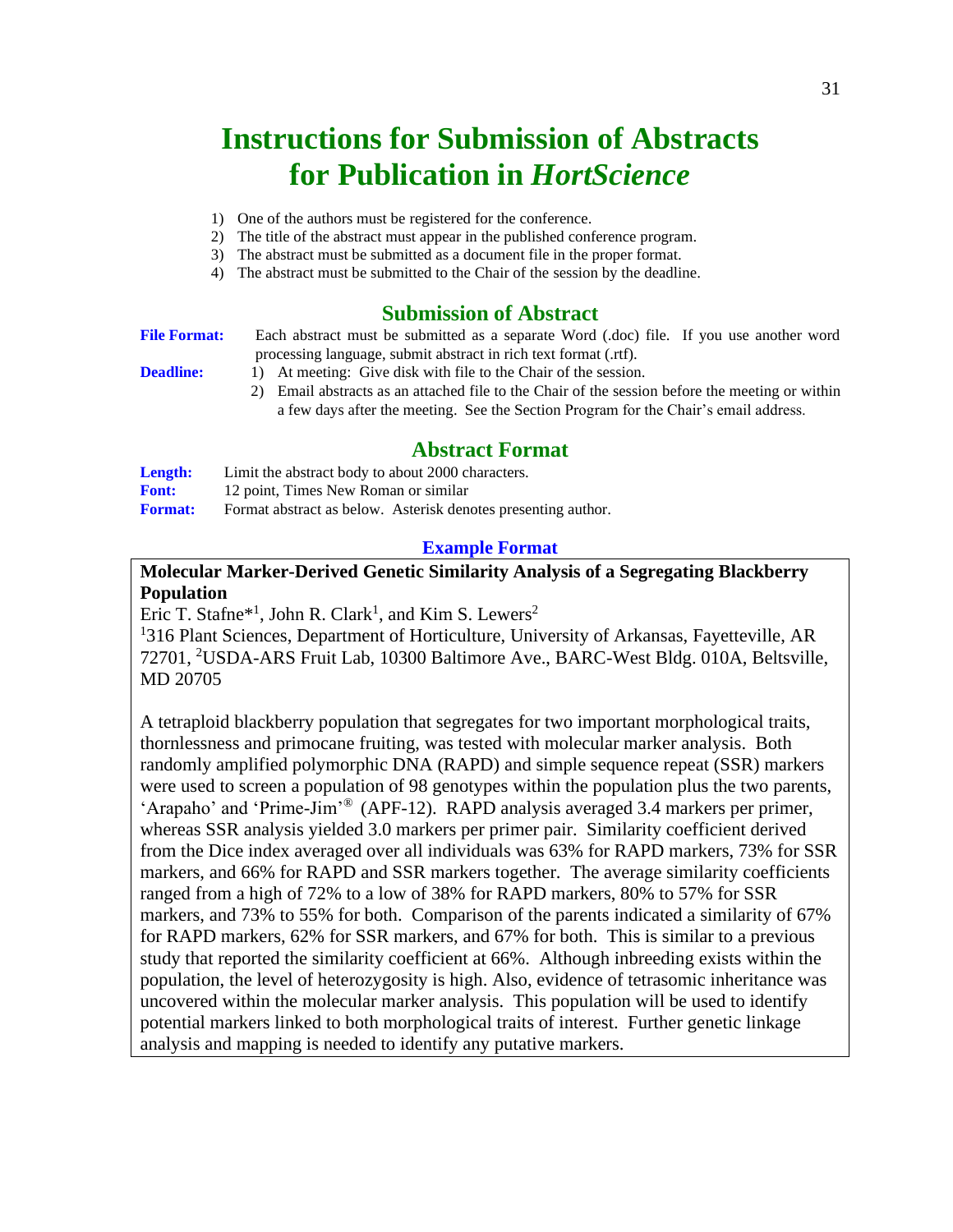# Instructions for Submission of Abstracts for Publication in *HortScience*

1) One of the authors must be registered for the conference.
2) The title of the abstract must appear in the published conference program.
3) The abstract must be submitted as a document file in the proper format.
4) The abstract must be submitted to the Chair of the session by the deadline.

## Submission of Abstract

**File Format:** Each abstract must be submitted as a separate Word (.doc) file. If you use another word processing language, submit abstract in rich text format (.rtf).

**Deadline:**
1) At meeting: Give disk with file to the Chair of the session.
2) Email abstracts as an attached file to the Chair of the session before the meeting or within a few days after the meeting. See the Section Program for the Chair's email address.

## Abstract Format

**Length:** Limit the abstract body to about 2000 characters.

**Font:** 12 point, Times New Roman or similar

**Format:** Format abstract as below. Asterisk denotes presenting author.

### Example Format

**Molecular Marker-Derived Genetic Similarity Analysis of a Segregating Blackberry Population**

Eric T. Stafne*[1], John R. Clark[1], and Kim S. Lewers[2]

[1]316 Plant Sciences, Department of Horticulture, University of Arkansas, Fayetteville, AR 72701, [2]USDA-ARS Fruit Lab, 10300 Baltimore Ave., BARC-West Bldg. 010A, Beltsville, MD 20705

A tetraploid blackberry population that segregates for two important morphological traits, thornlessness and primocane fruiting, was tested with molecular marker analysis. Both randomly amplified polymorphic DNA (RAPD) and simple sequence repeat (SSR) markers were used to screen a population of 98 genotypes within the population plus the two parents, 'Arapaho' and 'Prime-Jim'® (APF-12). RAPD analysis averaged 3.4 markers per primer, whereas SSR analysis yielded 3.0 markers per primer pair. Similarity coefficient derived from the Dice index averaged over all individuals was 63% for RAPD markers, 73% for SSR markers, and 66% for RAPD and SSR markers together. The average similarity coefficients ranged from a high of 72% to a low of 38% for RAPD markers, 80% to 57% for SSR markers, and 73% to 55% for both. Comparison of the parents indicated a similarity of 67% for RAPD markers, 62% for SSR markers, and 67% for both. This is similar to a previous study that reported the similarity coefficient at 66%. Although inbreeding exists within the population, the level of heterozygosity is high. Also, evidence of tetrasomic inheritance was uncovered within the molecular marker analysis. This population will be used to identify potential markers linked to both morphological traits of interest. Further genetic linkage analysis and mapping is needed to identify any putative markers.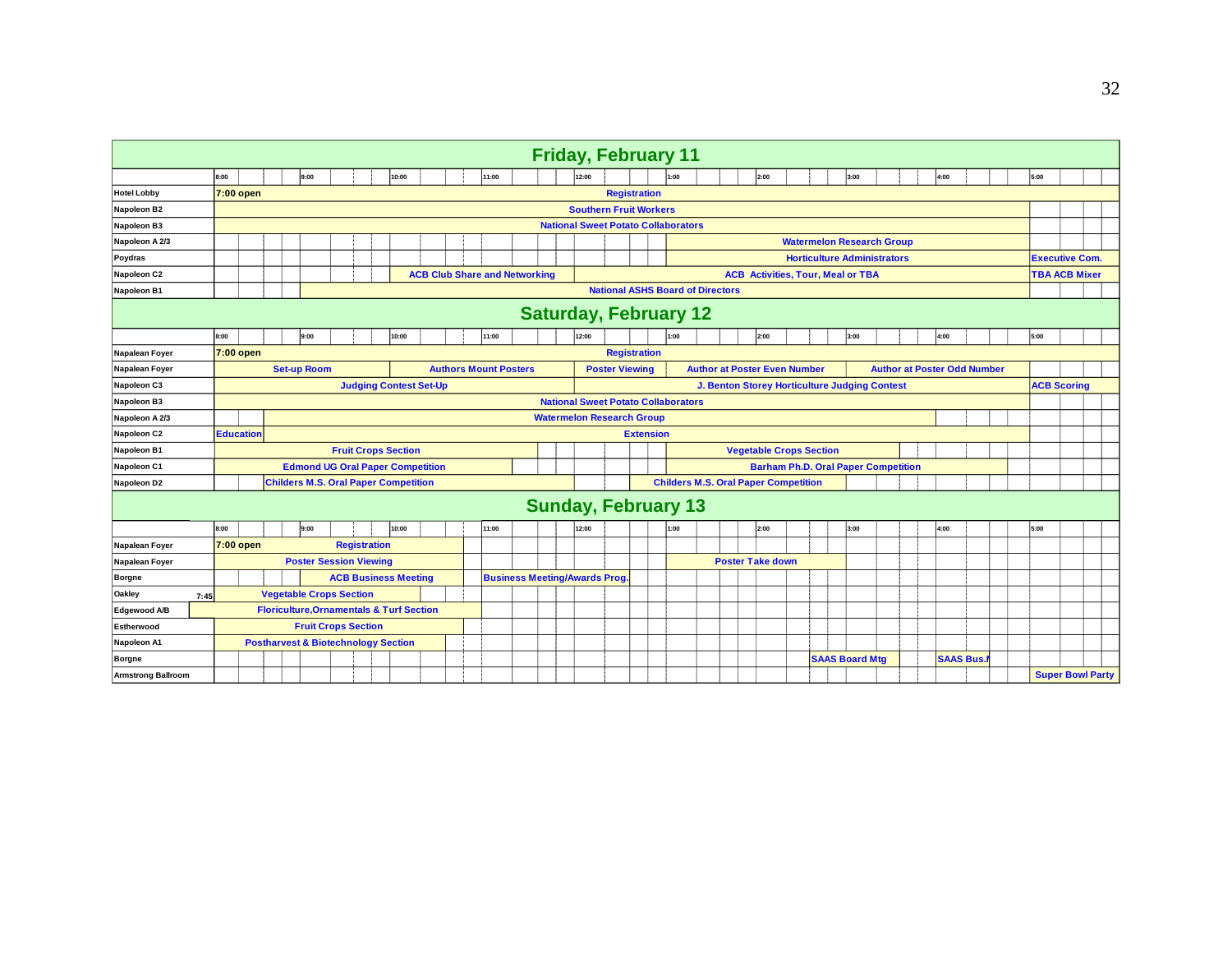## Friday, February 11

| Room | 8:00 | 9:00 | 10:00 | 11:00 | 12:00 | 1:00 | 2:00 | 3:00 | 4:00 | 5:00 |
|---|---|---|---|---|---|---|---|---|---|---|
| Hotel Lobby | 7:00 open | | | | Registration | | | | | |
| Napoleon B2 | | | | Southern Fruit Workers | | | | | | |
| Napoleon B3 | | | | National Sweet Potato Collaborators | | | | | | |
| Napoleon A 2/3 | | | | | | | Watermelon Research Group | | | |
| Poydras | | | | | | | Horticulture Administrators | | | Executive Com. |
| Napoleon C2 | | | ACB Club Share and Networking | | | ACB Activities, Tour, Meal or TBA | | | | TBA ACB Mixer |
| Napoleon B1 | | | | | National ASHS Board of Directors | | | | | |

## Saturday, February 12

| Room | 8:00 | 9:00 | 10:00 | 11:00 | 12:00 | 1:00 | 2:00 | 3:00 | 4:00 | 5:00 |
|---|---|---|---|---|---|---|---|---|---|---|
| Napalean Foyer | 7:00 open | | | | Registration | | | | | |
| Napalean Foyer | Set-up Room | | Authors Mount Posters | | Poster Viewing | Author at Poster Even Number | | Author at Poster Odd Number | | |
| Napoleon C3 | | Judging Contest Set-Up | | | | J. Benton Storey Horticulture Judging Contest | | | | ACB Scoring |
| Napoleon B3 | | | | National Sweet Potato Collaborators | | | | | | |
| Napoleon A 2/3 | | | | Watermelon Research Group | | | | | | |
| Napoleon C2 | Education | | | | | Extension | | | | |
| Napoleon B1 | | Fruit Crops Section | | | | | Vegetable Crops Section | | | |
| Napoleon C1 | | Edmond UG Oral Paper Competition | | | | | | Barham Ph.D. Oral Paper Competition | | |
| Napoleon D2 | | Childers M.S. Oral Paper Competition | | | | Childers M.S. Oral Paper Competition | | | | |

## Sunday, February 13

| Room | 8:00 | 9:00 | 10:00 | 11:00 | 12:00 | 1:00 | 2:00 | 3:00 | 4:00 | 5:00 |
|---|---|---|---|---|---|---|---|---|---|---|
| Napalean Foyer | 7:00 open | | Registration | | | | | | | |
| Napalean Foyer | | | Poster Session Viewing | | | | Poster Take down | | | |
| Borgne | | | ACB Business Meeting | Business Meeting/Awards Prog. | | | | | | |
| Oakley (7:45) | | Vegetable Crops Section | | | | | | | | |
| Edgewood A/B | | | Floriculture,Ornamentals & Turf Section | | | | | | | |
| Estherwood | | | Fruit Crops Section | | | | | | | |
| Napoleon A1 | | | Postharvest & Biotechnology Section | | | | | | | |
| Borgne | | | | | | | | SAAS Board Mtg | SAAS Bus.M | |
| Armstrong Ballroom | | | | | | | | | | Super Bowl Party |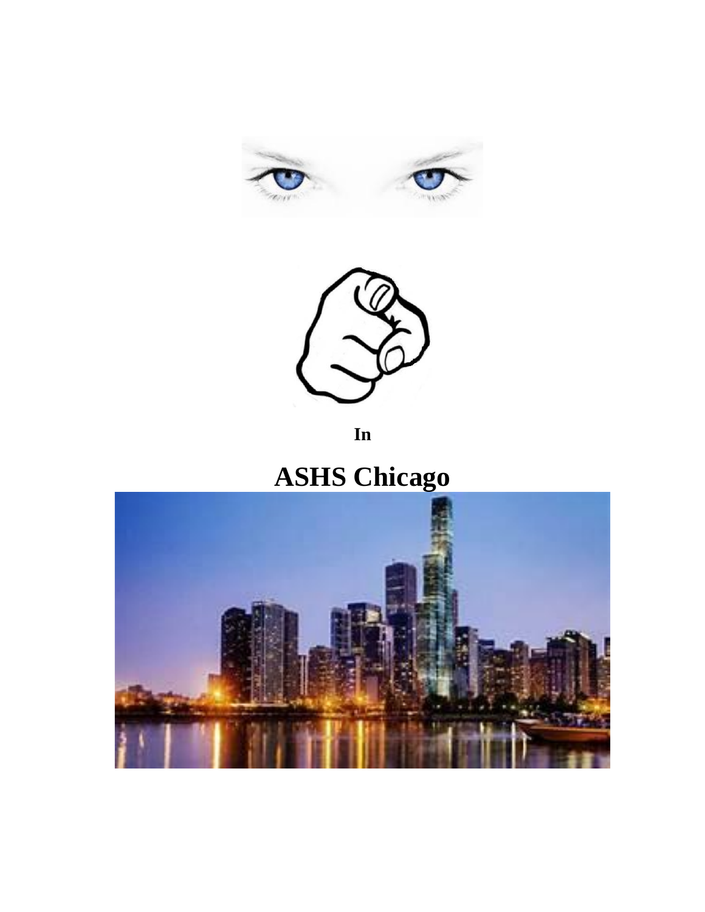**In**

# ASHS Chicago